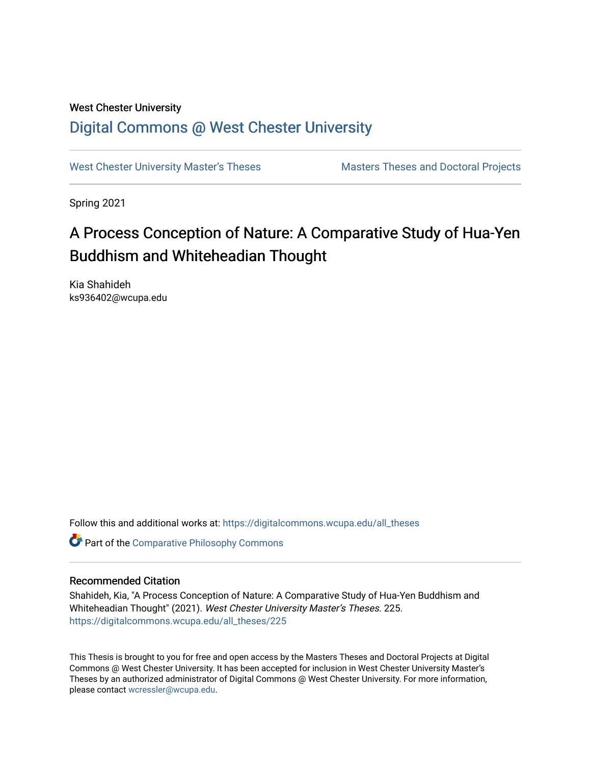West Chester University

# Digital Commons @ West Chester University

West Chester University Master's Theses | Masters Theses and Doctoral Projects

Spring 2021

## A Process Conception of Nature: A Comparative Study of Hua-Yen Buddhism and Whiteheadian Thought

Kia Shahideh
ks936402@wcupa.edu

Follow this and additional works at: https://digitalcommons.wcupa.edu/all_theses

Part of the Comparative Philosophy Commons

### Recommended Citation

Shahideh, Kia, "A Process Conception of Nature: A Comparative Study of Hua-Yen Buddhism and Whiteheadian Thought" (2021). *West Chester University Master's Theses*. 225.
https://digitalcommons.wcupa.edu/all_theses/225

This Thesis is brought to you for free and open access by the Masters Theses and Doctoral Projects at Digital Commons @ West Chester University. It has been accepted for inclusion in West Chester University Master's Theses by an authorized administrator of Digital Commons @ West Chester University. For more information, please contact wcressler@wcupa.edu.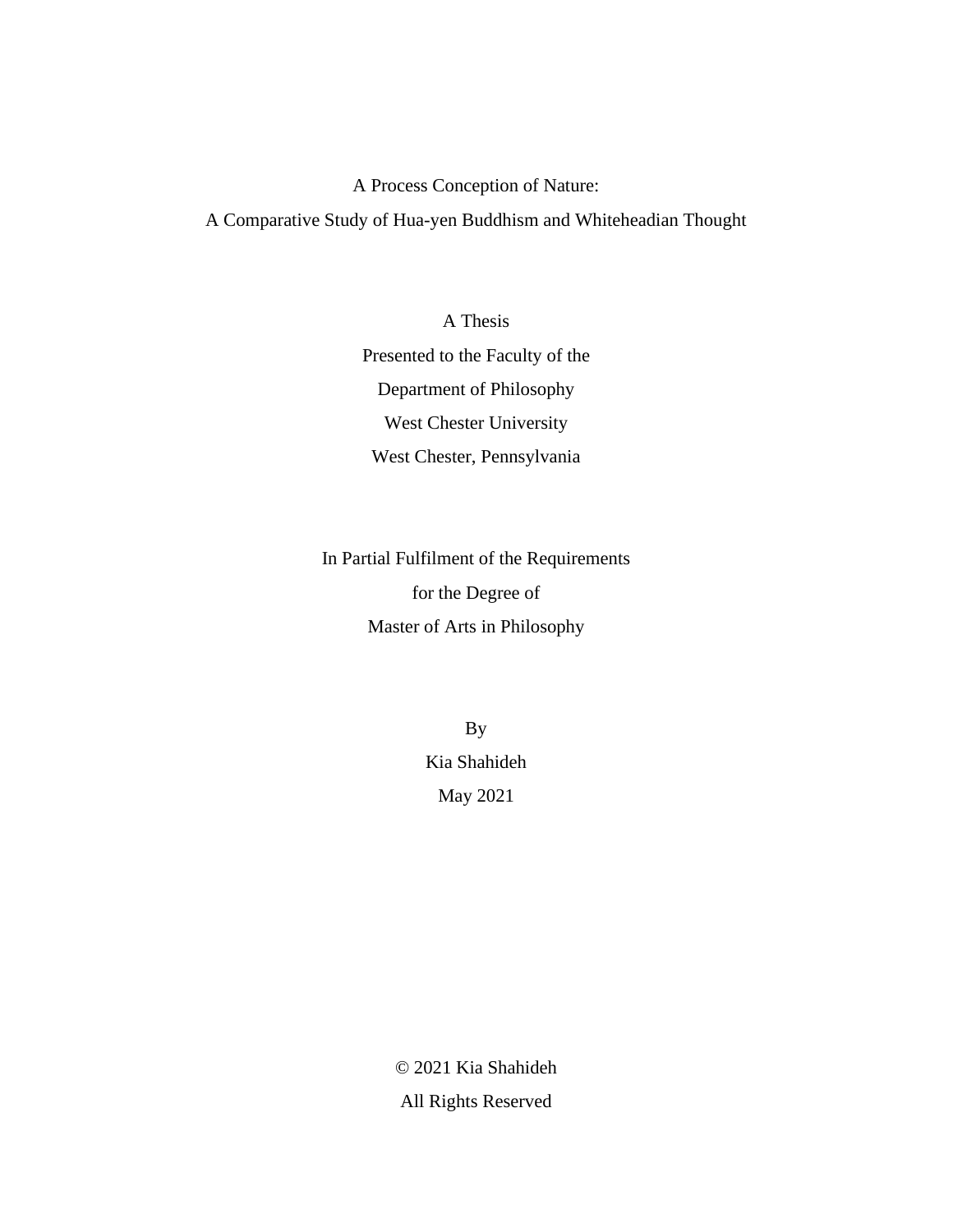# A Process Conception of Nature:
## A Comparative Study of Hua-yen Buddhism and Whiteheadian Thought

A Thesis

Presented to the Faculty of the

Department of Philosophy

West Chester University

West Chester, Pennsylvania

In Partial Fulfilment of the Requirements

for the Degree of

Master of Arts in Philosophy

By

Kia Shahideh

May 2021

© 2021 Kia Shahideh

All Rights Reserved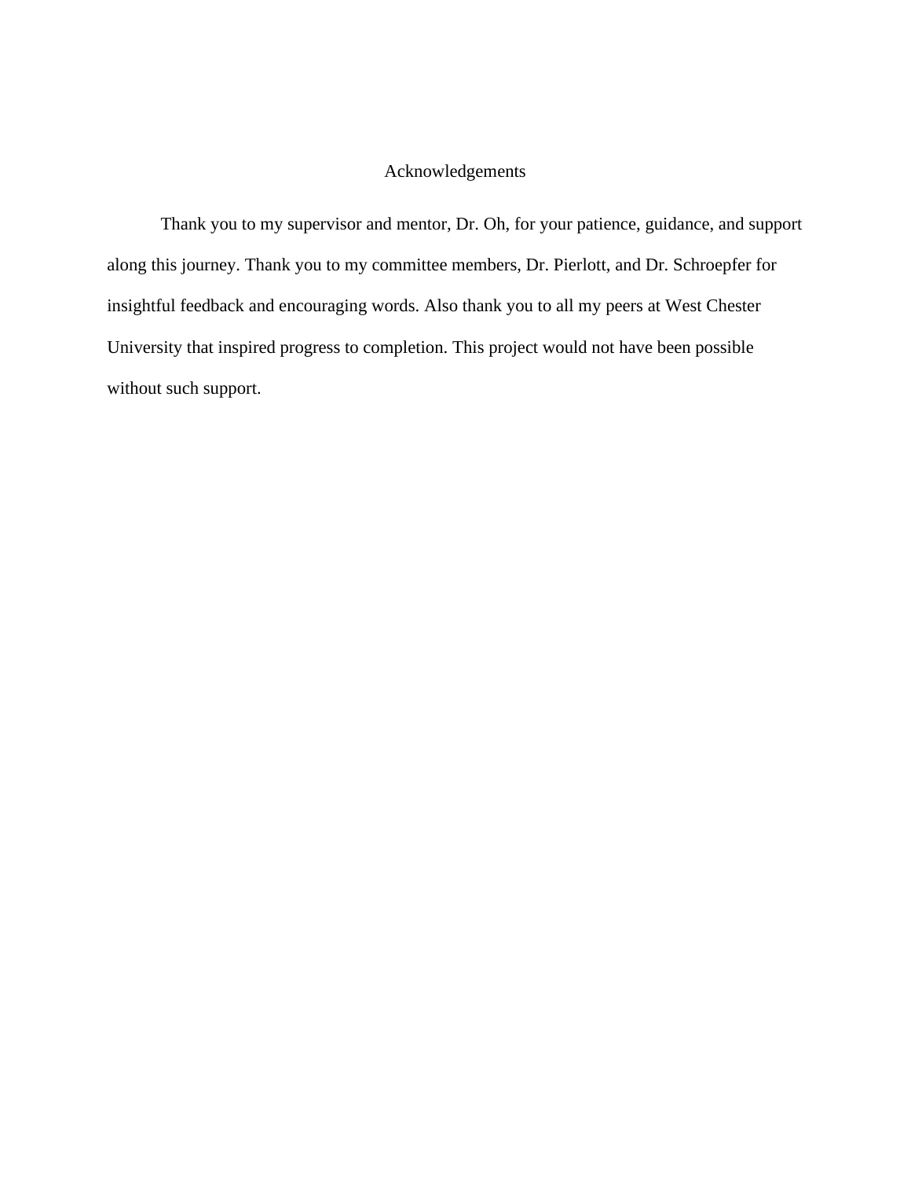# Acknowledgements

Thank you to my supervisor and mentor, Dr. Oh, for your patience, guidance, and support along this journey. Thank you to my committee members, Dr. Pierlott, and Dr. Schroepfer for insightful feedback and encouraging words. Also thank you to all my peers at West Chester University that inspired progress to completion. This project would not have been possible without such support.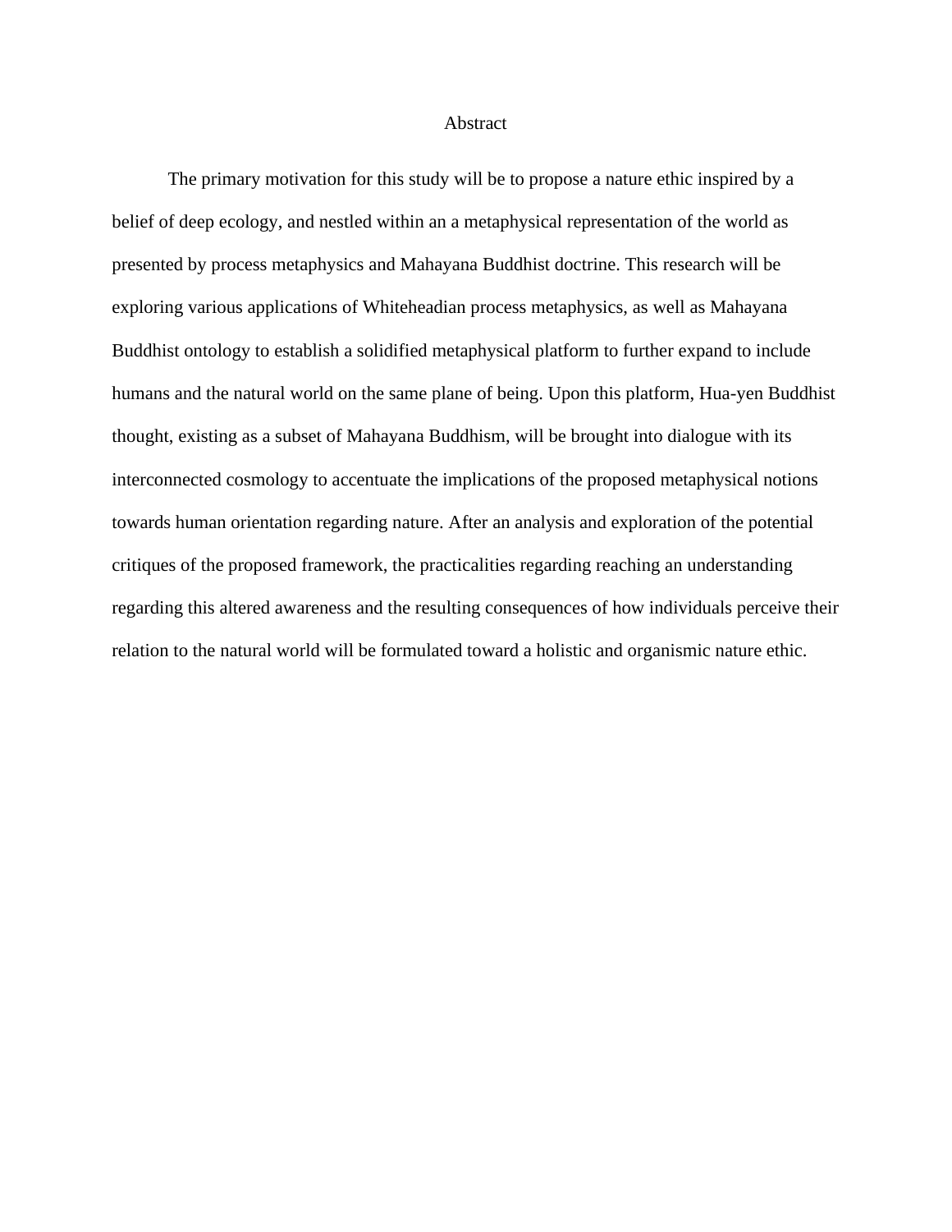# Abstract

The primary motivation for this study will be to propose a nature ethic inspired by a belief of deep ecology, and nestled within an a metaphysical representation of the world as presented by process metaphysics and Mahayana Buddhist doctrine. This research will be exploring various applications of Whiteheadian process metaphysics, as well as Mahayana Buddhist ontology to establish a solidified metaphysical platform to further expand to include humans and the natural world on the same plane of being. Upon this platform, Hua-yen Buddhist thought, existing as a subset of Mahayana Buddhism, will be brought into dialogue with its interconnected cosmology to accentuate the implications of the proposed metaphysical notions towards human orientation regarding nature. After an analysis and exploration of the potential critiques of the proposed framework, the practicalities regarding reaching an understanding regarding this altered awareness and the resulting consequences of how individuals perceive their relation to the natural world will be formulated toward a holistic and organismic nature ethic.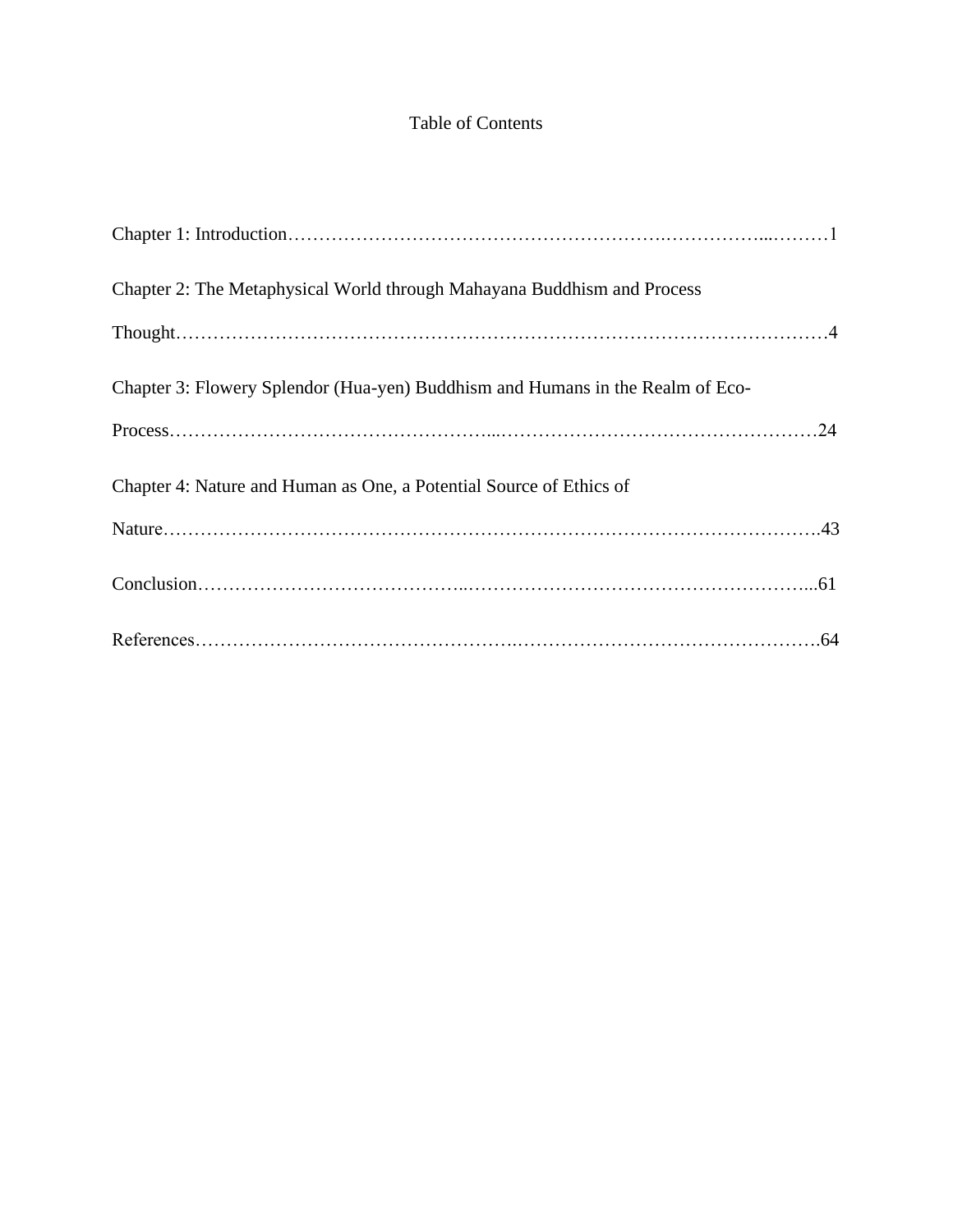# Table of Contents

Chapter 1: Introduction……………………………………………………….……………...………1

Chapter 2: The Metaphysical World through Mahayana Buddhism and Process Thought……………………………………………………………………………………………4

Chapter 3: Flowery Splendor (Hua-yen) Buddhism and Humans in the Realm of Eco-Process……………………………………………...……………………………………………24

Chapter 4: Nature and Human as One, a Potential Source of Ethics of Nature………………………………………………………………………………………….43

Conclusion…………………………………..………………………………………………...61

References…………………………………………….…………………………………………64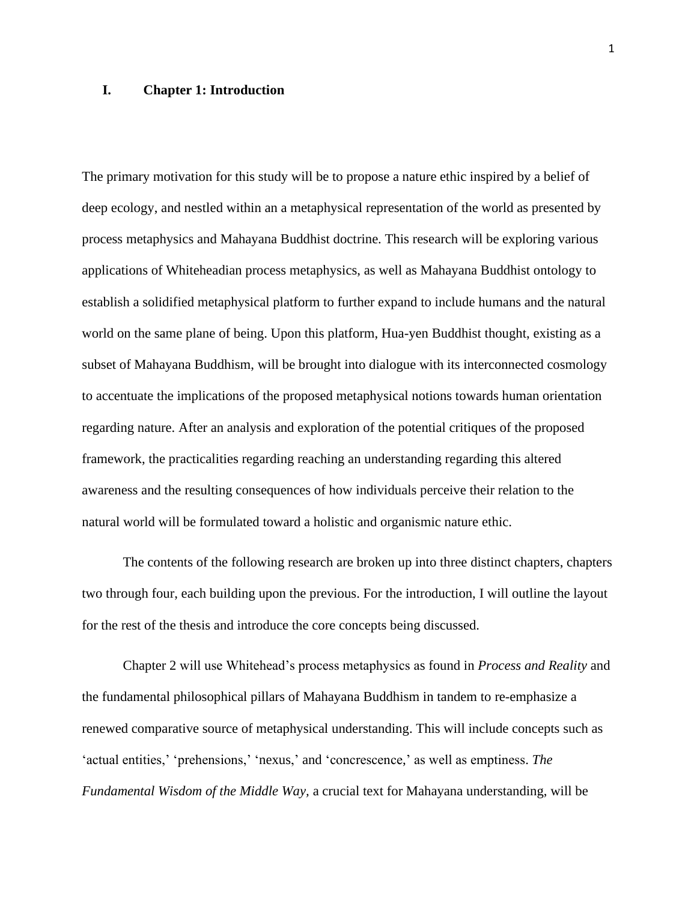# I. Chapter 1: Introduction

The primary motivation for this study will be to propose a nature ethic inspired by a belief of deep ecology, and nestled within an a metaphysical representation of the world as presented by process metaphysics and Mahayana Buddhist doctrine. This research will be exploring various applications of Whiteheadian process metaphysics, as well as Mahayana Buddhist ontology to establish a solidified metaphysical platform to further expand to include humans and the natural world on the same plane of being. Upon this platform, Hua-yen Buddhist thought, existing as a subset of Mahayana Buddhism, will be brought into dialogue with its interconnected cosmology to accentuate the implications of the proposed metaphysical notions towards human orientation regarding nature. After an analysis and exploration of the potential critiques of the proposed framework, the practicalities regarding reaching an understanding regarding this altered awareness and the resulting consequences of how individuals perceive their relation to the natural world will be formulated toward a holistic and organismic nature ethic.

The contents of the following research are broken up into three distinct chapters, chapters two through four, each building upon the previous. For the introduction, I will outline the layout for the rest of the thesis and introduce the core concepts being discussed.

Chapter 2 will use Whitehead's process metaphysics as found in *Process and Reality* and the fundamental philosophical pillars of Mahayana Buddhism in tandem to re-emphasize a renewed comparative source of metaphysical understanding. This will include concepts such as 'actual entities,' 'prehensions,' 'nexus,' and 'concrescence,' as well as emptiness. *The Fundamental Wisdom of the Middle Way,* a crucial text for Mahayana understanding, will be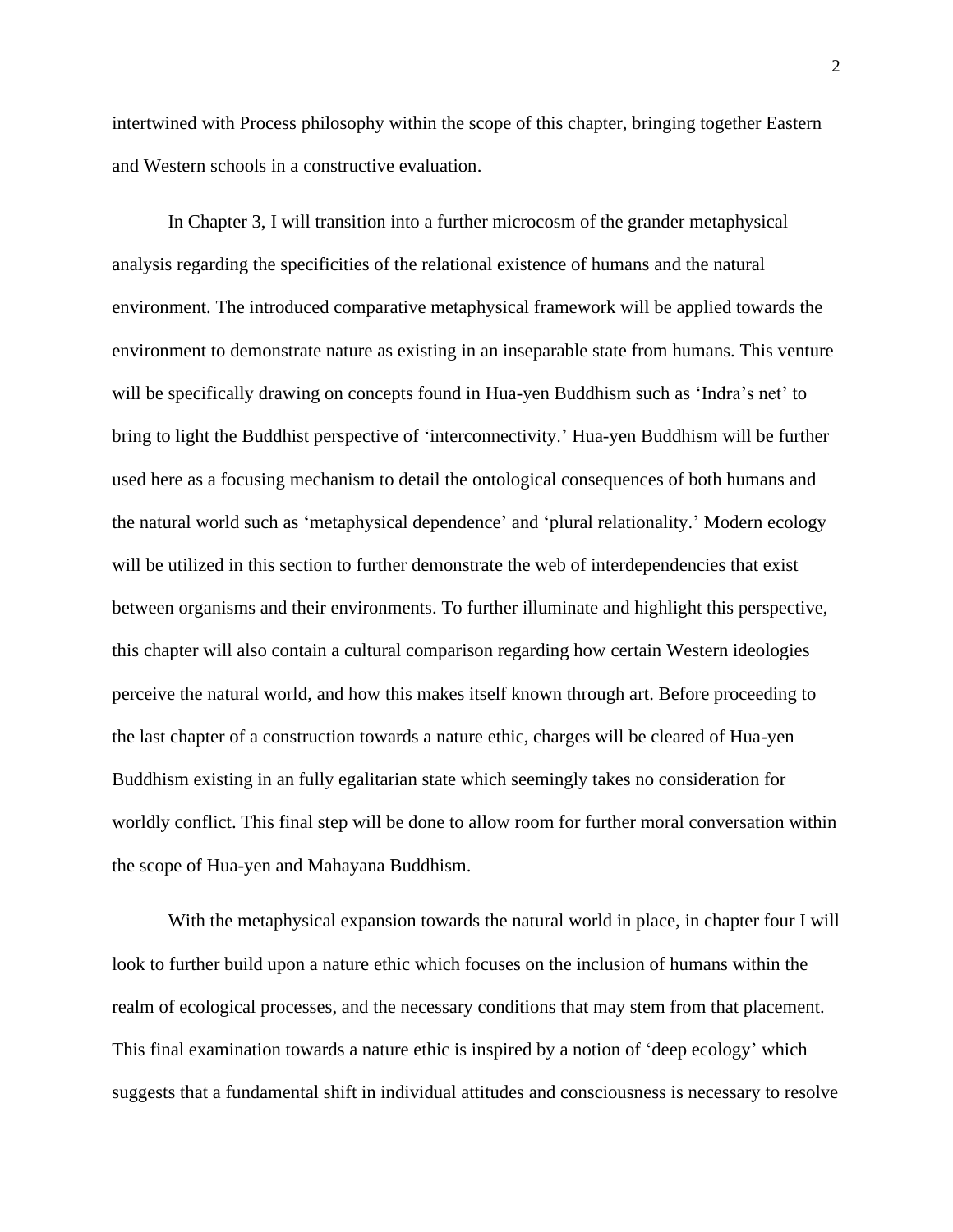intertwined with Process philosophy within the scope of this chapter, bringing together Eastern and Western schools in a constructive evaluation.

In Chapter 3, I will transition into a further microcosm of the grander metaphysical analysis regarding the specificities of the relational existence of humans and the natural environment. The introduced comparative metaphysical framework will be applied towards the environment to demonstrate nature as existing in an inseparable state from humans. This venture will be specifically drawing on concepts found in Hua-yen Buddhism such as 'Indra's net' to bring to light the Buddhist perspective of 'interconnectivity.' Hua-yen Buddhism will be further used here as a focusing mechanism to detail the ontological consequences of both humans and the natural world such as 'metaphysical dependence' and 'plural relationality.' Modern ecology will be utilized in this section to further demonstrate the web of interdependencies that exist between organisms and their environments. To further illuminate and highlight this perspective, this chapter will also contain a cultural comparison regarding how certain Western ideologies perceive the natural world, and how this makes itself known through art. Before proceeding to the last chapter of a construction towards a nature ethic, charges will be cleared of Hua-yen Buddhism existing in an fully egalitarian state which seemingly takes no consideration for worldly conflict. This final step will be done to allow room for further moral conversation within the scope of Hua-yen and Mahayana Buddhism.

With the metaphysical expansion towards the natural world in place, in chapter four I will look to further build upon a nature ethic which focuses on the inclusion of humans within the realm of ecological processes, and the necessary conditions that may stem from that placement. This final examination towards a nature ethic is inspired by a notion of 'deep ecology' which suggests that a fundamental shift in individual attitudes and consciousness is necessary to resolve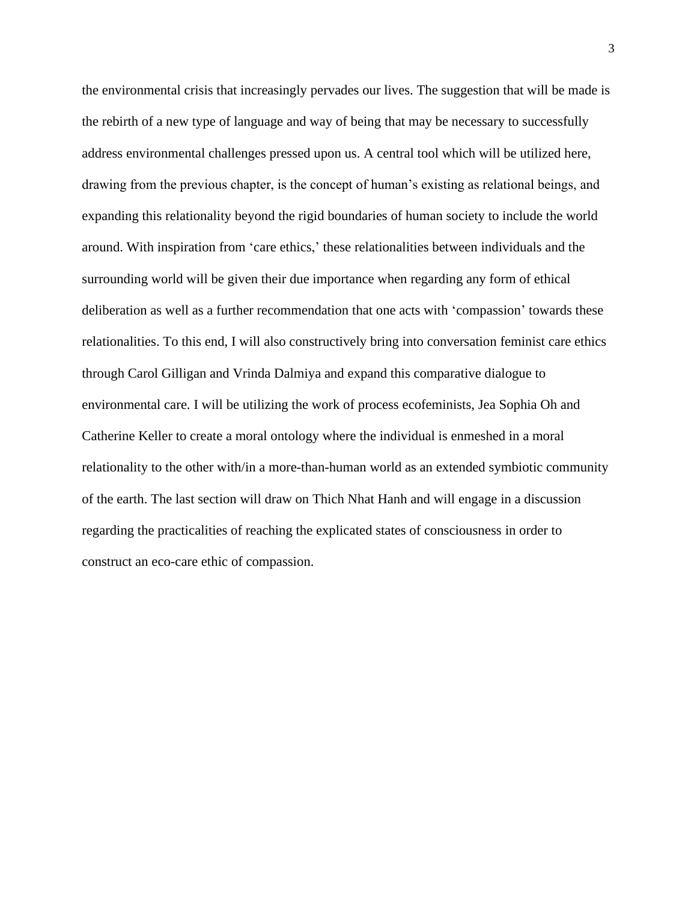the environmental crisis that increasingly pervades our lives. The suggestion that will be made is the rebirth of a new type of language and way of being that may be necessary to successfully address environmental challenges pressed upon us. A central tool which will be utilized here, drawing from the previous chapter, is the concept of human's existing as relational beings, and expanding this relationality beyond the rigid boundaries of human society to include the world around. With inspiration from 'care ethics,' these relationalities between individuals and the surrounding world will be given their due importance when regarding any form of ethical deliberation as well as a further recommendation that one acts with 'compassion' towards these relationalities. To this end, I will also constructively bring into conversation feminist care ethics through Carol Gilligan and Vrinda Dalmiya and expand this comparative dialogue to environmental care. I will be utilizing the work of process ecofeminists, Jea Sophia Oh and Catherine Keller to create a moral ontology where the individual is enmeshed in a moral relationality to the other with/in a more-than-human world as an extended symbiotic community of the earth. The last section will draw on Thich Nhat Hanh and will engage in a discussion regarding the practicalities of reaching the explicated states of consciousness in order to construct an eco-care ethic of compassion.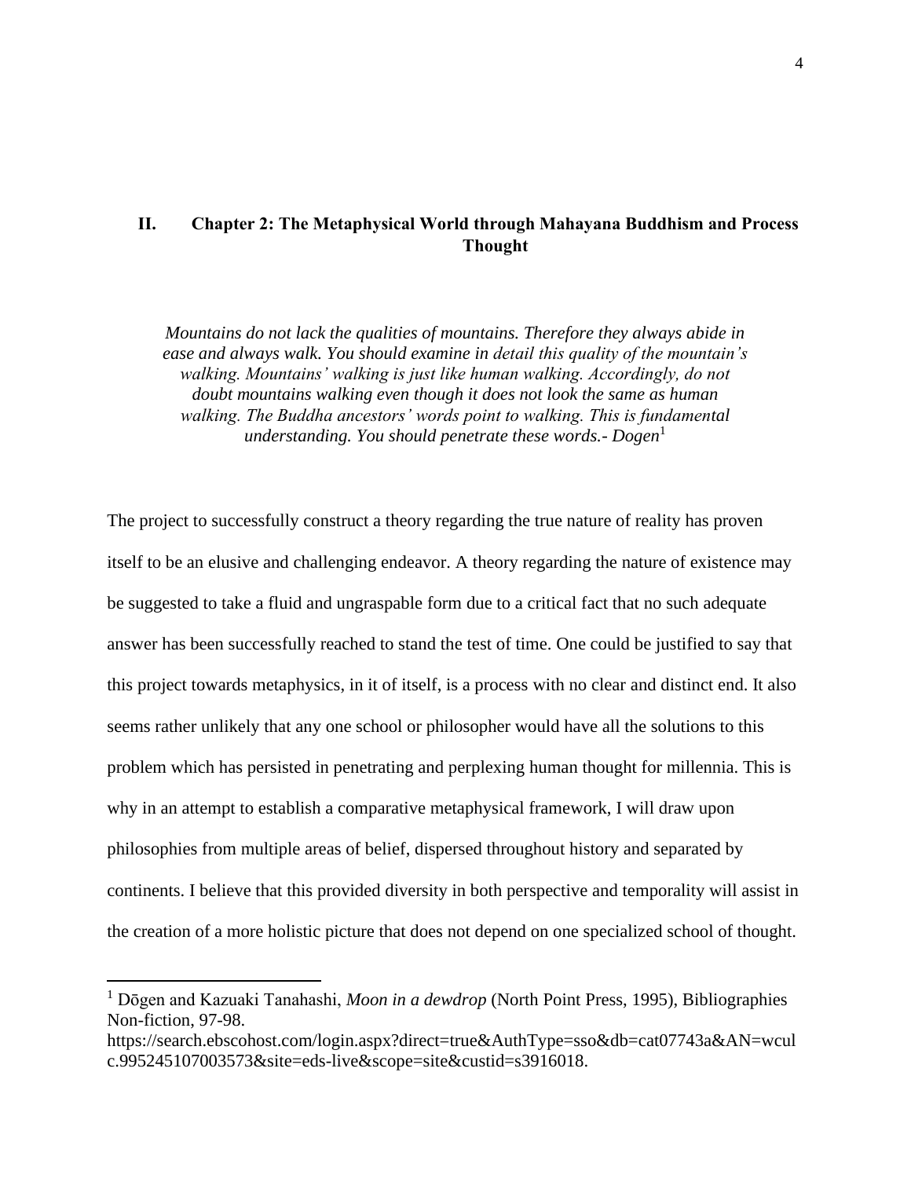## II. Chapter 2: The Metaphysical World through Mahayana Buddhism and Process Thought

*Mountains do not lack the qualities of mountains. Therefore they always abide in ease and always walk. You should examine in detail this quality of the mountain's walking. Mountains' walking is just like human walking. Accordingly, do not doubt mountains walking even though it does not look the same as human walking. The Buddha ancestors' words point to walking. This is fundamental understanding. You should penetrate these words.- Dogen*[1]

The project to successfully construct a theory regarding the true nature of reality has proven itself to be an elusive and challenging endeavor. A theory regarding the nature of existence may be suggested to take a fluid and ungraspable form due to a critical fact that no such adequate answer has been successfully reached to stand the test of time. One could be justified to say that this project towards metaphysics, in it of itself, is a process with no clear and distinct end. It also seems rather unlikely that any one school or philosopher would have all the solutions to this problem which has persisted in penetrating and perplexing human thought for millennia. This is why in an attempt to establish a comparative metaphysical framework, I will draw upon philosophies from multiple areas of belief, dispersed throughout history and separated by continents. I believe that this provided diversity in both perspective and temporality will assist in the creation of a more holistic picture that does not depend on one specialized school of thought.

---

[1] Dōgen and Kazuaki Tanahashi, *Moon in a dewdrop* (North Point Press, 1995), Bibliographies Non-fiction, 97-98. https://search.ebscohost.com/login.aspx?direct=true&AuthType=sso&db=cat07743a&AN=wculc.995245107003573&site=eds-live&scope=site&custid=s3916018.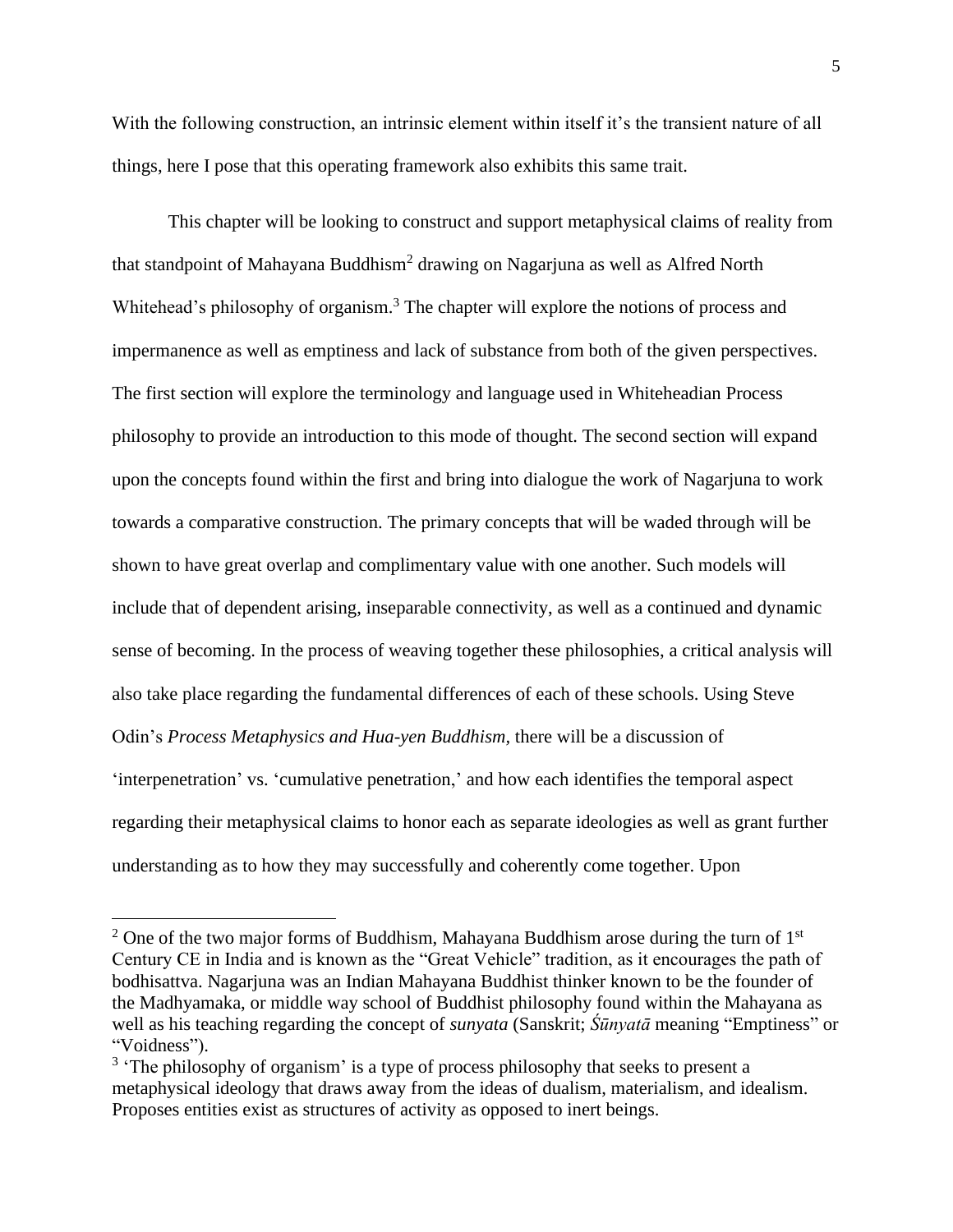With the following construction, an intrinsic element within itself it's the transient nature of all things, here I pose that this operating framework also exhibits this same trait.

This chapter will be looking to construct and support metaphysical claims of reality from that standpoint of Mahayana Buddhism[2] drawing on Nagarjuna as well as Alfred North Whitehead's philosophy of organism.[3] The chapter will explore the notions of process and impermanence as well as emptiness and lack of substance from both of the given perspectives. The first section will explore the terminology and language used in Whiteheadian Process philosophy to provide an introduction to this mode of thought. The second section will expand upon the concepts found within the first and bring into dialogue the work of Nagarjuna to work towards a comparative construction. The primary concepts that will be waded through will be shown to have great overlap and complimentary value with one another. Such models will include that of dependent arising, inseparable connectivity, as well as a continued and dynamic sense of becoming. In the process of weaving together these philosophies, a critical analysis will also take place regarding the fundamental differences of each of these schools. Using Steve Odin's *Process Metaphysics and Hua-yen Buddhism*, there will be a discussion of 'interpenetration' vs. 'cumulative penetration,' and how each identifies the temporal aspect regarding their metaphysical claims to honor each as separate ideologies as well as grant further understanding as to how they may successfully and coherently come together. Upon

---

[2] One of the two major forms of Buddhism, Mahayana Buddhism arose during the turn of 1st Century CE in India and is known as the "Great Vehicle" tradition, as it encourages the path of bodhisattva. Nagarjuna was an Indian Mahayana Buddhist thinker known to be the founder of the Madhyamaka, or middle way school of Buddhist philosophy found within the Mahayana as well as his teaching regarding the concept of *sunyata* (Sanskrit; *Śūnyatā* meaning "Emptiness" or "Voidness").

[3] 'The philosophy of organism' is a type of process philosophy that seeks to present a metaphysical ideology that draws away from the ideas of dualism, materialism, and idealism. Proposes entities exist as structures of activity as opposed to inert beings.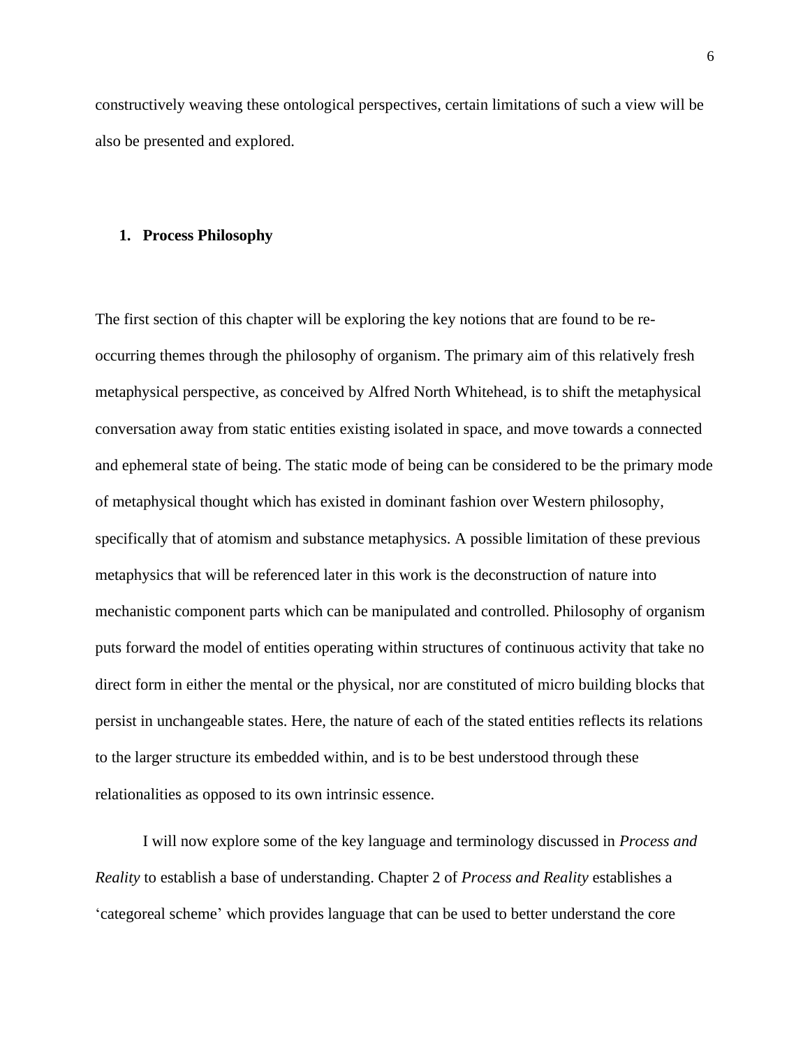constructively weaving these ontological perspectives, certain limitations of such a view will be also be presented and explored.

## 1. Process Philosophy

The first section of this chapter will be exploring the key notions that are found to be re-occurring themes through the philosophy of organism. The primary aim of this relatively fresh metaphysical perspective, as conceived by Alfred North Whitehead, is to shift the metaphysical conversation away from static entities existing isolated in space, and move towards a connected and ephemeral state of being. The static mode of being can be considered to be the primary mode of metaphysical thought which has existed in dominant fashion over Western philosophy, specifically that of atomism and substance metaphysics. A possible limitation of these previous metaphysics that will be referenced later in this work is the deconstruction of nature into mechanistic component parts which can be manipulated and controlled. Philosophy of organism puts forward the model of entities operating within structures of continuous activity that take no direct form in either the mental or the physical, nor are constituted of micro building blocks that persist in unchangeable states. Here, the nature of each of the stated entities reflects its relations to the larger structure its embedded within, and is to be best understood through these relationalities as opposed to its own intrinsic essence.

I will now explore some of the key language and terminology discussed in *Process and Reality* to establish a base of understanding. Chapter 2 of *Process and Reality* establishes a 'categoreal scheme' which provides language that can be used to better understand the core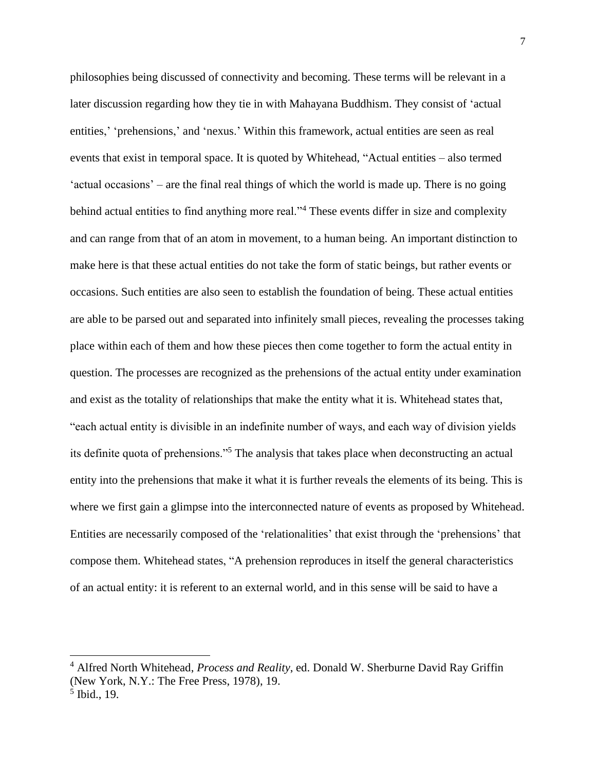philosophies being discussed of connectivity and becoming. These terms will be relevant in a later discussion regarding how they tie in with Mahayana Buddhism. They consist of 'actual entities,' 'prehensions,' and 'nexus.' Within this framework, actual entities are seen as real events that exist in temporal space. It is quoted by Whitehead, "Actual entities – also termed 'actual occasions' – are the final real things of which the world is made up. There is no going behind actual entities to find anything more real."[4] These events differ in size and complexity and can range from that of an atom in movement, to a human being. An important distinction to make here is that these actual entities do not take the form of static beings, but rather events or occasions. Such entities are also seen to establish the foundation of being. These actual entities are able to be parsed out and separated into infinitely small pieces, revealing the processes taking place within each of them and how these pieces then come together to form the actual entity in question. The processes are recognized as the prehensions of the actual entity under examination and exist as the totality of relationships that make the entity what it is. Whitehead states that, "each actual entity is divisible in an indefinite number of ways, and each way of division yields its definite quota of prehensions."[5] The analysis that takes place when deconstructing an actual entity into the prehensions that make it what it is further reveals the elements of its being. This is where we first gain a glimpse into the interconnected nature of events as proposed by Whitehead. Entities are necessarily composed of the 'relationalities' that exist through the 'prehensions' that compose them. Whitehead states, "A prehension reproduces in itself the general characteristics of an actual entity: it is referent to an external world, and in this sense will be said to have a

---

[4] Alfred North Whitehead, *Process and Reality*, ed. Donald W. Sherburne David Ray Griffin (New York, N.Y.: The Free Press, 1978), 19.

[5] Ibid., 19.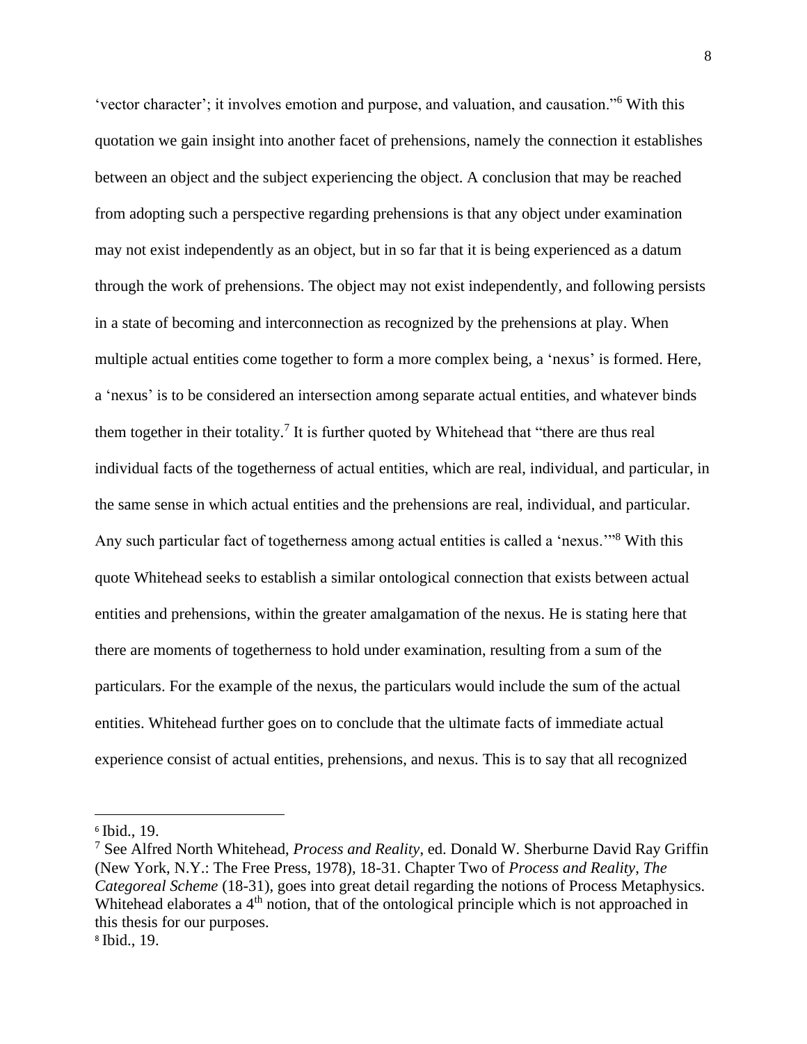'vector character'; it involves emotion and purpose, and valuation, and causation."[6] With this quotation we gain insight into another facet of prehensions, namely the connection it establishes between an object and the subject experiencing the object. A conclusion that may be reached from adopting such a perspective regarding prehensions is that any object under examination may not exist independently as an object, but in so far that it is being experienced as a datum through the work of prehensions. The object may not exist independently, and following persists in a state of becoming and interconnection as recognized by the prehensions at play. When multiple actual entities come together to form a more complex being, a 'nexus' is formed. Here, a 'nexus' is to be considered an intersection among separate actual entities, and whatever binds them together in their totality.[7] It is further quoted by Whitehead that "there are thus real individual facts of the togetherness of actual entities, which are real, individual, and particular, in the same sense in which actual entities and the prehensions are real, individual, and particular. Any such particular fact of togetherness among actual entities is called a 'nexus.'"[8] With this quote Whitehead seeks to establish a similar ontological connection that exists between actual entities and prehensions, within the greater amalgamation of the nexus. He is stating here that there are moments of togetherness to hold under examination, resulting from a sum of the particulars. For the example of the nexus, the particulars would include the sum of the actual entities. Whitehead further goes on to conclude that the ultimate facts of immediate actual experience consist of actual entities, prehensions, and nexus. This is to say that all recognized

---

[6] Ibid., 19.

[7] See Alfred North Whitehead, *Process and Reality*, ed. Donald W. Sherburne David Ray Griffin (New York, N.Y.: The Free Press, 1978), 18-31. Chapter Two of *Process and Reality*, *The Categoreal Scheme* (18-31), goes into great detail regarding the notions of Process Metaphysics. Whitehead elaborates a 4th notion, that of the ontological principle which is not approached in this thesis for our purposes.

[8] Ibid., 19.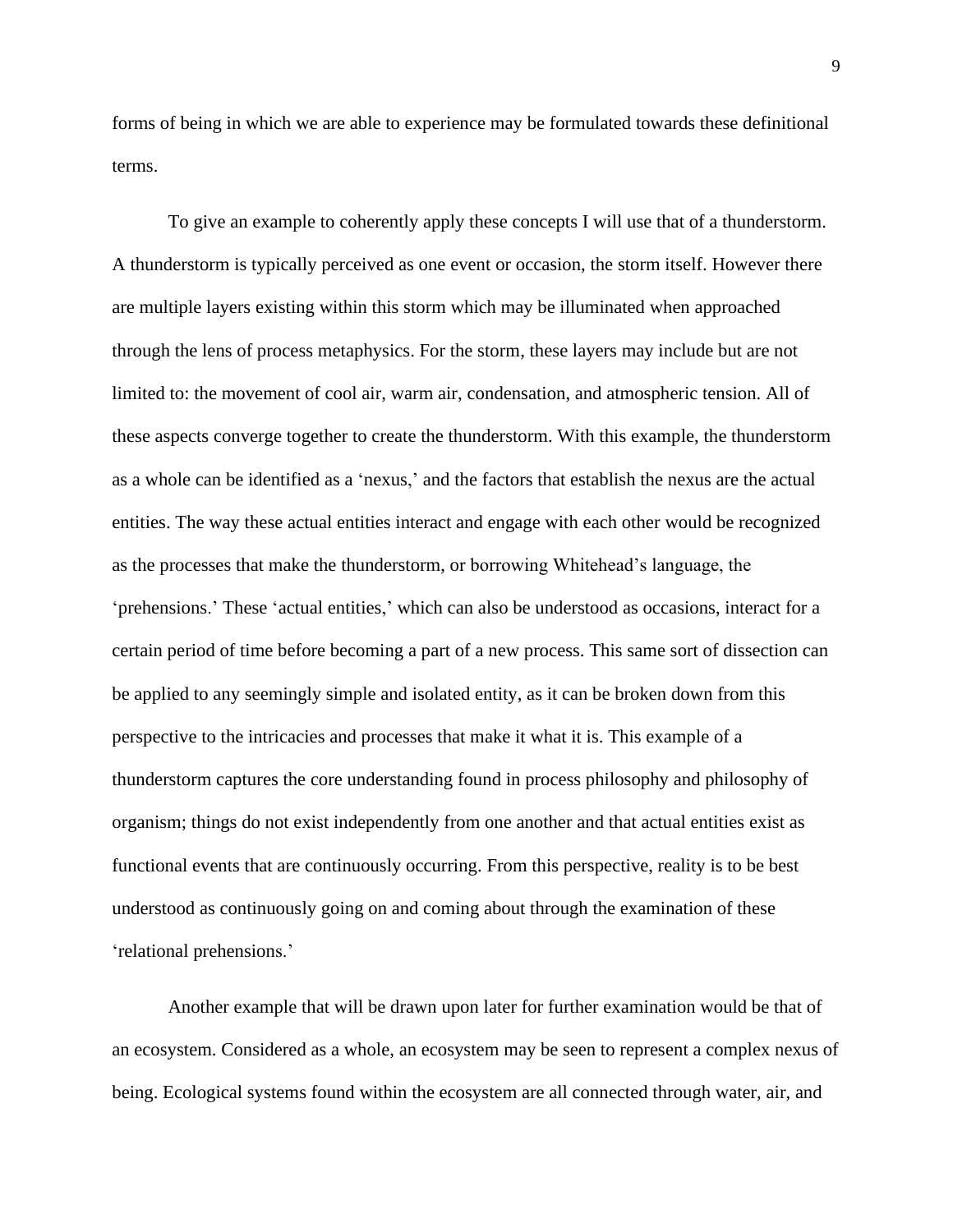forms of being in which we are able to experience may be formulated towards these definitional terms.

To give an example to coherently apply these concepts I will use that of a thunderstorm. A thunderstorm is typically perceived as one event or occasion, the storm itself. However there are multiple layers existing within this storm which may be illuminated when approached through the lens of process metaphysics. For the storm, these layers may include but are not limited to: the movement of cool air, warm air, condensation, and atmospheric tension. All of these aspects converge together to create the thunderstorm. With this example, the thunderstorm as a whole can be identified as a 'nexus,' and the factors that establish the nexus are the actual entities. The way these actual entities interact and engage with each other would be recognized as the processes that make the thunderstorm, or borrowing Whitehead's language, the 'prehensions.' These 'actual entities,' which can also be understood as occasions, interact for a certain period of time before becoming a part of a new process. This same sort of dissection can be applied to any seemingly simple and isolated entity, as it can be broken down from this perspective to the intricacies and processes that make it what it is. This example of a thunderstorm captures the core understanding found in process philosophy and philosophy of organism; things do not exist independently from one another and that actual entities exist as functional events that are continuously occurring. From this perspective, reality is to be best understood as continuously going on and coming about through the examination of these 'relational prehensions.'

Another example that will be drawn upon later for further examination would be that of an ecosystem. Considered as a whole, an ecosystem may be seen to represent a complex nexus of being. Ecological systems found within the ecosystem are all connected through water, air, and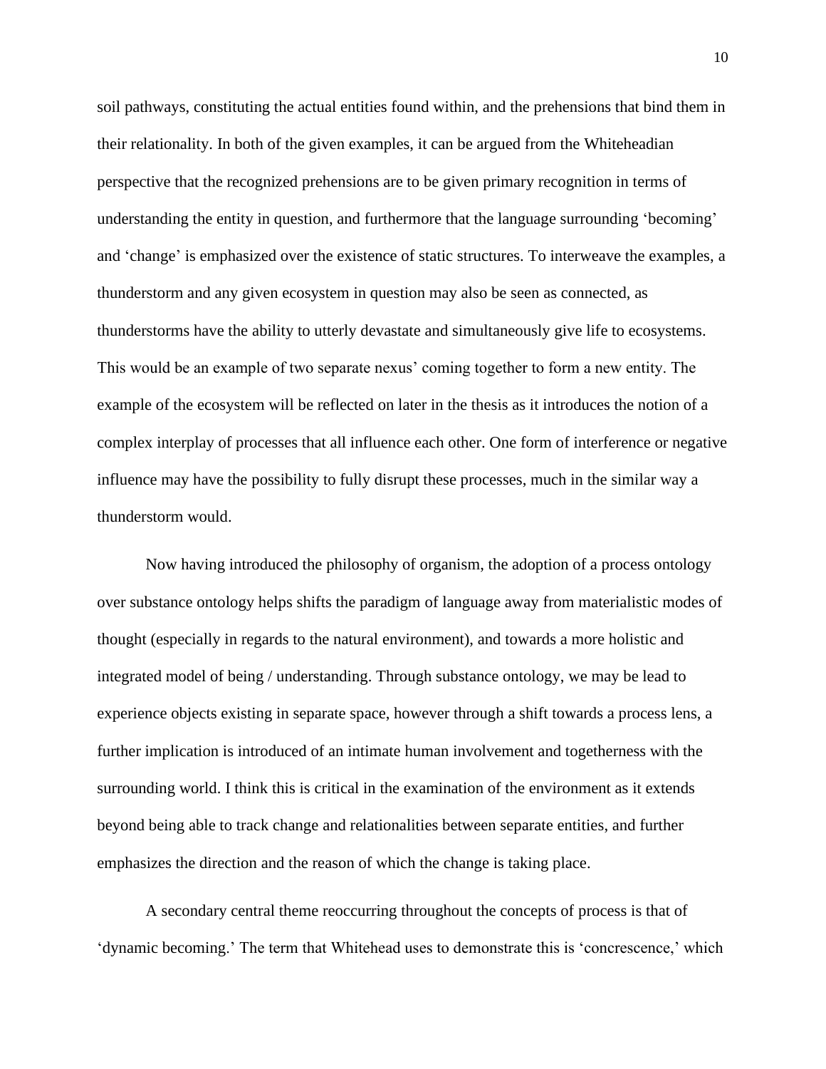soil pathways, constituting the actual entities found within, and the prehensions that bind them in their relationality. In both of the given examples, it can be argued from the Whiteheadian perspective that the recognized prehensions are to be given primary recognition in terms of understanding the entity in question, and furthermore that the language surrounding 'becoming' and 'change' is emphasized over the existence of static structures. To interweave the examples, a thunderstorm and any given ecosystem in question may also be seen as connected, as thunderstorms have the ability to utterly devastate and simultaneously give life to ecosystems. This would be an example of two separate nexus' coming together to form a new entity. The example of the ecosystem will be reflected on later in the thesis as it introduces the notion of a complex interplay of processes that all influence each other. One form of interference or negative influence may have the possibility to fully disrupt these processes, much in the similar way a thunderstorm would.

Now having introduced the philosophy of organism, the adoption of a process ontology over substance ontology helps shifts the paradigm of language away from materialistic modes of thought (especially in regards to the natural environment), and towards a more holistic and integrated model of being / understanding. Through substance ontology, we may be lead to experience objects existing in separate space, however through a shift towards a process lens, a further implication is introduced of an intimate human involvement and togetherness with the surrounding world. I think this is critical in the examination of the environment as it extends beyond being able to track change and relationalities between separate entities, and further emphasizes the direction and the reason of which the change is taking place.

A secondary central theme reoccurring throughout the concepts of process is that of 'dynamic becoming.' The term that Whitehead uses to demonstrate this is 'concrescence,' which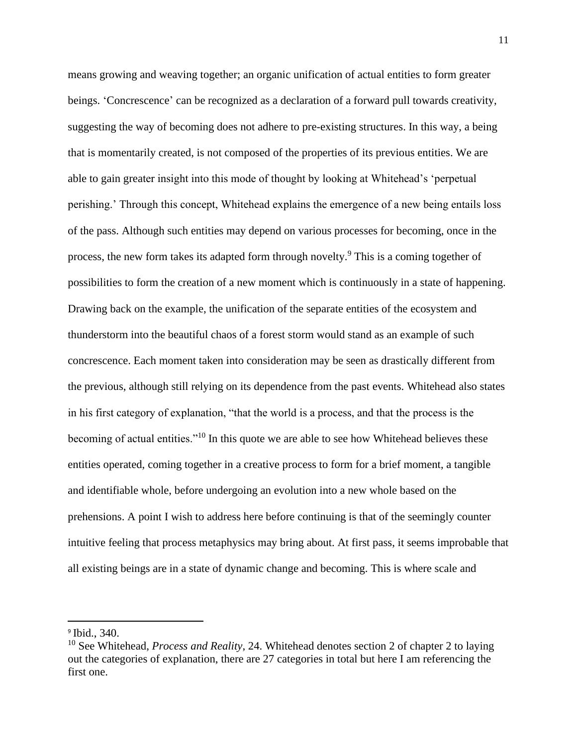means growing and weaving together; an organic unification of actual entities to form greater beings. 'Concrescence' can be recognized as a declaration of a forward pull towards creativity, suggesting the way of becoming does not adhere to pre-existing structures. In this way, a being that is momentarily created, is not composed of the properties of its previous entities. We are able to gain greater insight into this mode of thought by looking at Whitehead's 'perpetual perishing.' Through this concept, Whitehead explains the emergence of a new being entails loss of the pass. Although such entities may depend on various processes for becoming, once in the process, the new form takes its adapted form through novelty.[9] This is a coming together of possibilities to form the creation of a new moment which is continuously in a state of happening. Drawing back on the example, the unification of the separate entities of the ecosystem and thunderstorm into the beautiful chaos of a forest storm would stand as an example of such concrescence. Each moment taken into consideration may be seen as drastically different from the previous, although still relying on its dependence from the past events. Whitehead also states in his first category of explanation, "that the world is a process, and that the process is the becoming of actual entities."[10] In this quote we are able to see how Whitehead believes these entities operated, coming together in a creative process to form for a brief moment, a tangible and identifiable whole, before undergoing an evolution into a new whole based on the prehensions. A point I wish to address here before continuing is that of the seemingly counter intuitive feeling that process metaphysics may bring about. At first pass, it seems improbable that all existing beings are in a state of dynamic change and becoming. This is where scale and

---

[9] Ibid., 340.

[10] See Whitehead, *Process and Reality*, 24. Whitehead denotes section 2 of chapter 2 to laying out the categories of explanation, there are 27 categories in total but here I am referencing the first one.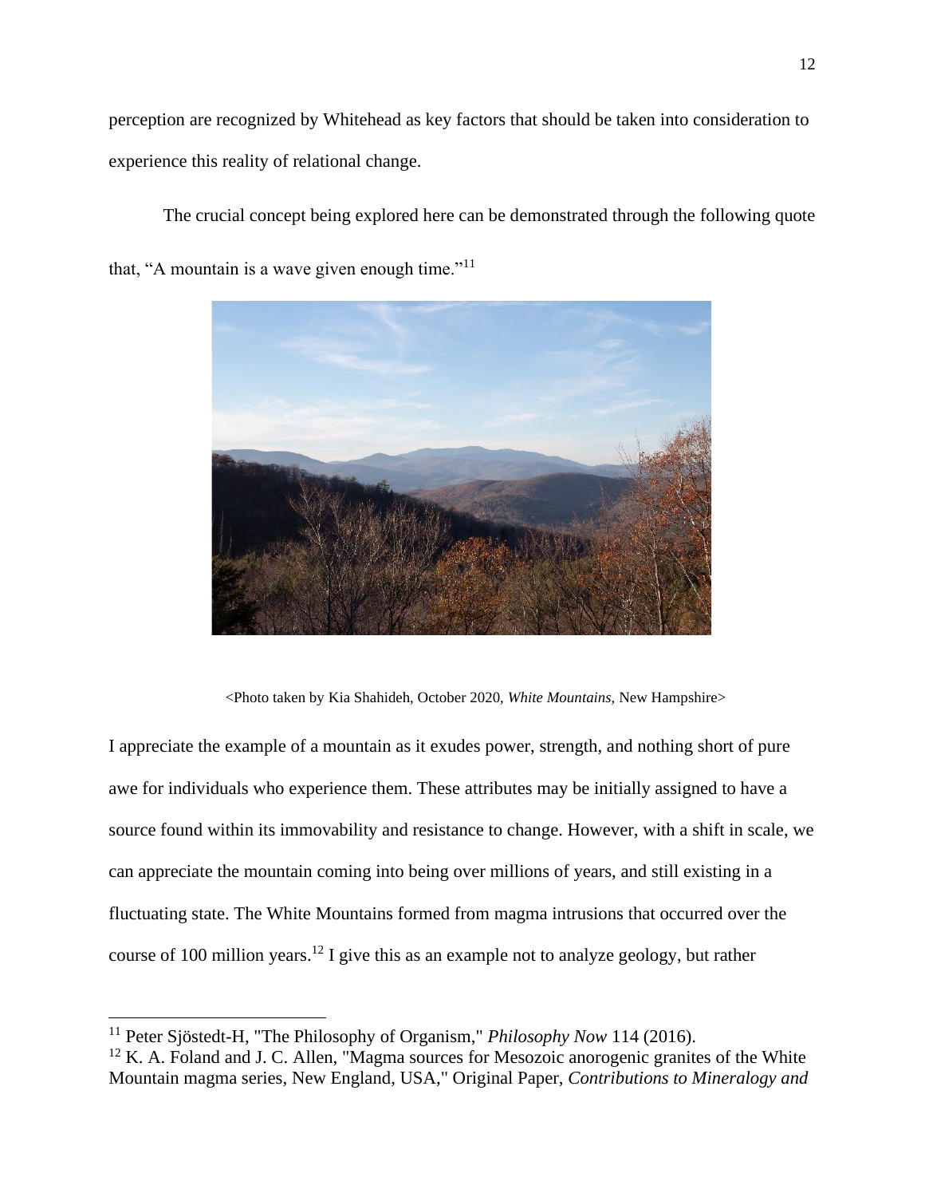perception are recognized by Whitehead as key factors that should be taken into consideration to experience this reality of relational change.

The crucial concept being explored here can be demonstrated through the following quote that, "A mountain is a wave given enough time."[11]

<Photo taken by Kia Shahideh, October 2020, *White Mountains,* New Hampshire>

I appreciate the example of a mountain as it exudes power, strength, and nothing short of pure awe for individuals who experience them. These attributes may be initially assigned to have a source found within its immovability and resistance to change. However, with a shift in scale, we can appreciate the mountain coming into being over millions of years, and still existing in a fluctuating state. The White Mountains formed from magma intrusions that occurred over the course of 100 million years.[12] I give this as an example not to analyze geology, but rather

---

[11] Peter Sjöstedt-H, "The Philosophy of Organism," *Philosophy Now* 114 (2016).

[12] K. A. Foland and J. C. Allen, "Magma sources for Mesozoic anorogenic granites of the White Mountain magma series, New England, USA," Original Paper, *Contributions to Mineralogy and*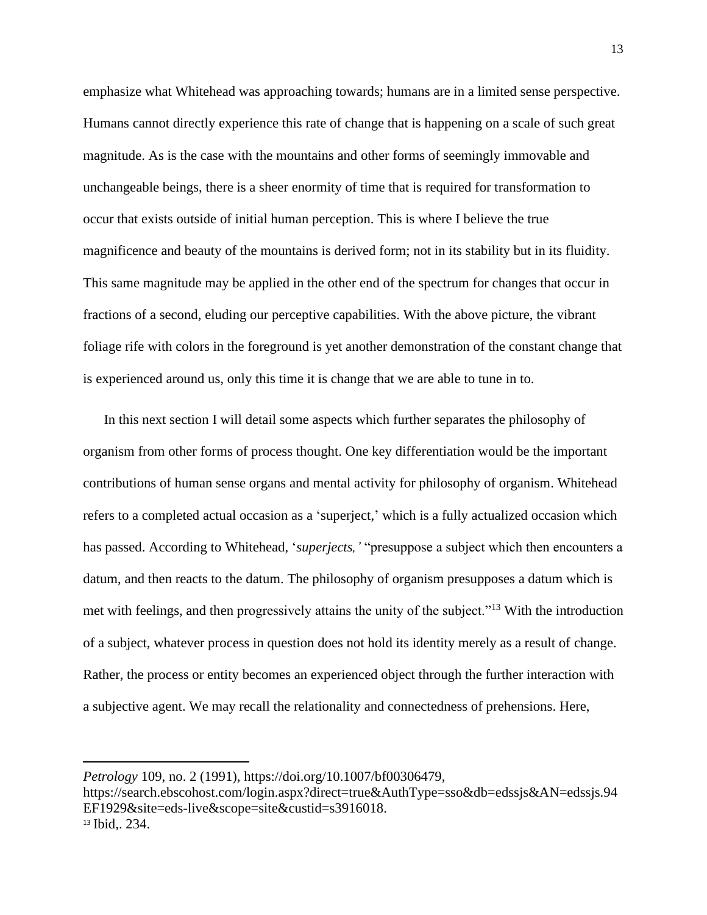emphasize what Whitehead was approaching towards; humans are in a limited sense perspective. Humans cannot directly experience this rate of change that is happening on a scale of such great magnitude. As is the case with the mountains and other forms of seemingly immovable and unchangeable beings, there is a sheer enormity of time that is required for transformation to occur that exists outside of initial human perception. This is where I believe the true magnificence and beauty of the mountains is derived form; not in its stability but in its fluidity. This same magnitude may be applied in the other end of the spectrum for changes that occur in fractions of a second, eluding our perceptive capabilities. With the above picture, the vibrant foliage rife with colors in the foreground is yet another demonstration of the constant change that is experienced around us, only this time it is change that we are able to tune in to.

In this next section I will detail some aspects which further separates the philosophy of organism from other forms of process thought. One key differentiation would be the important contributions of human sense organs and mental activity for philosophy of organism. Whitehead refers to a completed actual occasion as a 'superject,' which is a fully actualized occasion which has passed. According to Whitehead, '*superjects,'* "presuppose a subject which then encounters a datum, and then reacts to the datum. The philosophy of organism presupposes a datum which is met with feelings, and then progressively attains the unity of the subject."[13] With the introduction of a subject, whatever process in question does not hold its identity merely as a result of change. Rather, the process or entity becomes an experienced object through the further interaction with a subjective agent. We may recall the relationality and connectedness of prehensions. Here,

---

*Petrology* 109, no. 2 (1991), https://doi.org/10.1007/bf00306479, https://search.ebscohost.com/login.aspx?direct=true&AuthType=sso&db=edssjs&AN=edssjs.94EF1929&site=eds-live&scope=site&custid=s3916018.

[13] Ibid,. 234.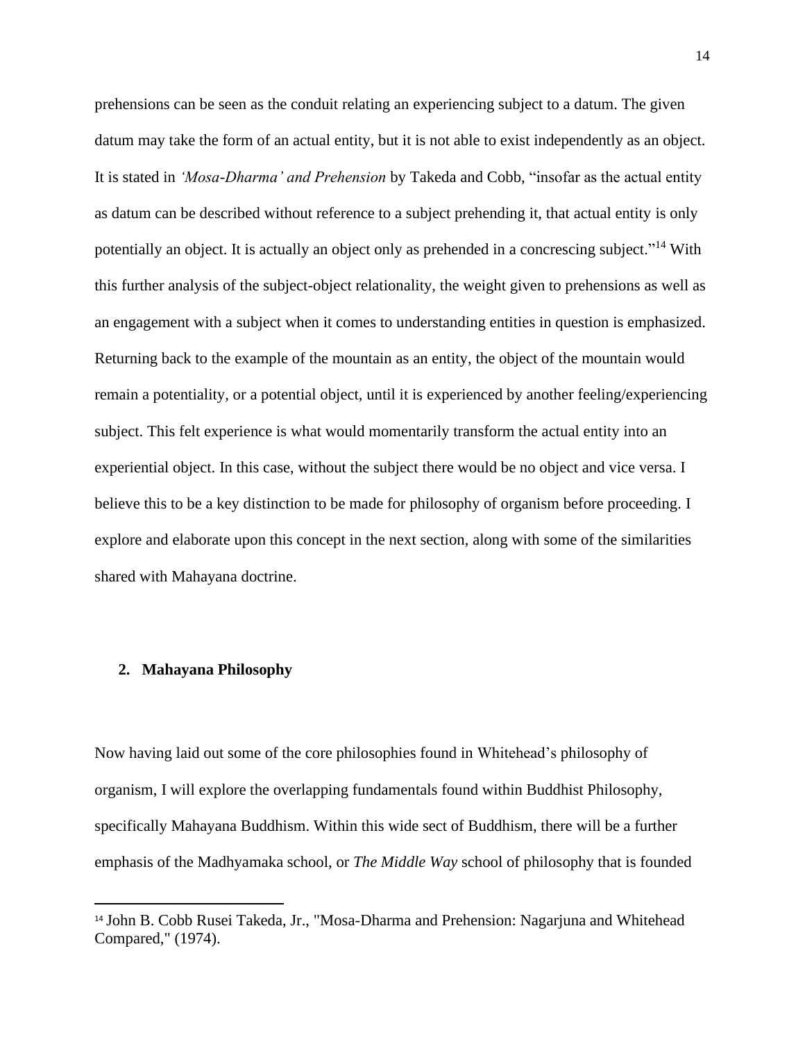prehensions can be seen as the conduit relating an experiencing subject to a datum. The given datum may take the form of an actual entity, but it is not able to exist independently as an object. It is stated in *'Mosa-Dharma' and Prehension* by Takeda and Cobb, "insofar as the actual entity as datum can be described without reference to a subject prehending it, that actual entity is only potentially an object. It is actually an object only as prehended in a concrescing subject."[14] With this further analysis of the subject-object relationality, the weight given to prehensions as well as an engagement with a subject when it comes to understanding entities in question is emphasized. Returning back to the example of the mountain as an entity, the object of the mountain would remain a potentiality, or a potential object, until it is experienced by another feeling/experiencing subject. This felt experience is what would momentarily transform the actual entity into an experiential object. In this case, without the subject there would be no object and vice versa. I believe this to be a key distinction to be made for philosophy of organism before proceeding. I explore and elaborate upon this concept in the next section, along with some of the similarities shared with Mahayana doctrine.

## 2. Mahayana Philosophy

Now having laid out some of the core philosophies found in Whitehead's philosophy of organism, I will explore the overlapping fundamentals found within Buddhist Philosophy, specifically Mahayana Buddhism. Within this wide sect of Buddhism, there will be a further emphasis of the Madhyamaka school, or *The Middle Way* school of philosophy that is founded

---

[14] John B. Cobb Rusei Takeda, Jr., "Mosa-Dharma and Prehension: Nagarjuna and Whitehead Compared," (1974).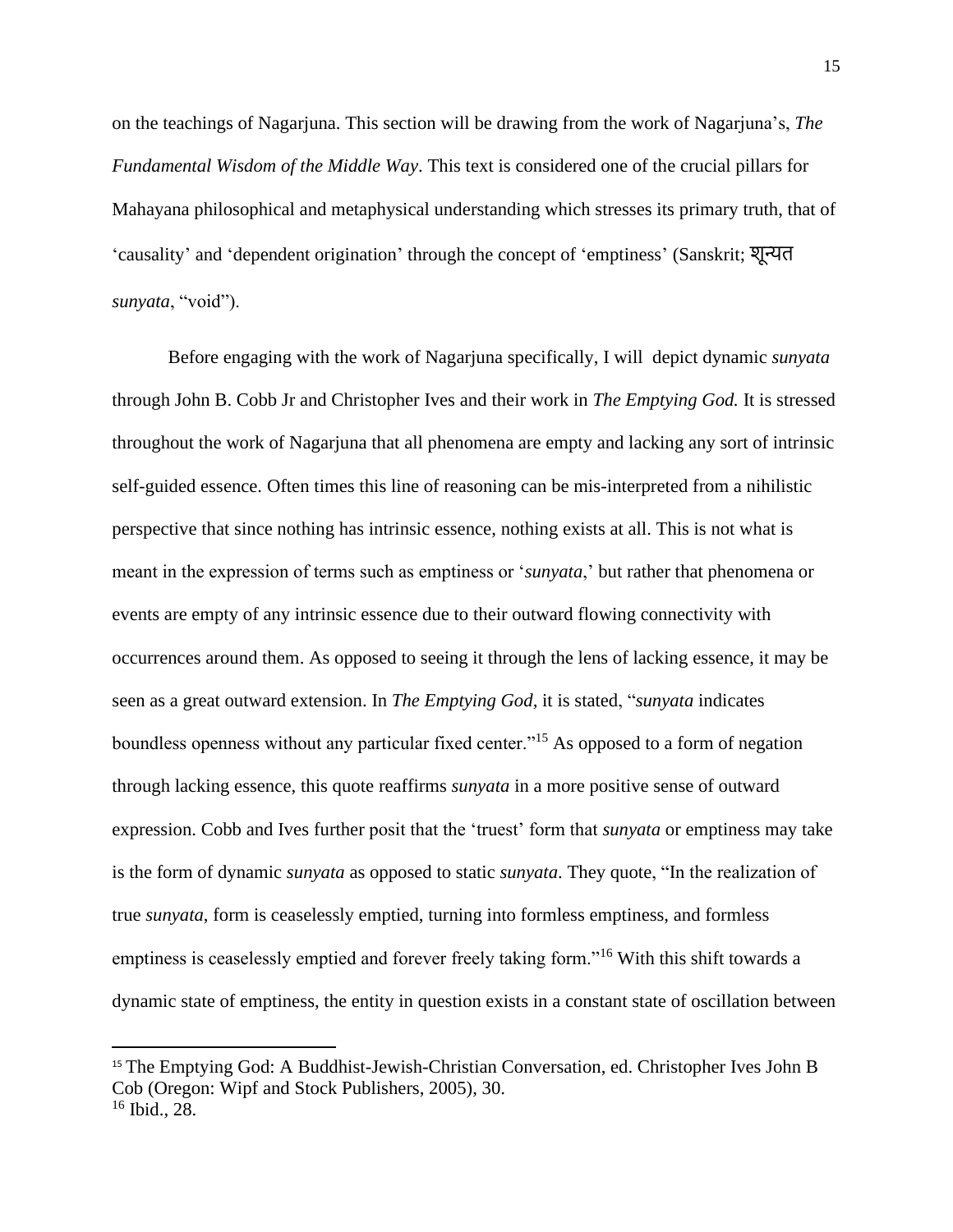on the teachings of Nagarjuna. This section will be drawing from the work of Nagarjuna's, *The Fundamental Wisdom of the Middle Way*. This text is considered one of the crucial pillars for Mahayana philosophical and metaphysical understanding which stresses its primary truth, that of 'causality' and 'dependent origination' through the concept of 'emptiness' (Sanskrit; शून्यत *sunyata*, "void").

Before engaging with the work of Nagarjuna specifically, I will depict dynamic *sunyata* through John B. Cobb Jr and Christopher Ives and their work in *The Emptying God.* It is stressed throughout the work of Nagarjuna that all phenomena are empty and lacking any sort of intrinsic self-guided essence. Often times this line of reasoning can be mis-interpreted from a nihilistic perspective that since nothing has intrinsic essence, nothing exists at all. This is not what is meant in the expression of terms such as emptiness or '*sunyata*,' but rather that phenomena or events are empty of any intrinsic essence due to their outward flowing connectivity with occurrences around them. As opposed to seeing it through the lens of lacking essence, it may be seen as a great outward extension. In *The Emptying God,* it is stated, "*sunyata* indicates boundless openness without any particular fixed center."[15] As opposed to a form of negation through lacking essence, this quote reaffirms *sunyata* in a more positive sense of outward expression. Cobb and Ives further posit that the 'truest' form that *sunyata* or emptiness may take is the form of dynamic *sunyata* as opposed to static *sunyata*. They quote, "In the realization of true *sunyata*, form is ceaselessly emptied, turning into formless emptiness, and formless emptiness is ceaselessly emptied and forever freely taking form."[16] With this shift towards a dynamic state of emptiness, the entity in question exists in a constant state of oscillation between

---

[15] The Emptying God: A Buddhist-Jewish-Christian Conversation, ed. Christopher Ives John B Cob (Oregon: Wipf and Stock Publishers, 2005), 30.

[16] Ibid., 28.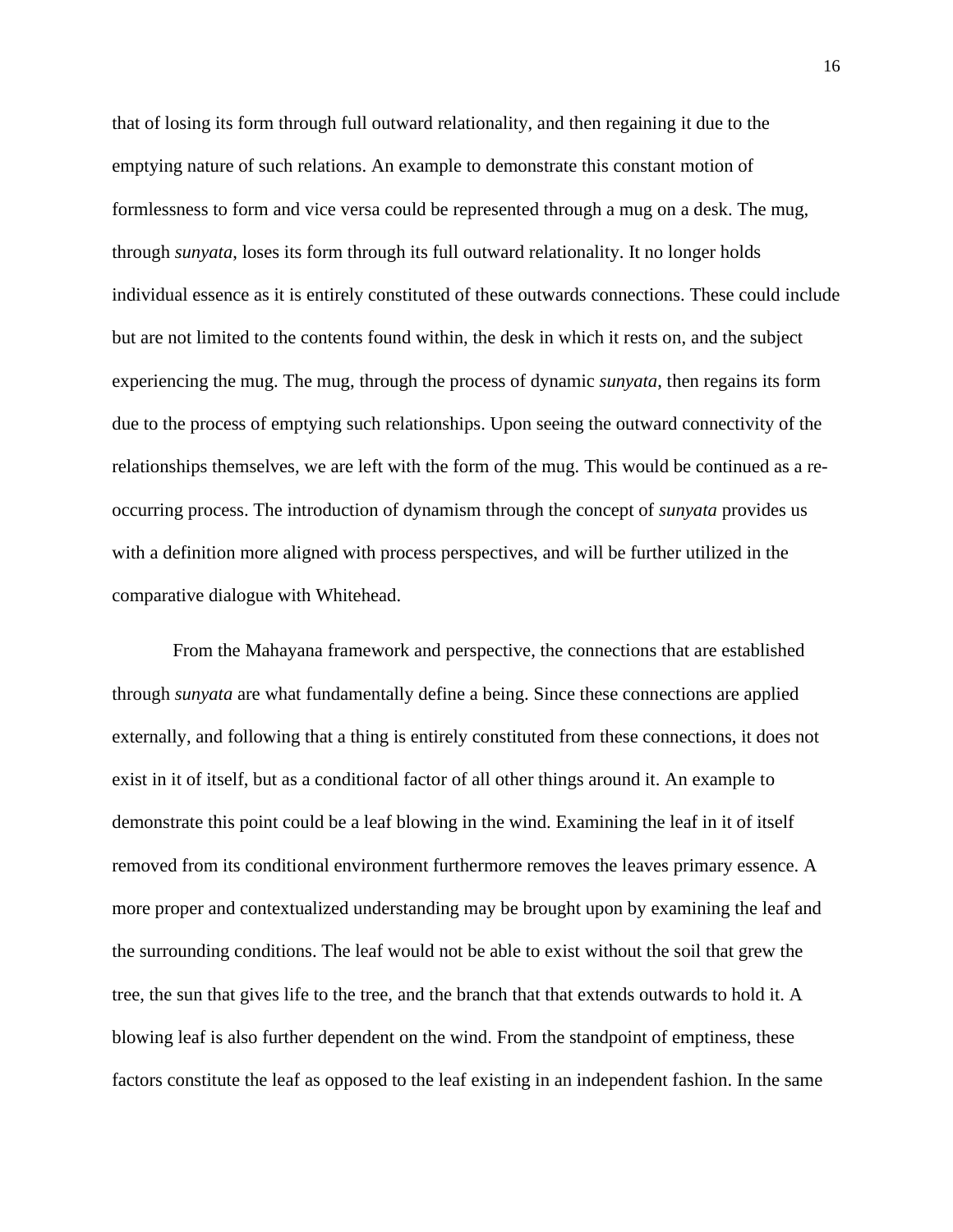that of losing its form through full outward relationality, and then regaining it due to the emptying nature of such relations. An example to demonstrate this constant motion of formlessness to form and vice versa could be represented through a mug on a desk. The mug, through *sunyata*, loses its form through its full outward relationality. It no longer holds individual essence as it is entirely constituted of these outwards connections. These could include but are not limited to the contents found within, the desk in which it rests on, and the subject experiencing the mug. The mug, through the process of dynamic *sunyata*, then regains its form due to the process of emptying such relationships. Upon seeing the outward connectivity of the relationships themselves, we are left with the form of the mug. This would be continued as a re-occurring process. The introduction of dynamism through the concept of *sunyata* provides us with a definition more aligned with process perspectives, and will be further utilized in the comparative dialogue with Whitehead.

From the Mahayana framework and perspective, the connections that are established through *sunyata* are what fundamentally define a being. Since these connections are applied externally, and following that a thing is entirely constituted from these connections, it does not exist in it of itself, but as a conditional factor of all other things around it. An example to demonstrate this point could be a leaf blowing in the wind. Examining the leaf in it of itself removed from its conditional environment furthermore removes the leaves primary essence. A more proper and contextualized understanding may be brought upon by examining the leaf and the surrounding conditions. The leaf would not be able to exist without the soil that grew the tree, the sun that gives life to the tree, and the branch that that extends outwards to hold it. A blowing leaf is also further dependent on the wind. From the standpoint of emptiness, these factors constitute the leaf as opposed to the leaf existing in an independent fashion. In the same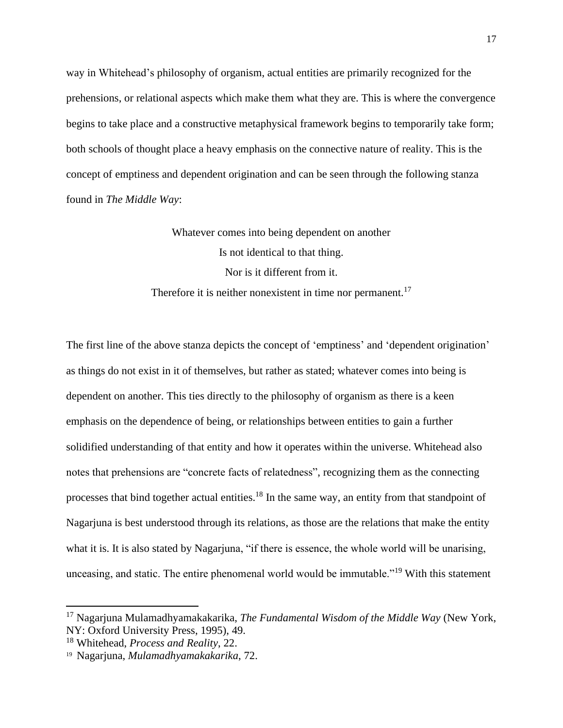way in Whitehead's philosophy of organism, actual entities are primarily recognized for the prehensions, or relational aspects which make them what they are. This is where the convergence begins to take place and a constructive metaphysical framework begins to temporarily take form; both schools of thought place a heavy emphasis on the connective nature of reality. This is the concept of emptiness and dependent origination and can be seen through the following stanza found in *The Middle Way*:

> Whatever comes into being dependent on another
> Is not identical to that thing.
> Nor is it different from it.
> Therefore it is neither nonexistent in time nor permanent.[17]

The first line of the above stanza depicts the concept of 'emptiness' and 'dependent origination' as things do not exist in it of themselves, but rather as stated; whatever comes into being is dependent on another. This ties directly to the philosophy of organism as there is a keen emphasis on the dependence of being, or relationships between entities to gain a further solidified understanding of that entity and how it operates within the universe. Whitehead also notes that prehensions are "concrete facts of relatedness", recognizing them as the connecting processes that bind together actual entities.[18] In the same way, an entity from that standpoint of Nagarjuna is best understood through its relations, as those are the relations that make the entity what it is. It is also stated by Nagarjuna, "if there is essence, the whole world will be unarising, unceasing, and static. The entire phenomenal world would be immutable."[19] With this statement

---

[17] Nagarjuna Mulamadhyamakakarika, *The Fundamental Wisdom of the Middle Way* (New York, NY: Oxford University Press, 1995), 49.

[18] Whitehead, *Process and Reality*, 22.

[19] Nagarjuna, *Mulamadhyamakakarika*, 72.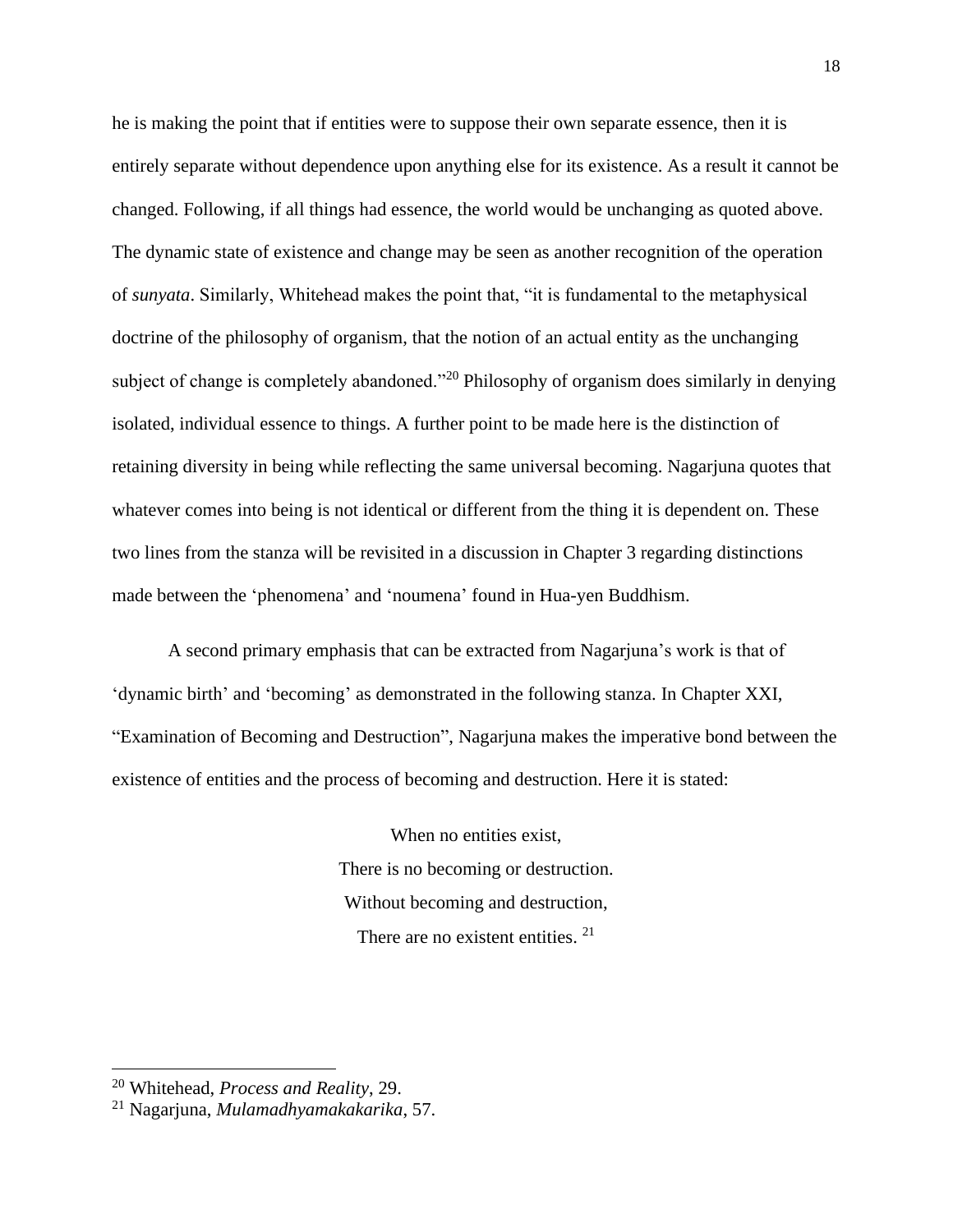he is making the point that if entities were to suppose their own separate essence, then it is entirely separate without dependence upon anything else for its existence. As a result it cannot be changed. Following, if all things had essence, the world would be unchanging as quoted above. The dynamic state of existence and change may be seen as another recognition of the operation of *sunyata*. Similarly, Whitehead makes the point that, "it is fundamental to the metaphysical doctrine of the philosophy of organism, that the notion of an actual entity as the unchanging subject of change is completely abandoned."[20] Philosophy of organism does similarly in denying isolated, individual essence to things. A further point to be made here is the distinction of retaining diversity in being while reflecting the same universal becoming. Nagarjuna quotes that whatever comes into being is not identical or different from the thing it is dependent on. These two lines from the stanza will be revisited in a discussion in Chapter 3 regarding distinctions made between the 'phenomena' and 'noumena' found in Hua-yen Buddhism.

A second primary emphasis that can be extracted from Nagarjuna's work is that of 'dynamic birth' and 'becoming' as demonstrated in the following stanza. In Chapter XXI, "Examination of Becoming and Destruction", Nagarjuna makes the imperative bond between the existence of entities and the process of becoming and destruction. Here it is stated:

> When no entities exist,
> There is no becoming or destruction.
> Without becoming and destruction,
> There are no existent entities. [21]

---

[20] Whitehead, *Process and Reality*, 29.

[21] Nagarjuna, *Mulamadhyamakakarika*, 57.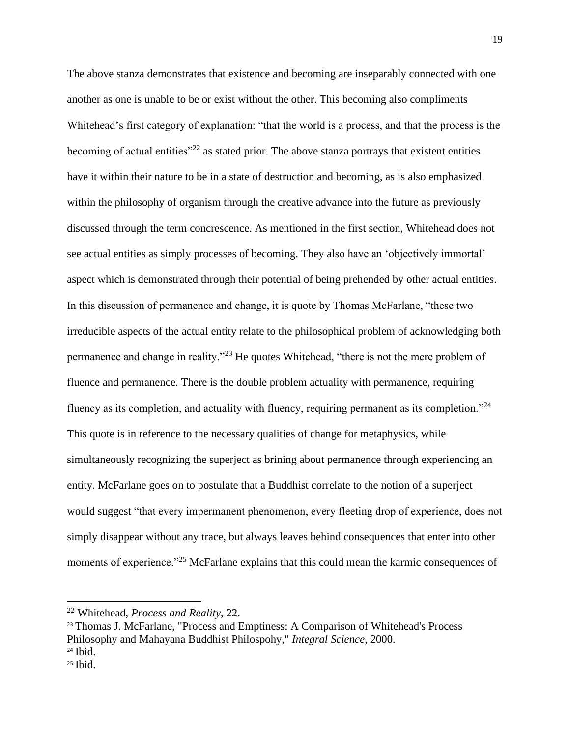The above stanza demonstrates that existence and becoming are inseparably connected with one another as one is unable to be or exist without the other. This becoming also compliments Whitehead's first category of explanation: "that the world is a process, and that the process is the becoming of actual entities"[22] as stated prior. The above stanza portrays that existent entities have it within their nature to be in a state of destruction and becoming, as is also emphasized within the philosophy of organism through the creative advance into the future as previously discussed through the term concrescence. As mentioned in the first section, Whitehead does not see actual entities as simply processes of becoming. They also have an 'objectively immortal' aspect which is demonstrated through their potential of being prehended by other actual entities. In this discussion of permanence and change, it is quote by Thomas McFarlane, "these two irreducible aspects of the actual entity relate to the philosophical problem of acknowledging both permanence and change in reality."[23] He quotes Whitehead, "there is not the mere problem of fluence and permanence. There is the double problem actuality with permanence, requiring fluency as its completion, and actuality with fluency, requiring permanent as its completion."[24] This quote is in reference to the necessary qualities of change for metaphysics, while simultaneously recognizing the superject as brining about permanence through experiencing an entity. McFarlane goes on to postulate that a Buddhist correlate to the notion of a superject would suggest "that every impermanent phenomenon, every fleeting drop of experience, does not simply disappear without any trace, but always leaves behind consequences that enter into other moments of experience."[25] McFarlane explains that this could mean the karmic consequences of

---

[22] Whitehead, *Process and Reality*, 22.

[23] Thomas J. McFarlane, "Process and Emptiness: A Comparison of Whitehead's Process Philosophy and Mahayana Buddhist Philospohy," *Integral Science*, 2000.

[24] Ibid.

[25] Ibid.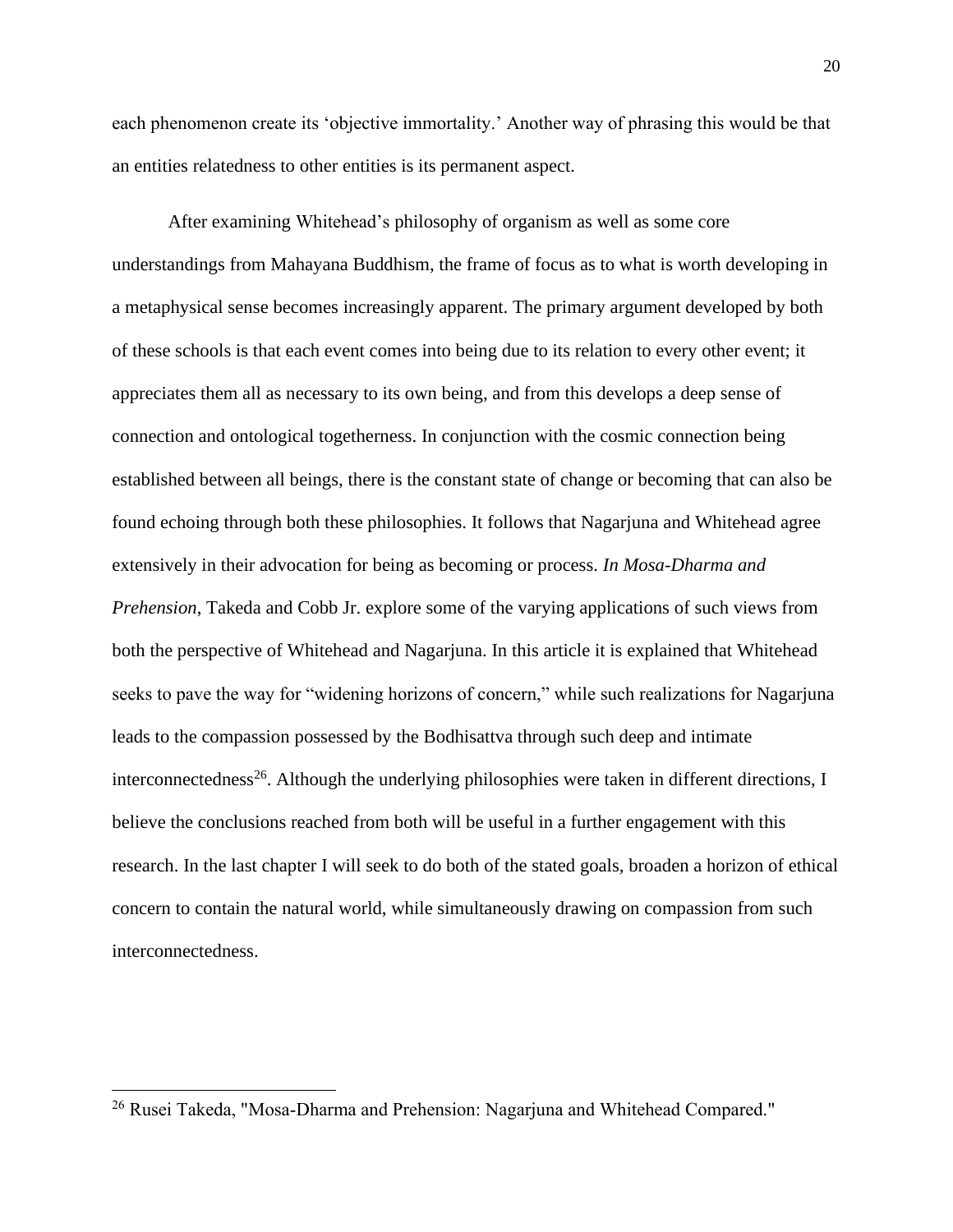each phenomenon create its 'objective immortality.' Another way of phrasing this would be that an entities relatedness to other entities is its permanent aspect.

After examining Whitehead's philosophy of organism as well as some core understandings from Mahayana Buddhism, the frame of focus as to what is worth developing in a metaphysical sense becomes increasingly apparent. The primary argument developed by both of these schools is that each event comes into being due to its relation to every other event; it appreciates them all as necessary to its own being, and from this develops a deep sense of connection and ontological togetherness. In conjunction with the cosmic connection being established between all beings, there is the constant state of change or becoming that can also be found echoing through both these philosophies. It follows that Nagarjuna and Whitehead agree extensively in their advocation for being as becoming or process. *In Mosa-Dharma and Prehension*, Takeda and Cobb Jr. explore some of the varying applications of such views from both the perspective of Whitehead and Nagarjuna. In this article it is explained that Whitehead seeks to pave the way for "widening horizons of concern," while such realizations for Nagarjuna leads to the compassion possessed by the Bodhisattva through such deep and intimate interconnectedness[26]. Although the underlying philosophies were taken in different directions, I believe the conclusions reached from both will be useful in a further engagement with this research. In the last chapter I will seek to do both of the stated goals, broaden a horizon of ethical concern to contain the natural world, while simultaneously drawing on compassion from such interconnectedness.

---

[26] Rusei Takeda, "Mosa-Dharma and Prehension: Nagarjuna and Whitehead Compared."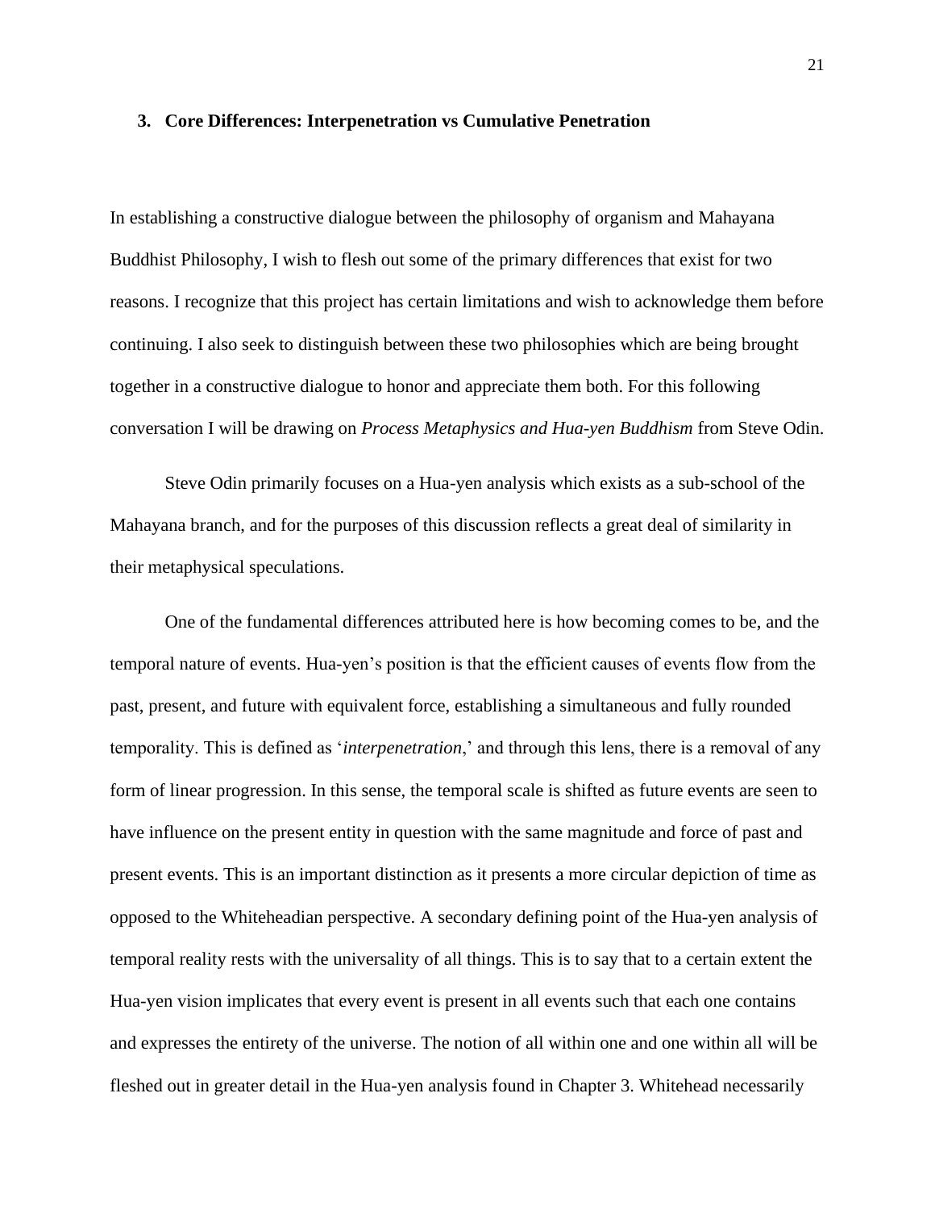### 3. Core Differences: Interpenetration vs Cumulative Penetration

In establishing a constructive dialogue between the philosophy of organism and Mahayana Buddhist Philosophy, I wish to flesh out some of the primary differences that exist for two reasons. I recognize that this project has certain limitations and wish to acknowledge them before continuing. I also seek to distinguish between these two philosophies which are being brought together in a constructive dialogue to honor and appreciate them both. For this following conversation I will be drawing on *Process Metaphysics and Hua-yen Buddhism* from Steve Odin.

Steve Odin primarily focuses on a Hua-yen analysis which exists as a sub-school of the Mahayana branch, and for the purposes of this discussion reflects a great deal of similarity in their metaphysical speculations.

One of the fundamental differences attributed here is how becoming comes to be, and the temporal nature of events. Hua-yen's position is that the efficient causes of events flow from the past, present, and future with equivalent force, establishing a simultaneous and fully rounded temporality. This is defined as '*interpenetration*,' and through this lens, there is a removal of any form of linear progression. In this sense, the temporal scale is shifted as future events are seen to have influence on the present entity in question with the same magnitude and force of past and present events. This is an important distinction as it presents a more circular depiction of time as opposed to the Whiteheadian perspective. A secondary defining point of the Hua-yen analysis of temporal reality rests with the universality of all things. This is to say that to a certain extent the Hua-yen vision implicates that every event is present in all events such that each one contains and expresses the entirety of the universe. The notion of all within one and one within all will be fleshed out in greater detail in the Hua-yen analysis found in Chapter 3. Whitehead necessarily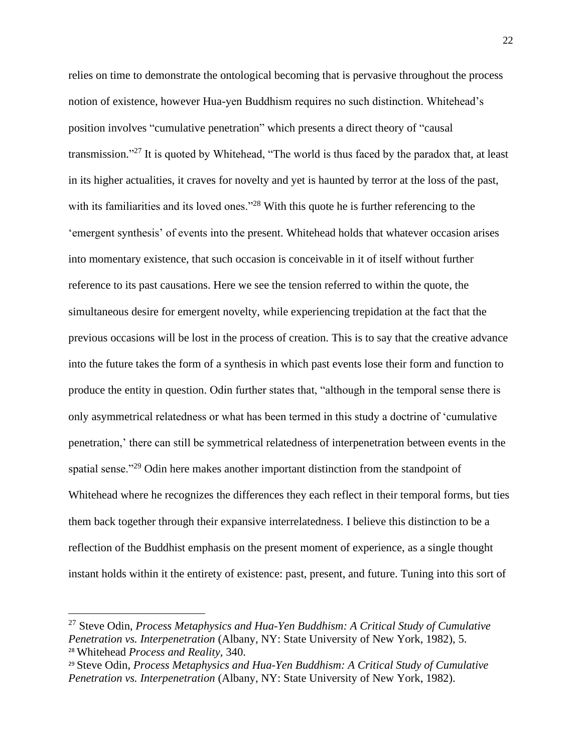relies on time to demonstrate the ontological becoming that is pervasive throughout the process notion of existence, however Hua-yen Buddhism requires no such distinction. Whitehead's position involves "cumulative penetration" which presents a direct theory of "causal transmission."[27] It is quoted by Whitehead, "The world is thus faced by the paradox that, at least in its higher actualities, it craves for novelty and yet is haunted by terror at the loss of the past, with its familiarities and its loved ones."[28] With this quote he is further referencing to the 'emergent synthesis' of events into the present. Whitehead holds that whatever occasion arises into momentary existence, that such occasion is conceivable in it of itself without further reference to its past causations. Here we see the tension referred to within the quote, the simultaneous desire for emergent novelty, while experiencing trepidation at the fact that the previous occasions will be lost in the process of creation. This is to say that the creative advance into the future takes the form of a synthesis in which past events lose their form and function to produce the entity in question. Odin further states that, "although in the temporal sense there is only asymmetrical relatedness or what has been termed in this study a doctrine of 'cumulative penetration,' there can still be symmetrical relatedness of interpenetration between events in the spatial sense."[29] Odin here makes another important distinction from the standpoint of Whitehead where he recognizes the differences they each reflect in their temporal forms, but ties them back together through their expansive interrelatedness. I believe this distinction to be a reflection of the Buddhist emphasis on the present moment of experience, as a single thought instant holds within it the entirety of existence: past, present, and future. Tuning into this sort of

---

[27] Steve Odin, *Process Metaphysics and Hua-Yen Buddhism: A Critical Study of Cumulative Penetration vs. Interpenetration* (Albany, NY: State University of New York, 1982), 5.

[28] Whitehead *Process and Reality*, 340.

[29] Steve Odin, *Process Metaphysics and Hua-Yen Buddhism: A Critical Study of Cumulative Penetration vs. Interpenetration* (Albany, NY: State University of New York, 1982).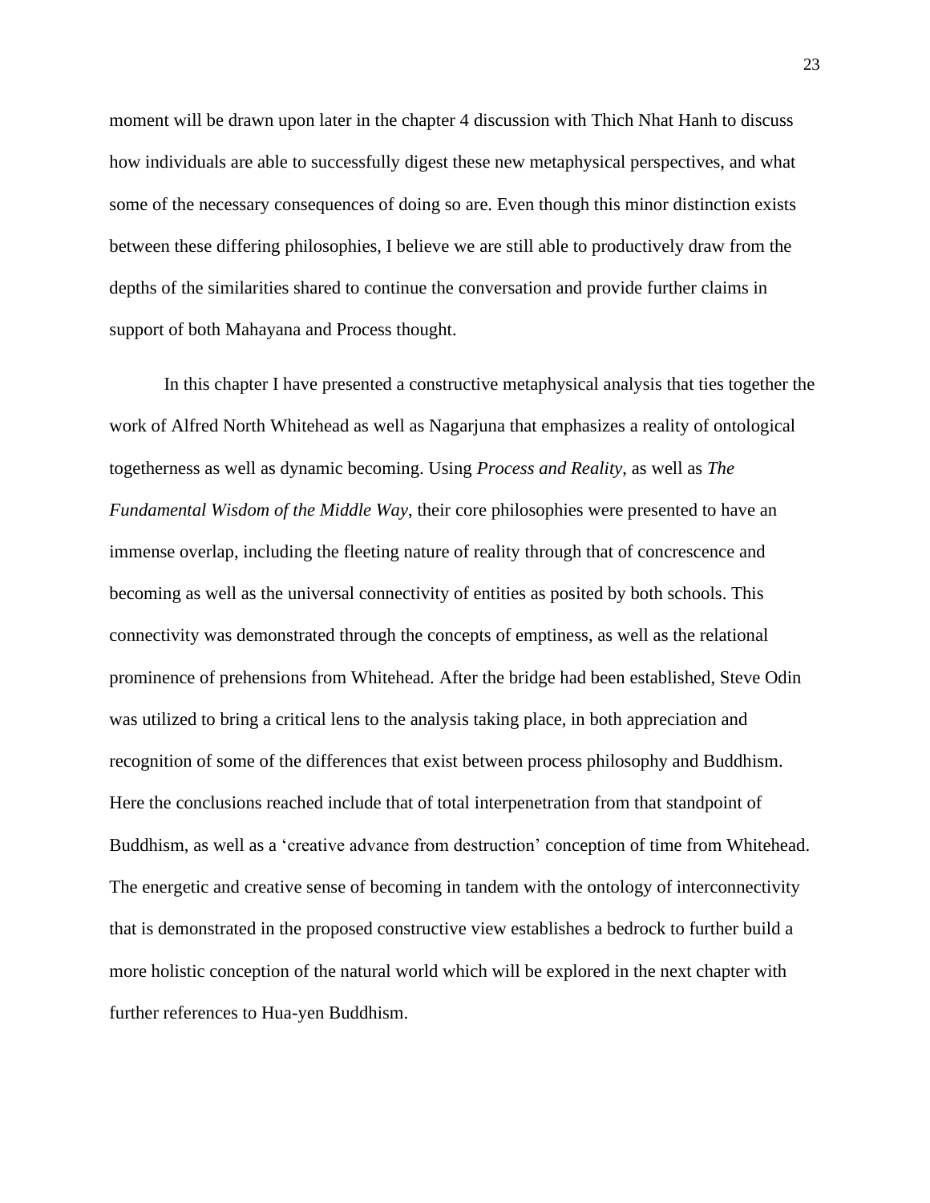moment will be drawn upon later in the chapter 4 discussion with Thich Nhat Hanh to discuss how individuals are able to successfully digest these new metaphysical perspectives, and what some of the necessary consequences of doing so are. Even though this minor distinction exists between these differing philosophies, I believe we are still able to productively draw from the depths of the similarities shared to continue the conversation and provide further claims in support of both Mahayana and Process thought.

In this chapter I have presented a constructive metaphysical analysis that ties together the work of Alfred North Whitehead as well as Nagarjuna that emphasizes a reality of ontological togetherness as well as dynamic becoming. Using *Process and Reality*, as well as *The Fundamental Wisdom of the Middle Way*, their core philosophies were presented to have an immense overlap, including the fleeting nature of reality through that of concrescence and becoming as well as the universal connectivity of entities as posited by both schools. This connectivity was demonstrated through the concepts of emptiness, as well as the relational prominence of prehensions from Whitehead. After the bridge had been established, Steve Odin was utilized to bring a critical lens to the analysis taking place, in both appreciation and recognition of some of the differences that exist between process philosophy and Buddhism. Here the conclusions reached include that of total interpenetration from that standpoint of Buddhism, as well as a 'creative advance from destruction' conception of time from Whitehead. The energetic and creative sense of becoming in tandem with the ontology of interconnectivity that is demonstrated in the proposed constructive view establishes a bedrock to further build a more holistic conception of the natural world which will be explored in the next chapter with further references to Hua-yen Buddhism.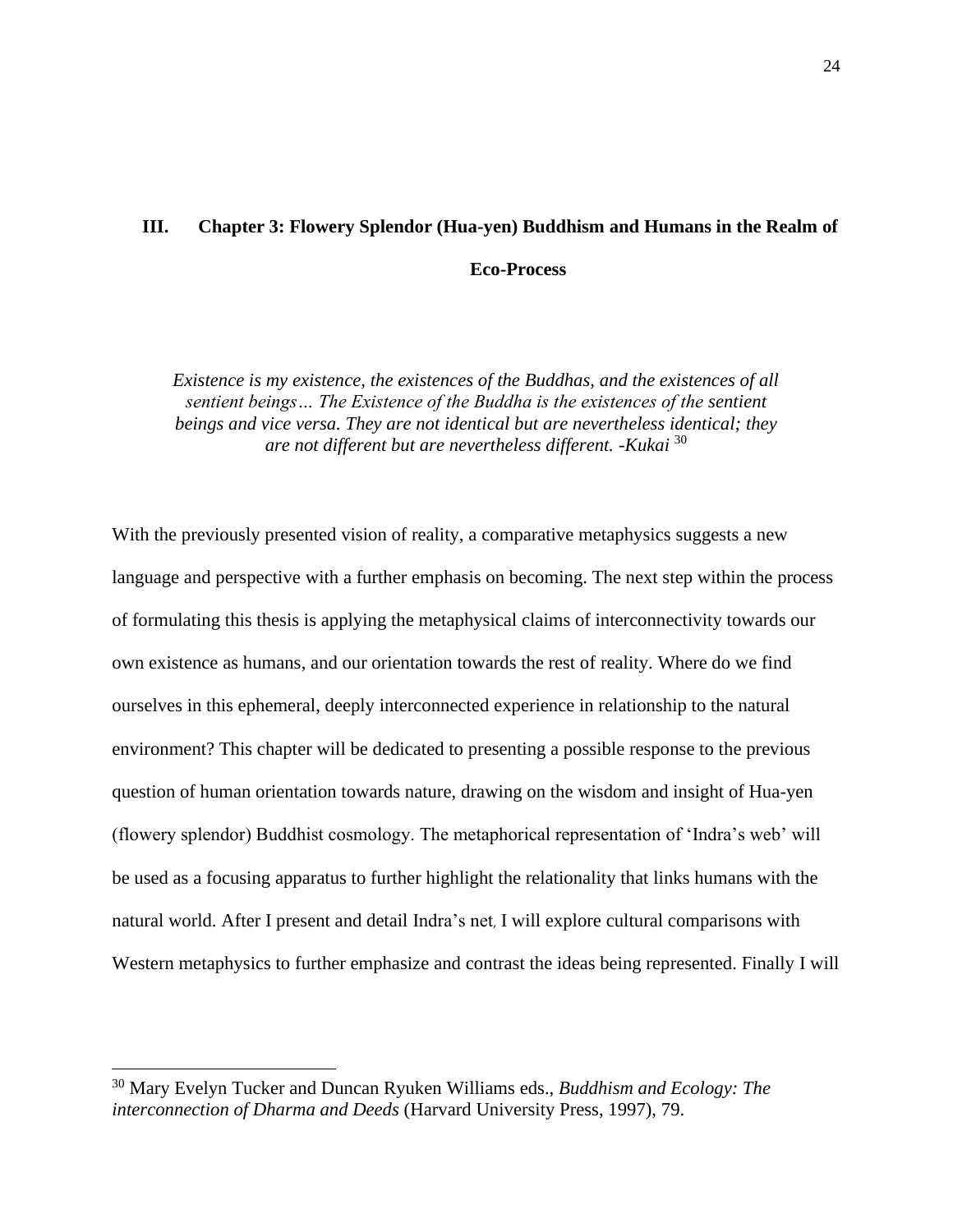# III. Chapter 3: Flowery Splendor (Hua-yen) Buddhism and Humans in the Realm of Eco-Process

> *Existence is my existence, the existences of the Buddhas, and the existences of all sentient beings… The Existence of the Buddha is the existences of the sentient beings and vice versa. They are not identical but are nevertheless identical; they are not different but are nevertheless different. -Kukai* [30]

With the previously presented vision of reality, a comparative metaphysics suggests a new language and perspective with a further emphasis on becoming. The next step within the process of formulating this thesis is applying the metaphysical claims of interconnectivity towards our own existence as humans, and our orientation towards the rest of reality. Where do we find ourselves in this ephemeral, deeply interconnected experience in relationship to the natural environment? This chapter will be dedicated to presenting a possible response to the previous question of human orientation towards nature, drawing on the wisdom and insight of Hua-yen (flowery splendor) Buddhist cosmology. The metaphorical representation of 'Indra's web' will be used as a focusing apparatus to further highlight the relationality that links humans with the natural world. After I present and detail Indra's net, I will explore cultural comparisons with Western metaphysics to further emphasize and contrast the ideas being represented. Finally I will

---

[30] Mary Evelyn Tucker and Duncan Ryuken Williams eds., *Buddhism and Ecology: The interconnection of Dharma and Deeds* (Harvard University Press, 1997), 79.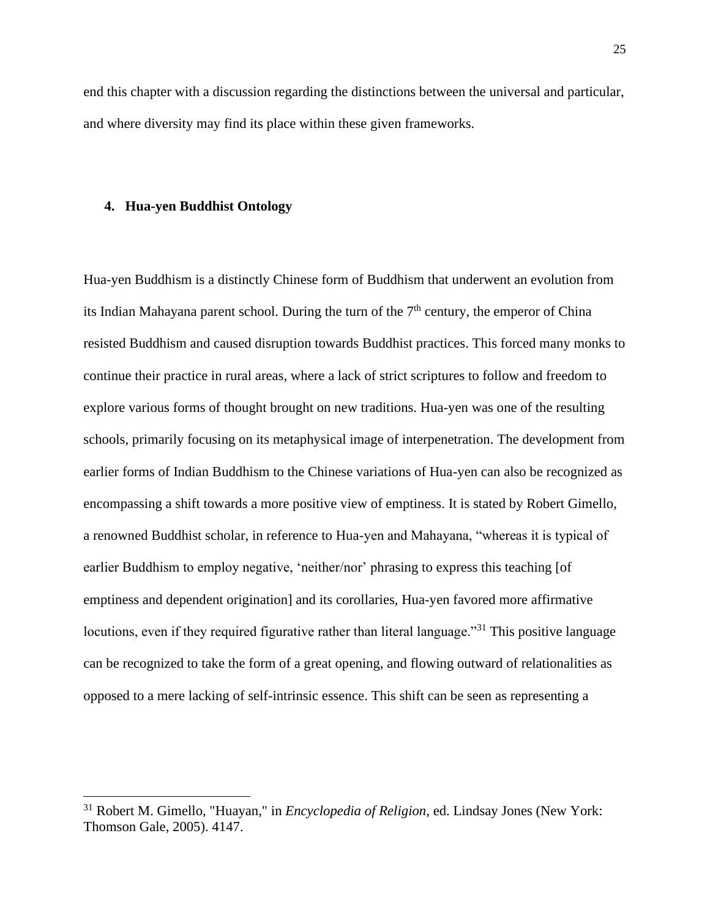end this chapter with a discussion regarding the distinctions between the universal and particular, and where diversity may find its place within these given frameworks.

### 4. Hua-yen Buddhist Ontology

Hua-yen Buddhism is a distinctly Chinese form of Buddhism that underwent an evolution from its Indian Mahayana parent school. During the turn of the 7th century, the emperor of China resisted Buddhism and caused disruption towards Buddhist practices. This forced many monks to continue their practice in rural areas, where a lack of strict scriptures to follow and freedom to explore various forms of thought brought on new traditions. Hua-yen was one of the resulting schools, primarily focusing on its metaphysical image of interpenetration. The development from earlier forms of Indian Buddhism to the Chinese variations of Hua-yen can also be recognized as encompassing a shift towards a more positive view of emptiness. It is stated by Robert Gimello, a renowned Buddhist scholar, in reference to Hua-yen and Mahayana, "whereas it is typical of earlier Buddhism to employ negative, 'neither/nor' phrasing to express this teaching [of emptiness and dependent origination] and its corollaries, Hua-yen favored more affirmative locutions, even if they required figurative rather than literal language."[31] This positive language can be recognized to take the form of a great opening, and flowing outward of relationalities as opposed to a mere lacking of self-intrinsic essence. This shift can be seen as representing a

---

[31] Robert M. Gimello, "Huayan," in *Encyclopedia of Religion*, ed. Lindsay Jones (New York: Thomson Gale, 2005). 4147.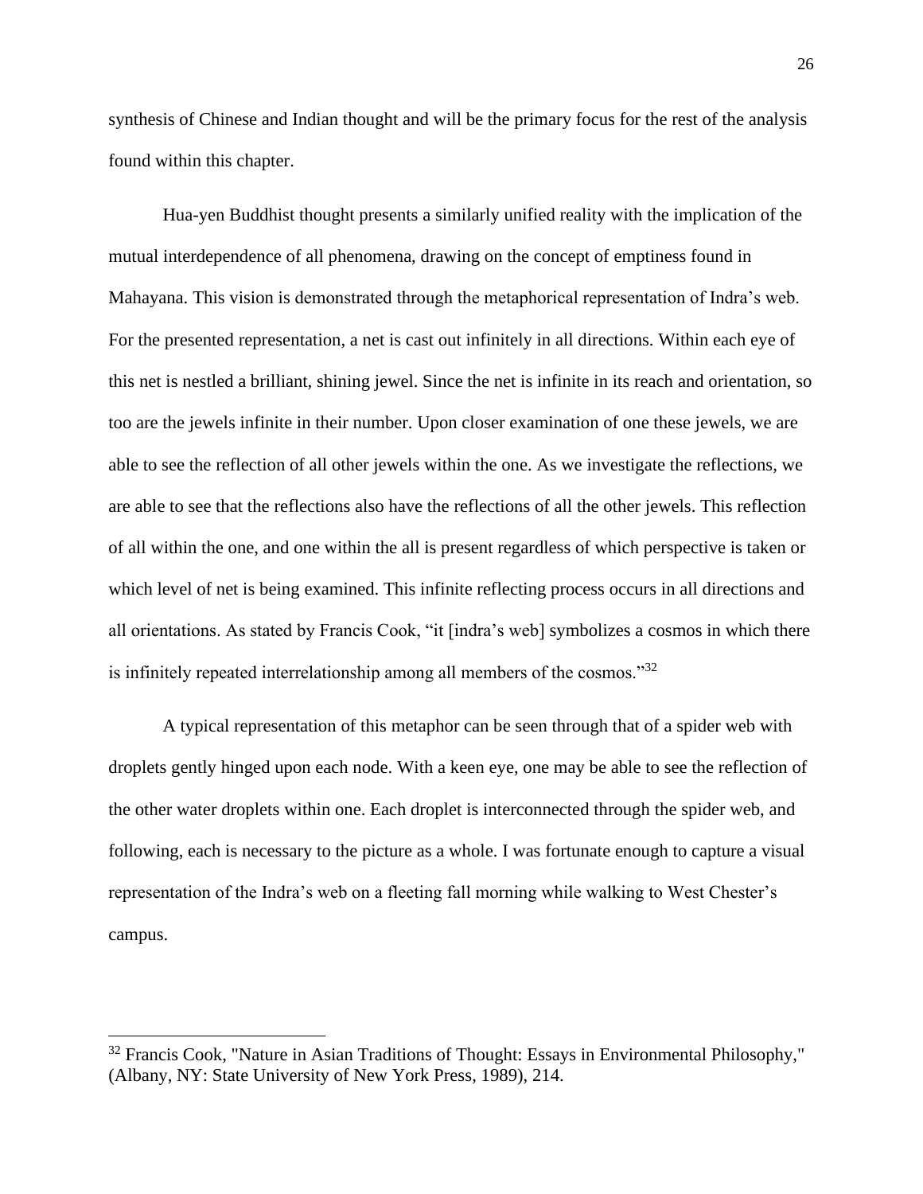synthesis of Chinese and Indian thought and will be the primary focus for the rest of the analysis found within this chapter.

Hua-yen Buddhist thought presents a similarly unified reality with the implication of the mutual interdependence of all phenomena, drawing on the concept of emptiness found in Mahayana. This vision is demonstrated through the metaphorical representation of Indra's web. For the presented representation, a net is cast out infinitely in all directions. Within each eye of this net is nestled a brilliant, shining jewel. Since the net is infinite in its reach and orientation, so too are the jewels infinite in their number. Upon closer examination of one these jewels, we are able to see the reflection of all other jewels within the one. As we investigate the reflections, we are able to see that the reflections also have the reflections of all the other jewels. This reflection of all within the one, and one within the all is present regardless of which perspective is taken or which level of net is being examined. This infinite reflecting process occurs in all directions and all orientations. As stated by Francis Cook, "it [indra's web] symbolizes a cosmos in which there is infinitely repeated interrelationship among all members of the cosmos."[32]

A typical representation of this metaphor can be seen through that of a spider web with droplets gently hinged upon each node. With a keen eye, one may be able to see the reflection of the other water droplets within one. Each droplet is interconnected through the spider web, and following, each is necessary to the picture as a whole. I was fortunate enough to capture a visual representation of the Indra's web on a fleeting fall morning while walking to West Chester's campus.

---

[32] Francis Cook, "Nature in Asian Traditions of Thought: Essays in Environmental Philosophy," (Albany, NY: State University of New York Press, 1989), 214.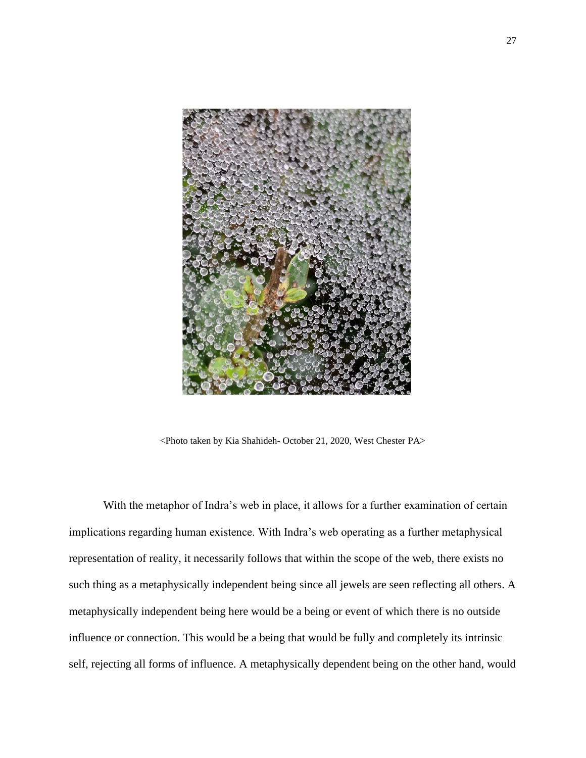<Photo taken by Kia Shahideh- October 21, 2020, West Chester PA>

With the metaphor of Indra's web in place, it allows for a further examination of certain implications regarding human existence. With Indra's web operating as a further metaphysical representation of reality, it necessarily follows that within the scope of the web, there exists no such thing as a metaphysically independent being since all jewels are seen reflecting all others. A metaphysically independent being here would be a being or event of which there is no outside influence or connection. This would be a being that would be fully and completely its intrinsic self, rejecting all forms of influence. A metaphysically dependent being on the other hand, would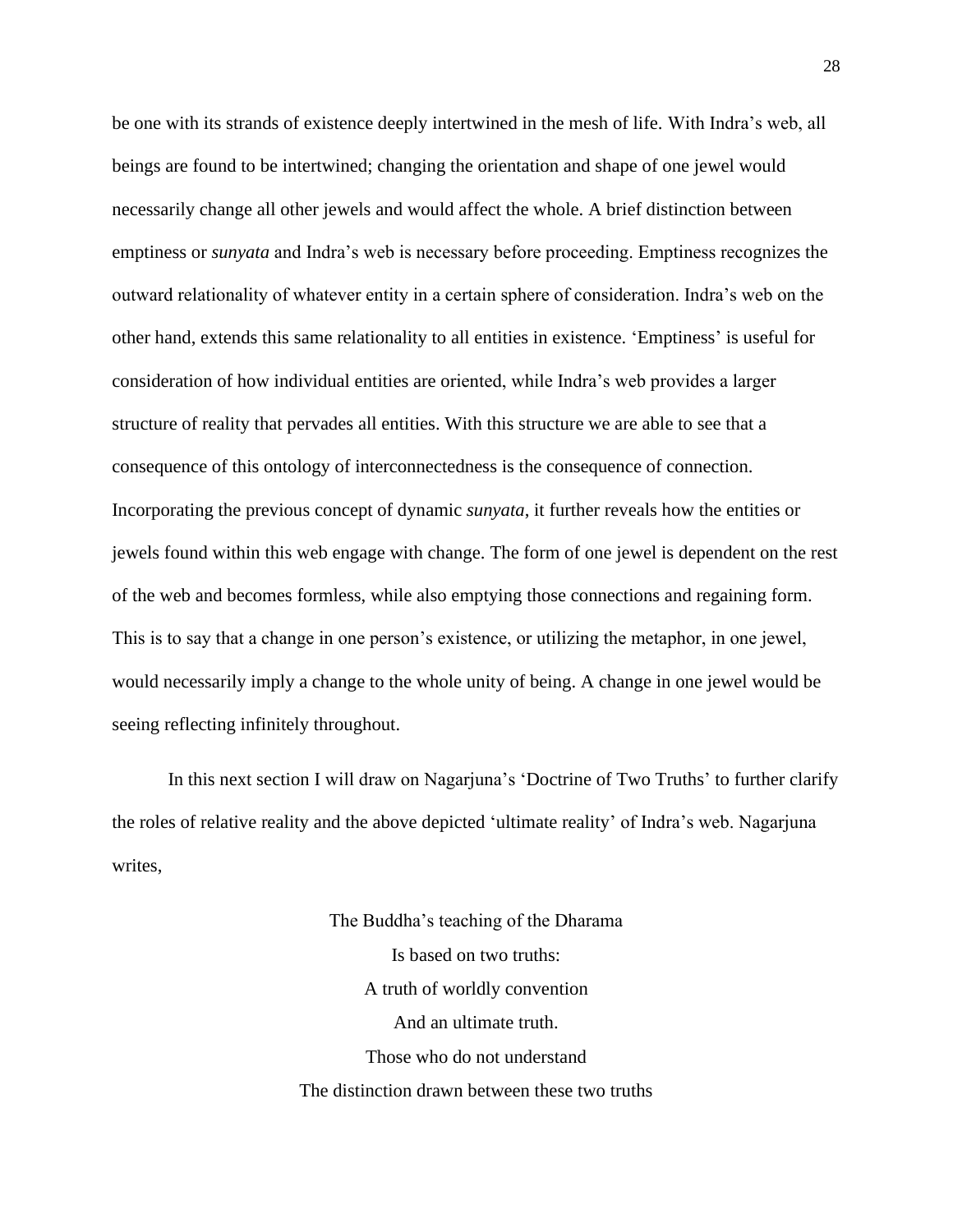be one with its strands of existence deeply intertwined in the mesh of life. With Indra's web, all beings are found to be intertwined; changing the orientation and shape of one jewel would necessarily change all other jewels and would affect the whole. A brief distinction between emptiness or *sunyata* and Indra's web is necessary before proceeding. Emptiness recognizes the outward relationality of whatever entity in a certain sphere of consideration. Indra's web on the other hand, extends this same relationality to all entities in existence. 'Emptiness' is useful for consideration of how individual entities are oriented, while Indra's web provides a larger structure of reality that pervades all entities. With this structure we are able to see that a consequence of this ontology of interconnectedness is the consequence of connection. Incorporating the previous concept of dynamic *sunyata*, it further reveals how the entities or jewels found within this web engage with change. The form of one jewel is dependent on the rest of the web and becomes formless, while also emptying those connections and regaining form. This is to say that a change in one person's existence, or utilizing the metaphor, in one jewel, would necessarily imply a change to the whole unity of being. A change in one jewel would be seeing reflecting infinitely throughout.

In this next section I will draw on Nagarjuna's 'Doctrine of Two Truths' to further clarify the roles of relative reality and the above depicted 'ultimate reality' of Indra's web. Nagarjuna writes,

> The Buddha's teaching of the Dharama
> Is based on two truths:
> A truth of worldly convention
> And an ultimate truth.
> Those who do not understand
> The distinction drawn between these two truths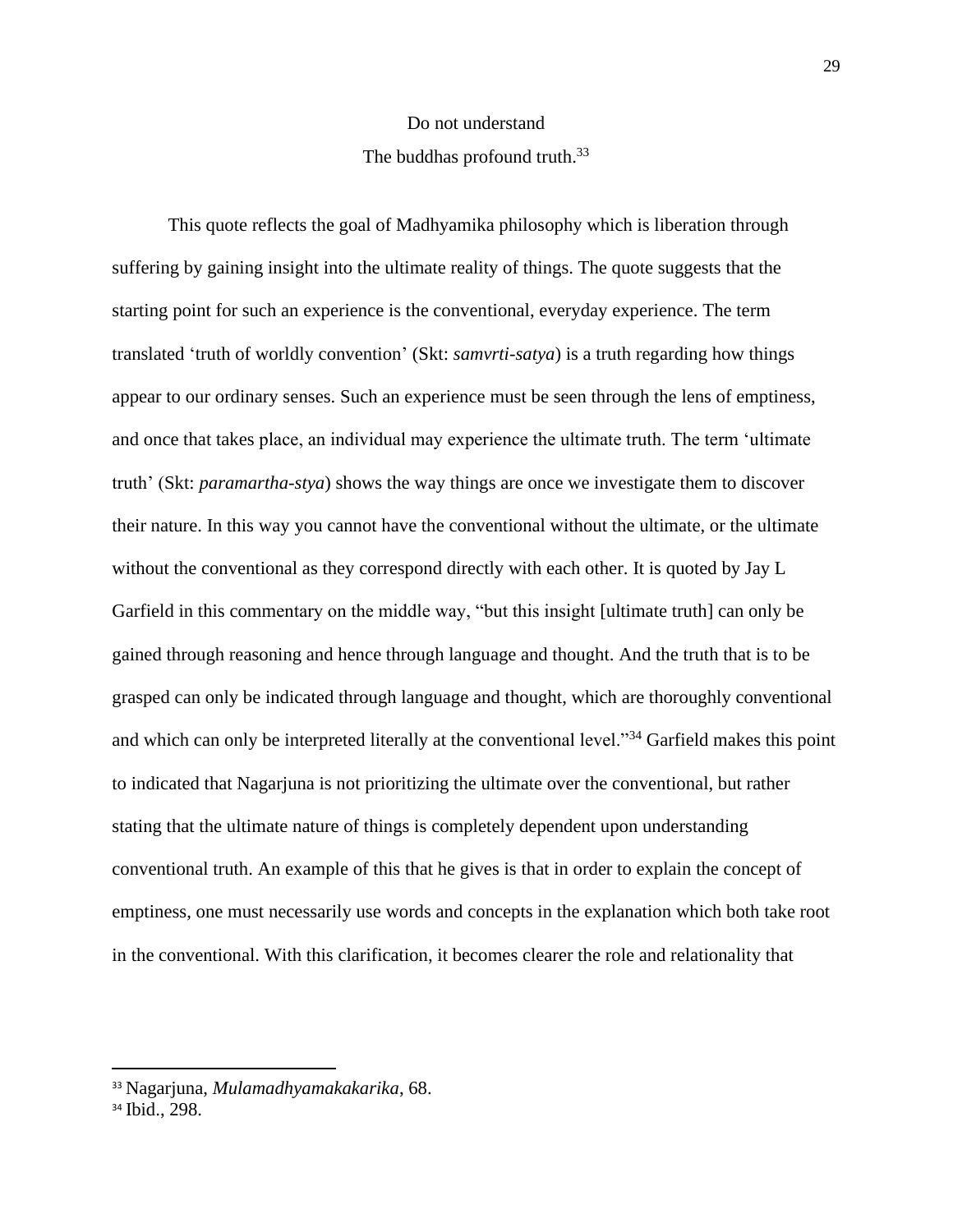Do not understand  
The buddhas profound truth.[33]

This quote reflects the goal of Madhyamika philosophy which is liberation through suffering by gaining insight into the ultimate reality of things. The quote suggests that the starting point for such an experience is the conventional, everyday experience. The term translated 'truth of worldly convention' (Skt: *samvrti-satya*) is a truth regarding how things appear to our ordinary senses. Such an experience must be seen through the lens of emptiness, and once that takes place, an individual may experience the ultimate truth. The term 'ultimate truth' (Skt: *paramartha-stya*) shows the way things are once we investigate them to discover their nature. In this way you cannot have the conventional without the ultimate, or the ultimate without the conventional as they correspond directly with each other. It is quoted by Jay L Garfield in this commentary on the middle way, "but this insight [ultimate truth] can only be gained through reasoning and hence through language and thought. And the truth that is to be grasped can only be indicated through language and thought, which are thoroughly conventional and which can only be interpreted literally at the conventional level."[34] Garfield makes this point to indicated that Nagarjuna is not prioritizing the ultimate over the conventional, but rather stating that the ultimate nature of things is completely dependent upon understanding conventional truth. An example of this that he gives is that in order to explain the concept of emptiness, one must necessarily use words and concepts in the explanation which both take root in the conventional. With this clarification, it becomes clearer the role and relationality that

---

[33] Nagarjuna, *Mulamadhyamakakarika*, 68.

[34] Ibid., 298.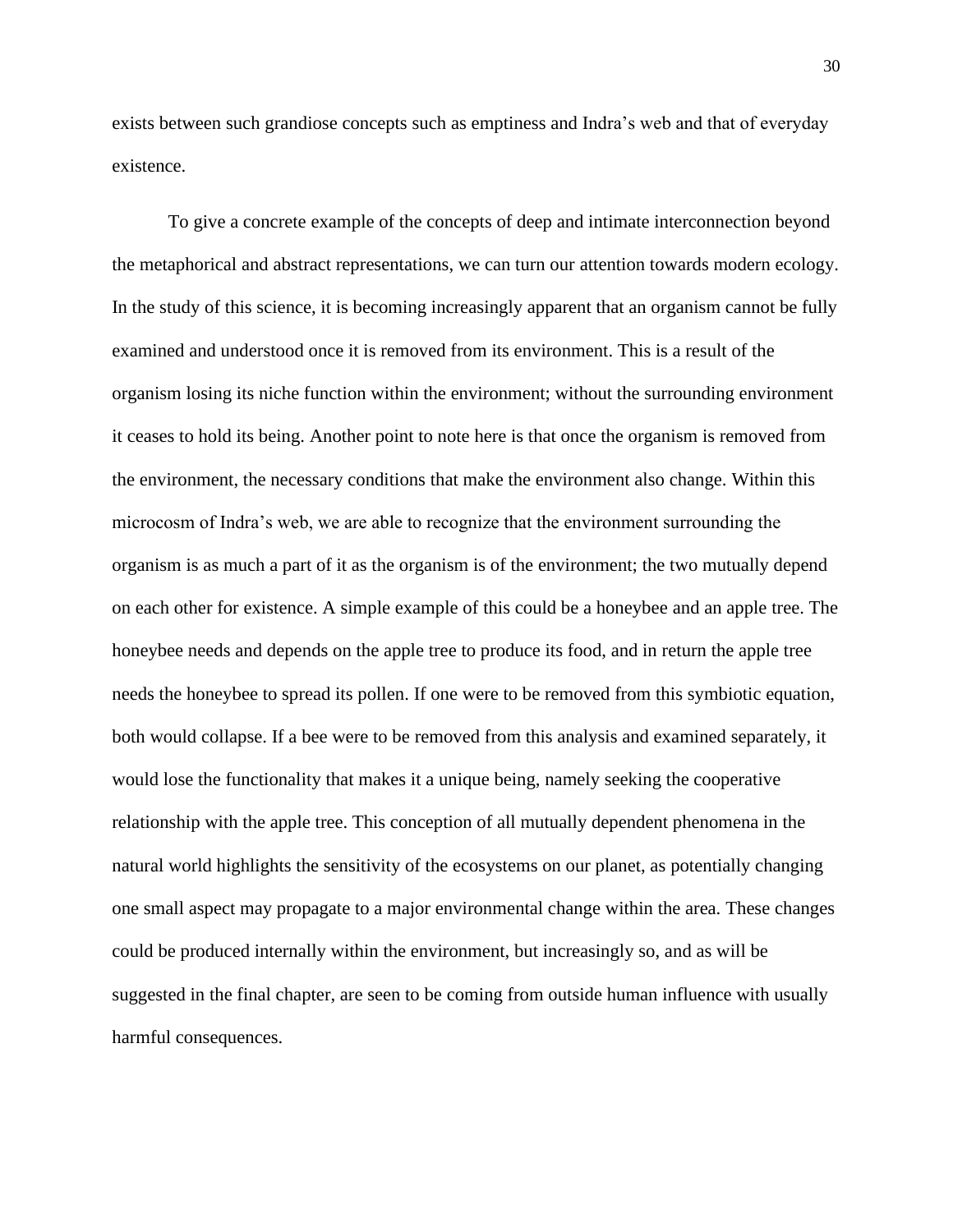exists between such grandiose concepts such as emptiness and Indra's web and that of everyday existence.

To give a concrete example of the concepts of deep and intimate interconnection beyond the metaphorical and abstract representations, we can turn our attention towards modern ecology. In the study of this science, it is becoming increasingly apparent that an organism cannot be fully examined and understood once it is removed from its environment. This is a result of the organism losing its niche function within the environment; without the surrounding environment it ceases to hold its being. Another point to note here is that once the organism is removed from the environment, the necessary conditions that make the environment also change. Within this microcosm of Indra's web, we are able to recognize that the environment surrounding the organism is as much a part of it as the organism is of the environment; the two mutually depend on each other for existence. A simple example of this could be a honeybee and an apple tree. The honeybee needs and depends on the apple tree to produce its food, and in return the apple tree needs the honeybee to spread its pollen. If one were to be removed from this symbiotic equation, both would collapse. If a bee were to be removed from this analysis and examined separately, it would lose the functionality that makes it a unique being, namely seeking the cooperative relationship with the apple tree. This conception of all mutually dependent phenomena in the natural world highlights the sensitivity of the ecosystems on our planet, as potentially changing one small aspect may propagate to a major environmental change within the area. These changes could be produced internally within the environment, but increasingly so, and as will be suggested in the final chapter, are seen to be coming from outside human influence with usually harmful consequences.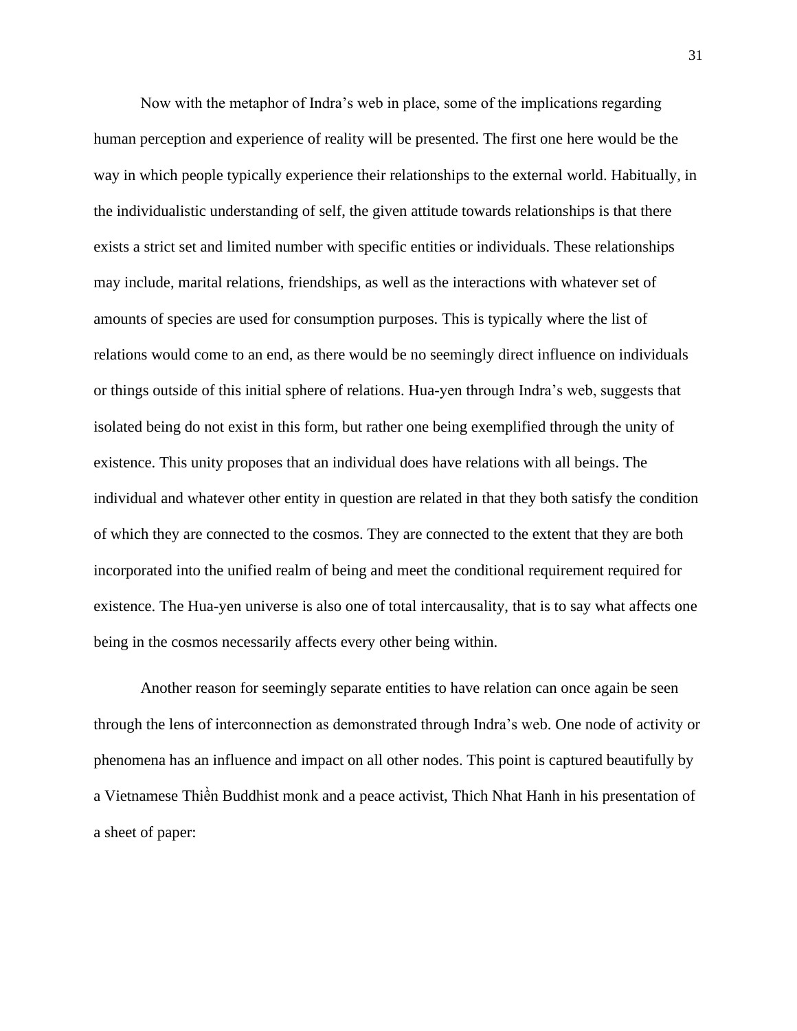Now with the metaphor of Indra's web in place, some of the implications regarding human perception and experience of reality will be presented. The first one here would be the way in which people typically experience their relationships to the external world. Habitually, in the individualistic understanding of self, the given attitude towards relationships is that there exists a strict set and limited number with specific entities or individuals. These relationships may include, marital relations, friendships, as well as the interactions with whatever set of amounts of species are used for consumption purposes. This is typically where the list of relations would come to an end, as there would be no seemingly direct influence on individuals or things outside of this initial sphere of relations. Hua-yen through Indra's web, suggests that isolated being do not exist in this form, but rather one being exemplified through the unity of existence. This unity proposes that an individual does have relations with all beings. The individual and whatever other entity in question are related in that they both satisfy the condition of which they are connected to the cosmos. They are connected to the extent that they are both incorporated into the unified realm of being and meet the conditional requirement required for existence. The Hua-yen universe is also one of total intercausality, that is to say what affects one being in the cosmos necessarily affects every other being within.

Another reason for seemingly separate entities to have relation can once again be seen through the lens of interconnection as demonstrated through Indra's web. One node of activity or phenomena has an influence and impact on all other nodes. This point is captured beautifully by a Vietnamese Thiền Buddhist monk and a peace activist, Thich Nhat Hanh in his presentation of a sheet of paper: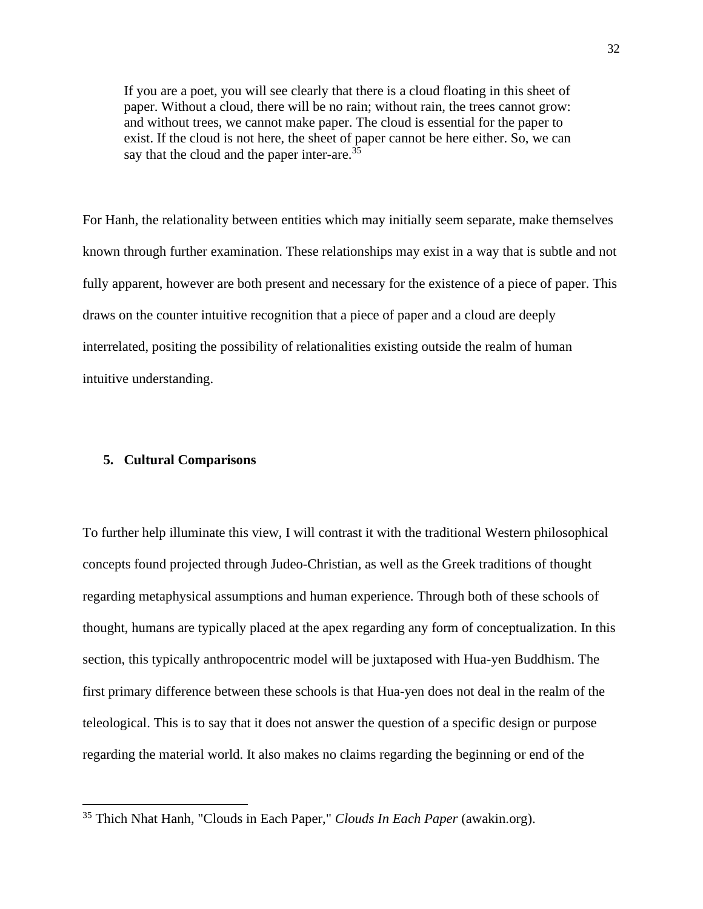> If you are a poet, you will see clearly that there is a cloud floating in this sheet of paper. Without a cloud, there will be no rain; without rain, the trees cannot grow: and without trees, we cannot make paper. The cloud is essential for the paper to exist. If the cloud is not here, the sheet of paper cannot be here either. So, we can say that the cloud and the paper inter-are.[35]

For Hanh, the relationality between entities which may initially seem separate, make themselves known through further examination. These relationships may exist in a way that is subtle and not fully apparent, however are both present and necessary for the existence of a piece of paper. This draws on the counter intuitive recognition that a piece of paper and a cloud are deeply interrelated, positing the possibility of relationalities existing outside the realm of human intuitive understanding.

## 5. Cultural Comparisons

To further help illuminate this view, I will contrast it with the traditional Western philosophical concepts found projected through Judeo-Christian, as well as the Greek traditions of thought regarding metaphysical assumptions and human experience. Through both of these schools of thought, humans are typically placed at the apex regarding any form of conceptualization. In this section, this typically anthropocentric model will be juxtaposed with Hua-yen Buddhism. The first primary difference between these schools is that Hua-yen does not deal in the realm of the teleological. This is to say that it does not answer the question of a specific design or purpose regarding the material world. It also makes no claims regarding the beginning or end of the

[35] Thich Nhat Hanh, "Clouds in Each Paper," *Clouds In Each Paper* (awakin.org).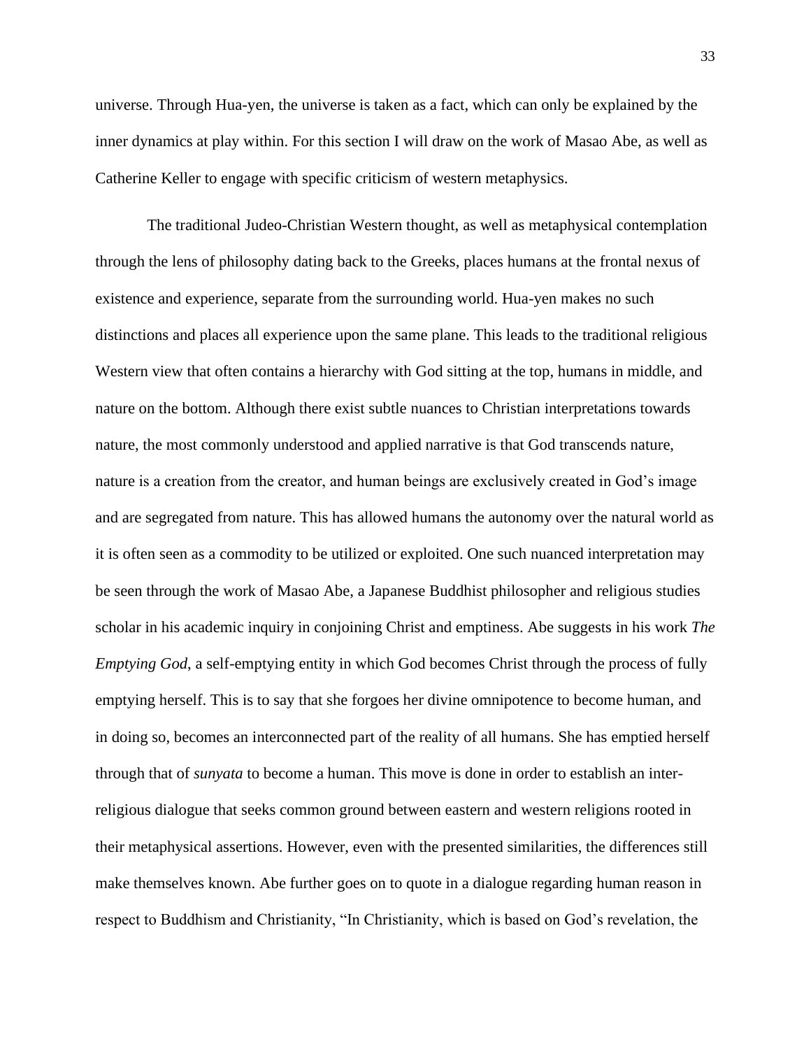universe. Through Hua-yen, the universe is taken as a fact, which can only be explained by the inner dynamics at play within. For this section I will draw on the work of Masao Abe, as well as Catherine Keller to engage with specific criticism of western metaphysics.

The traditional Judeo-Christian Western thought, as well as metaphysical contemplation through the lens of philosophy dating back to the Greeks, places humans at the frontal nexus of existence and experience, separate from the surrounding world. Hua-yen makes no such distinctions and places all experience upon the same plane. This leads to the traditional religious Western view that often contains a hierarchy with God sitting at the top, humans in middle, and nature on the bottom. Although there exist subtle nuances to Christian interpretations towards nature, the most commonly understood and applied narrative is that God transcends nature, nature is a creation from the creator, and human beings are exclusively created in God's image and are segregated from nature. This has allowed humans the autonomy over the natural world as it is often seen as a commodity to be utilized or exploited. One such nuanced interpretation may be seen through the work of Masao Abe, a Japanese Buddhist philosopher and religious studies scholar in his academic inquiry in conjoining Christ and emptiness. Abe suggests in his work *The Emptying God*, a self-emptying entity in which God becomes Christ through the process of fully emptying herself. This is to say that she forgoes her divine omnipotence to become human, and in doing so, becomes an interconnected part of the reality of all humans. She has emptied herself through that of *sunyata* to become a human. This move is done in order to establish an inter-religious dialogue that seeks common ground between eastern and western religions rooted in their metaphysical assertions. However, even with the presented similarities, the differences still make themselves known. Abe further goes on to quote in a dialogue regarding human reason in respect to Buddhism and Christianity, "In Christianity, which is based on God's revelation, the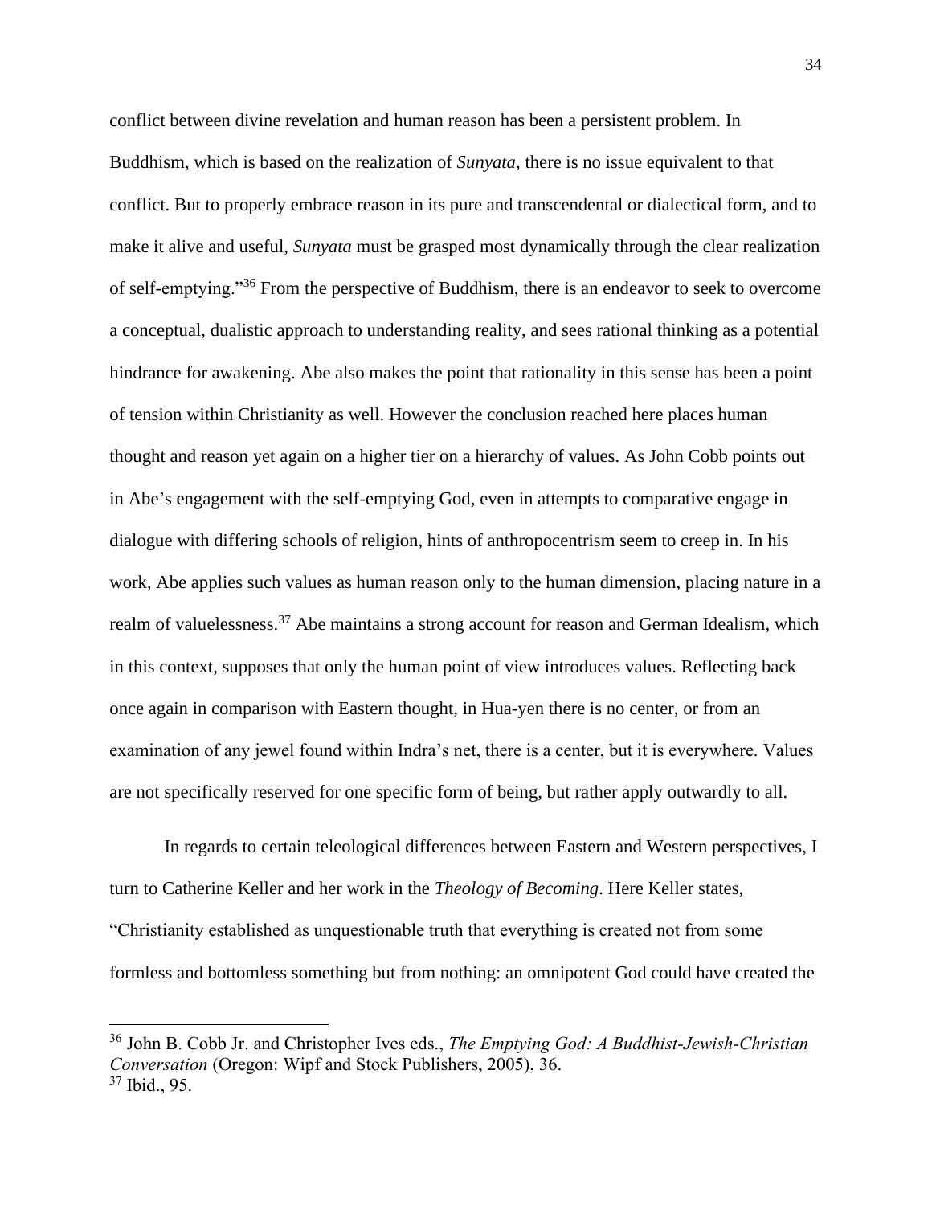conflict between divine revelation and human reason has been a persistent problem. In Buddhism, which is based on the realization of *Sunyata*, there is no issue equivalent to that conflict. But to properly embrace reason in its pure and transcendental or dialectical form, and to make it alive and useful, *Sunyata* must be grasped most dynamically through the clear realization of self-emptying."[36] From the perspective of Buddhism, there is an endeavor to seek to overcome a conceptual, dualistic approach to understanding reality, and sees rational thinking as a potential hindrance for awakening. Abe also makes the point that rationality in this sense has been a point of tension within Christianity as well. However the conclusion reached here places human thought and reason yet again on a higher tier on a hierarchy of values. As John Cobb points out in Abe's engagement with the self-emptying God, even in attempts to comparative engage in dialogue with differing schools of religion, hints of anthropocentrism seem to creep in. In his work, Abe applies such values as human reason only to the human dimension, placing nature in a realm of valuelessness.[37] Abe maintains a strong account for reason and German Idealism, which in this context, supposes that only the human point of view introduces values. Reflecting back once again in comparison with Eastern thought, in Hua-yen there is no center, or from an examination of any jewel found within Indra's net, there is a center, but it is everywhere. Values are not specifically reserved for one specific form of being, but rather apply outwardly to all.

In regards to certain teleological differences between Eastern and Western perspectives, I turn to Catherine Keller and her work in the *Theology of Becoming*. Here Keller states, "Christianity established as unquestionable truth that everything is created not from some formless and bottomless something but from nothing: an omnipotent God could have created the

---

[36] John B. Cobb Jr. and Christopher Ives eds., *The Emptying God: A Buddhist-Jewish-Christian Conversation* (Oregon: Wipf and Stock Publishers, 2005), 36.

[37] Ibid., 95.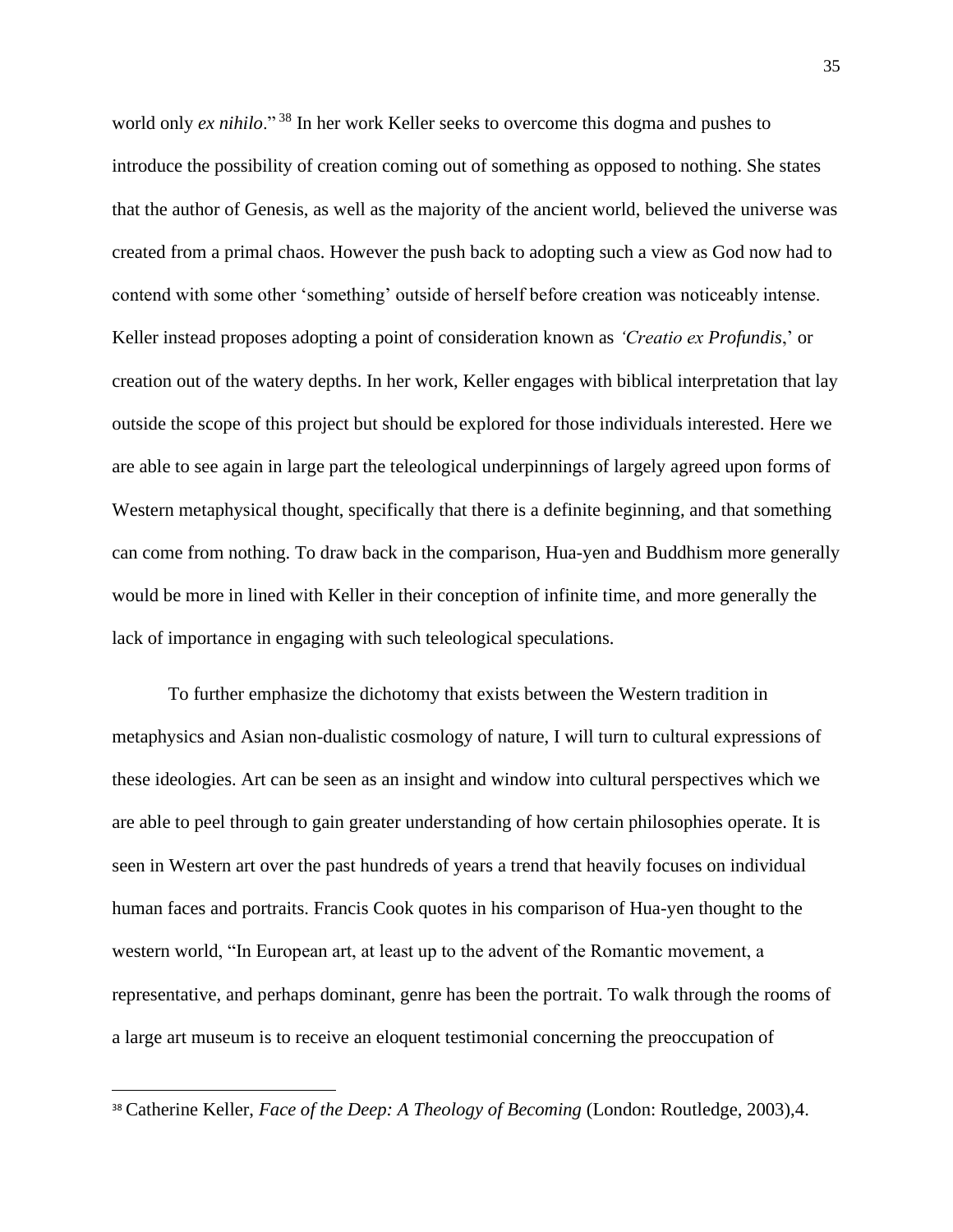world only *ex nihilo*."[38] In her work Keller seeks to overcome this dogma and pushes to introduce the possibility of creation coming out of something as opposed to nothing. She states that the author of Genesis, as well as the majority of the ancient world, believed the universe was created from a primal chaos. However the push back to adopting such a view as God now had to contend with some other 'something' outside of herself before creation was noticeably intense. Keller instead proposes adopting a point of consideration known as *'Creatio ex Profundis*,' or creation out of the watery depths. In her work, Keller engages with biblical interpretation that lay outside the scope of this project but should be explored for those individuals interested. Here we are able to see again in large part the teleological underpinnings of largely agreed upon forms of Western metaphysical thought, specifically that there is a definite beginning, and that something can come from nothing. To draw back in the comparison, Hua-yen and Buddhism more generally would be more in lined with Keller in their conception of infinite time, and more generally the lack of importance in engaging with such teleological speculations.

To further emphasize the dichotomy that exists between the Western tradition in metaphysics and Asian non-dualistic cosmology of nature, I will turn to cultural expressions of these ideologies. Art can be seen as an insight and window into cultural perspectives which we are able to peel through to gain greater understanding of how certain philosophies operate. It is seen in Western art over the past hundreds of years a trend that heavily focuses on individual human faces and portraits. Francis Cook quotes in his comparison of Hua-yen thought to the western world, "In European art, at least up to the advent of the Romantic movement, a representative, and perhaps dominant, genre has been the portrait. To walk through the rooms of a large art museum is to receive an eloquent testimonial concerning the preoccupation of

---

[38] Catherine Keller, *Face of the Deep: A Theology of Becoming* (London: Routledge, 2003),4.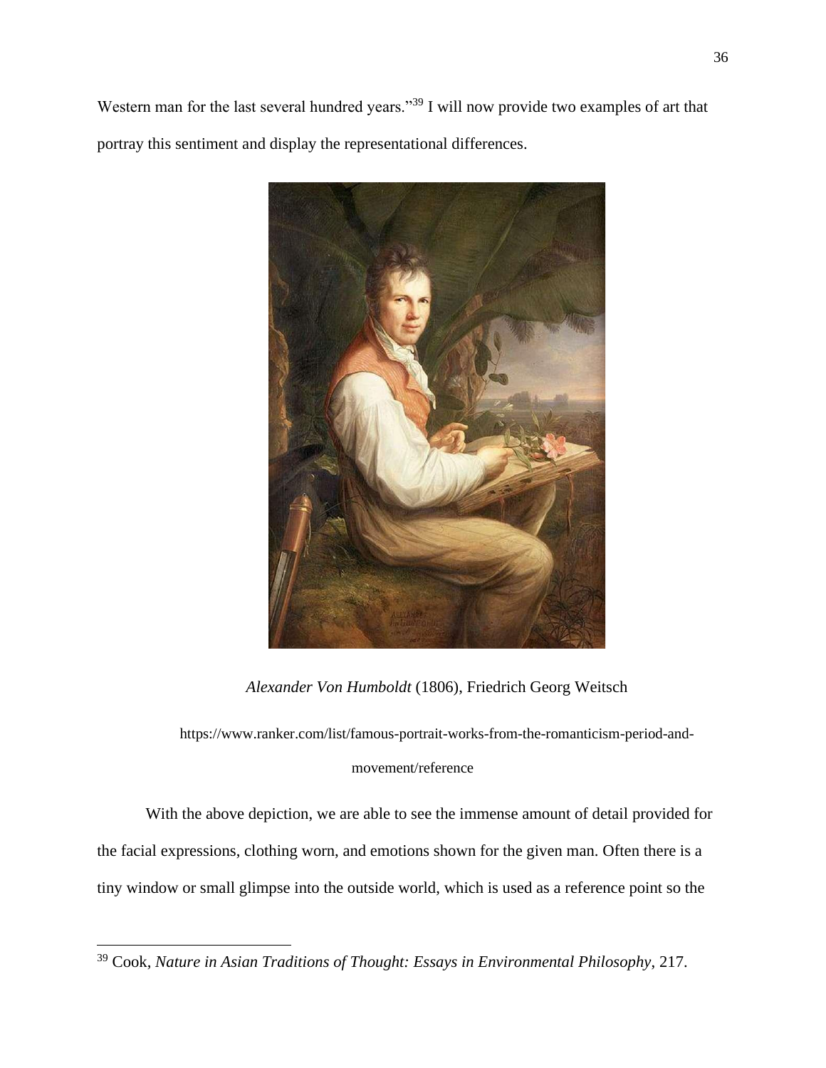Western man for the last several hundred years."[39] I will now provide two examples of art that portray this sentiment and display the representational differences.

*Alexander Von Humboldt* (1806), Friedrich Georg Weitsch

https://www.ranker.com/list/famous-portrait-works-from-the-romanticism-period-and-movement/reference

With the above depiction, we are able to see the immense amount of detail provided for the facial expressions, clothing worn, and emotions shown for the given man. Often there is a tiny window or small glimpse into the outside world, which is used as a reference point so the

---

[39] Cook, *Nature in Asian Traditions of Thought: Essays in Environmental Philosophy*, 217.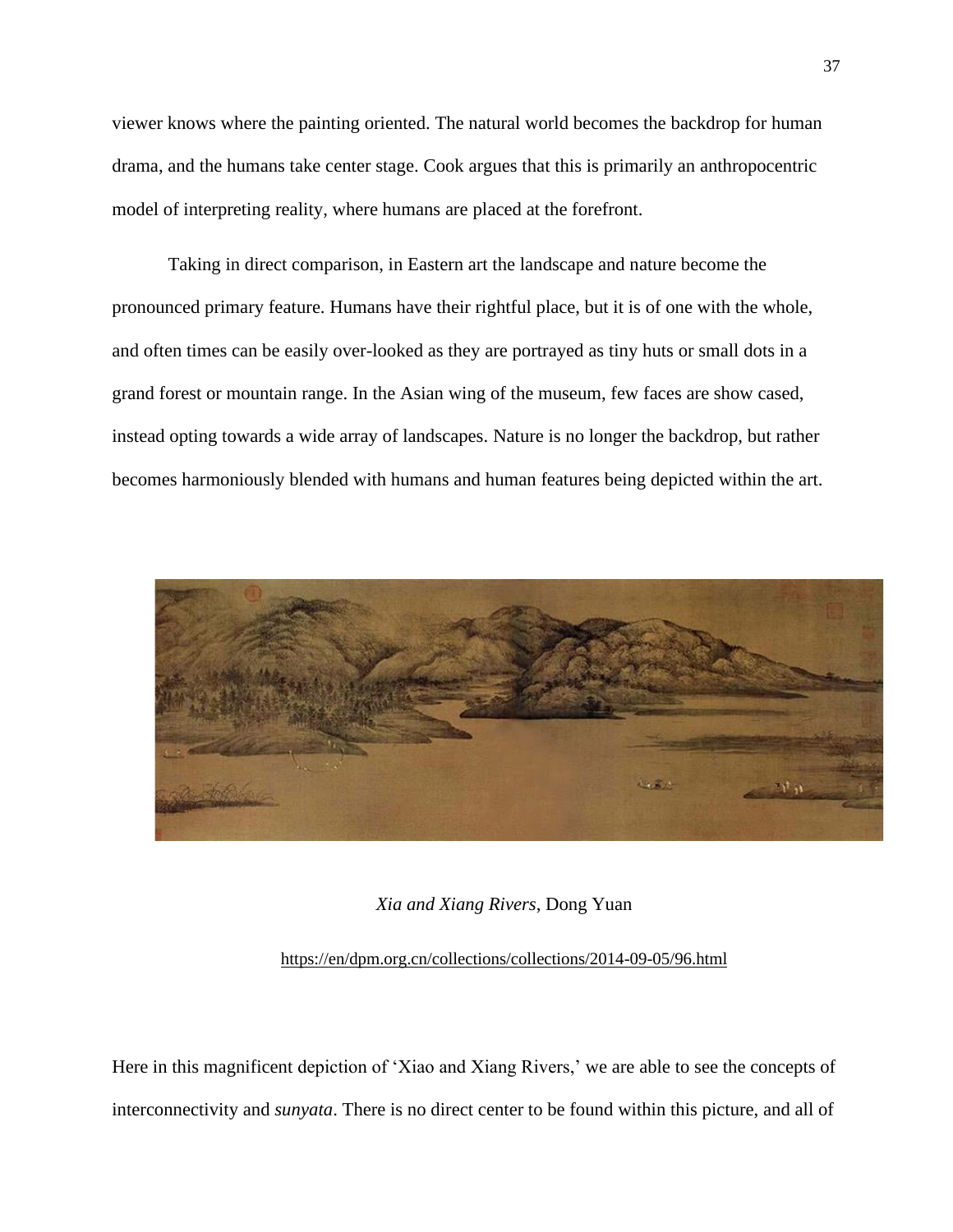viewer knows where the painting oriented. The natural world becomes the backdrop for human drama, and the humans take center stage. Cook argues that this is primarily an anthropocentric model of interpreting reality, where humans are placed at the forefront.

Taking in direct comparison, in Eastern art the landscape and nature become the pronounced primary feature. Humans have their rightful place, but it is of one with the whole, and often times can be easily over-looked as they are portrayed as tiny huts or small dots in a grand forest or mountain range. In the Asian wing of the museum, few faces are show cased, instead opting towards a wide array of landscapes. Nature is no longer the backdrop, but rather becomes harmoniously blended with humans and human features being depicted within the art.

*Xia and Xiang Rivers*, Dong Yuan

https://en/dpm.org.cn/collections/collections/2014-09-05/96.html

Here in this magnificent depiction of 'Xiao and Xiang Rivers,' we are able to see the concepts of interconnectivity and *sunyata*. There is no direct center to be found within this picture, and all of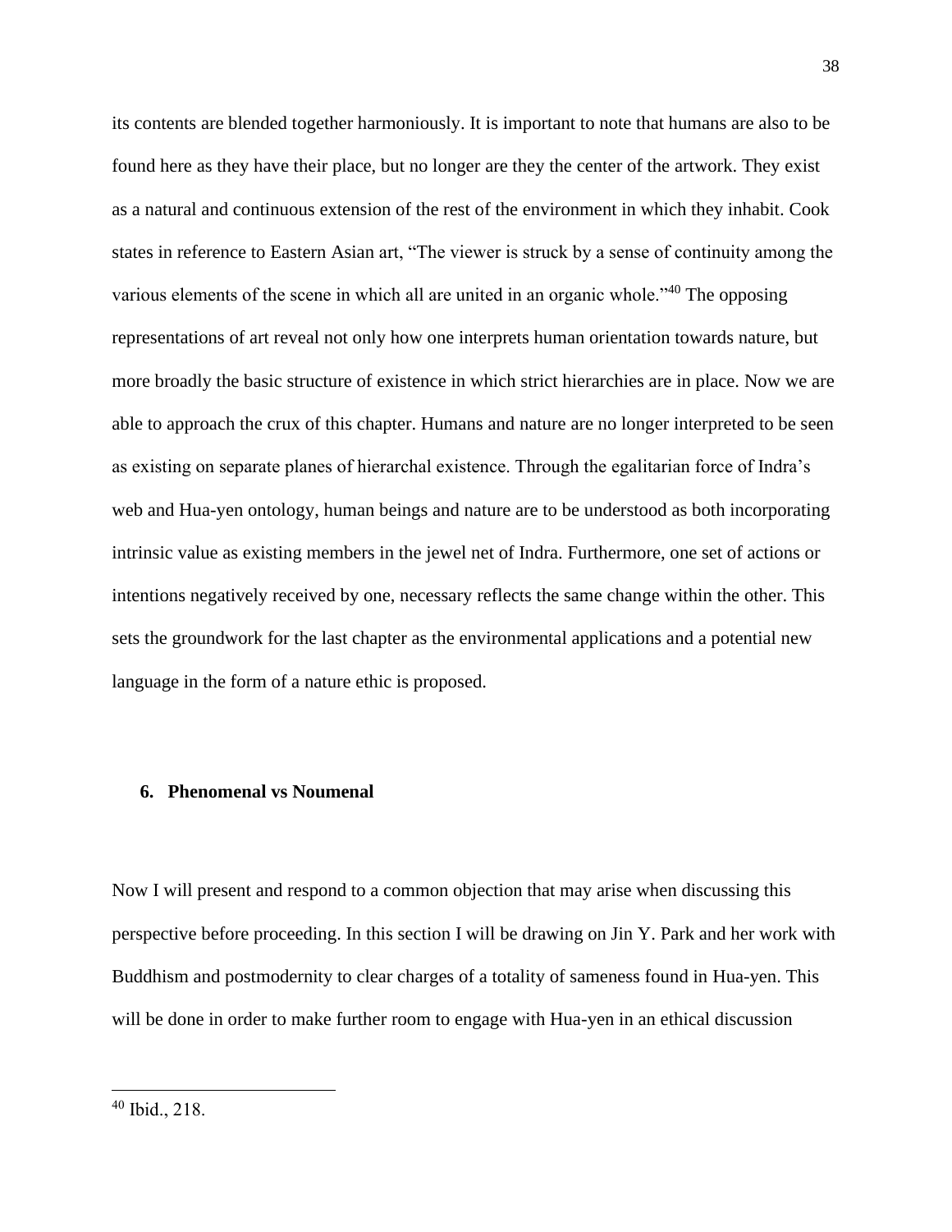its contents are blended together harmoniously. It is important to note that humans are also to be found here as they have their place, but no longer are they the center of the artwork. They exist as a natural and continuous extension of the rest of the environment in which they inhabit. Cook states in reference to Eastern Asian art, "The viewer is struck by a sense of continuity among the various elements of the scene in which all are united in an organic whole."[40] The opposing representations of art reveal not only how one interprets human orientation towards nature, but more broadly the basic structure of existence in which strict hierarchies are in place. Now we are able to approach the crux of this chapter. Humans and nature are no longer interpreted to be seen as existing on separate planes of hierarchal existence. Through the egalitarian force of Indra's web and Hua-yen ontology, human beings and nature are to be understood as both incorporating intrinsic value as existing members in the jewel net of Indra. Furthermore, one set of actions or intentions negatively received by one, necessary reflects the same change within the other. This sets the groundwork for the last chapter as the environmental applications and a potential new language in the form of a nature ethic is proposed.

### 6. Phenomenal vs Noumenal

Now I will present and respond to a common objection that may arise when discussing this perspective before proceeding. In this section I will be drawing on Jin Y. Park and her work with Buddhism and postmodernity to clear charges of a totality of sameness found in Hua-yen. This will be done in order to make further room to engage with Hua-yen in an ethical discussion

---

[40] Ibid., 218.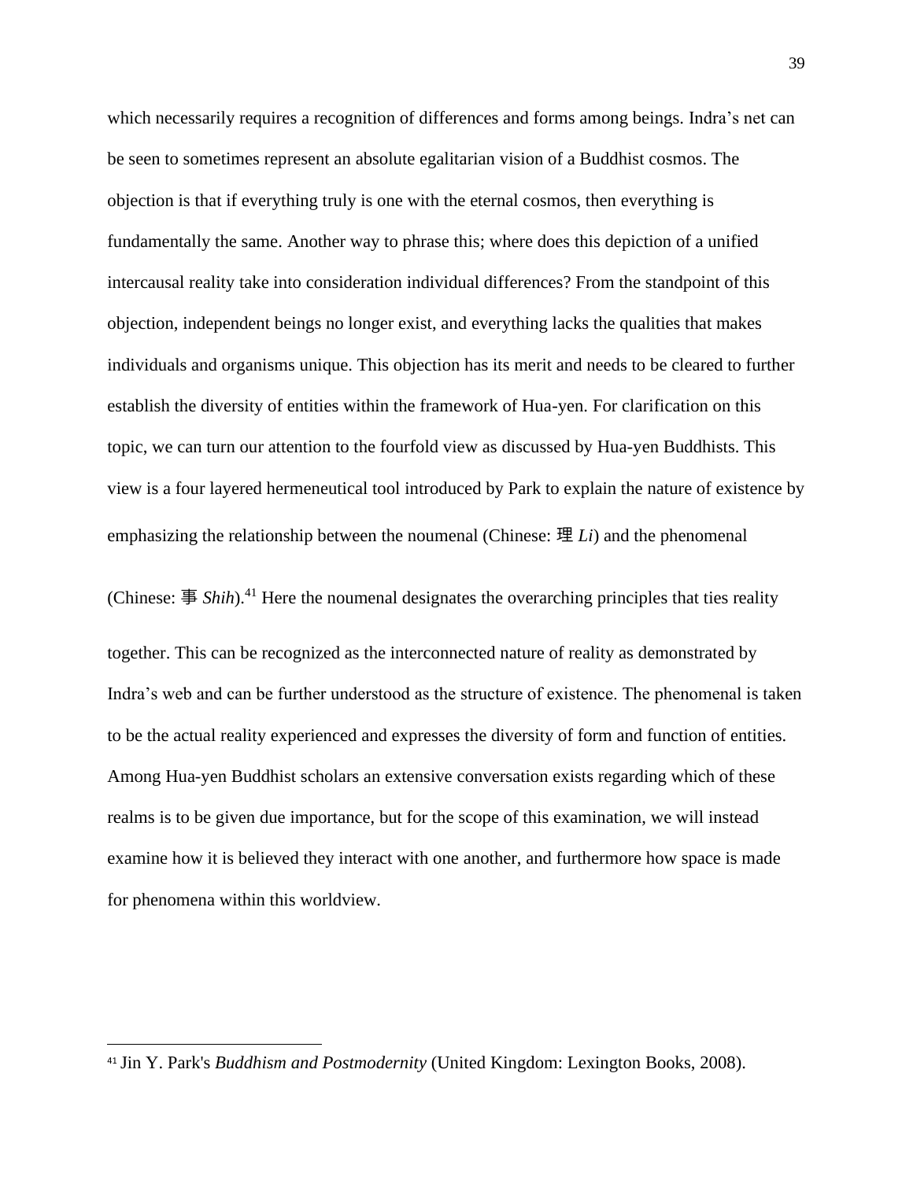which necessarily requires a recognition of differences and forms among beings. Indra's net can be seen to sometimes represent an absolute egalitarian vision of a Buddhist cosmos. The objection is that if everything truly is one with the eternal cosmos, then everything is fundamentally the same. Another way to phrase this; where does this depiction of a unified intercausal reality take into consideration individual differences? From the standpoint of this objection, independent beings no longer exist, and everything lacks the qualities that makes individuals and organisms unique. This objection has its merit and needs to be cleared to further establish the diversity of entities within the framework of Hua-yen. For clarification on this topic, we can turn our attention to the fourfold view as discussed by Hua-yen Buddhists. This view is a four layered hermeneutical tool introduced by Park to explain the nature of existence by emphasizing the relationship between the noumenal (Chinese: 理 *Li*) and the phenomenal (Chinese: 事 *Shih*).[41] Here the noumenal designates the overarching principles that ties reality together. This can be recognized as the interconnected nature of reality as demonstrated by Indra's web and can be further understood as the structure of existence. The phenomenal is taken to be the actual reality experienced and expresses the diversity of form and function of entities. Among Hua-yen Buddhist scholars an extensive conversation exists regarding which of these realms is to be given due importance, but for the scope of this examination, we will instead examine how it is believed they interact with one another, and furthermore how space is made for phenomena within this worldview.

[41] Jin Y. Park's *Buddhism and Postmodernity* (United Kingdom: Lexington Books, 2008).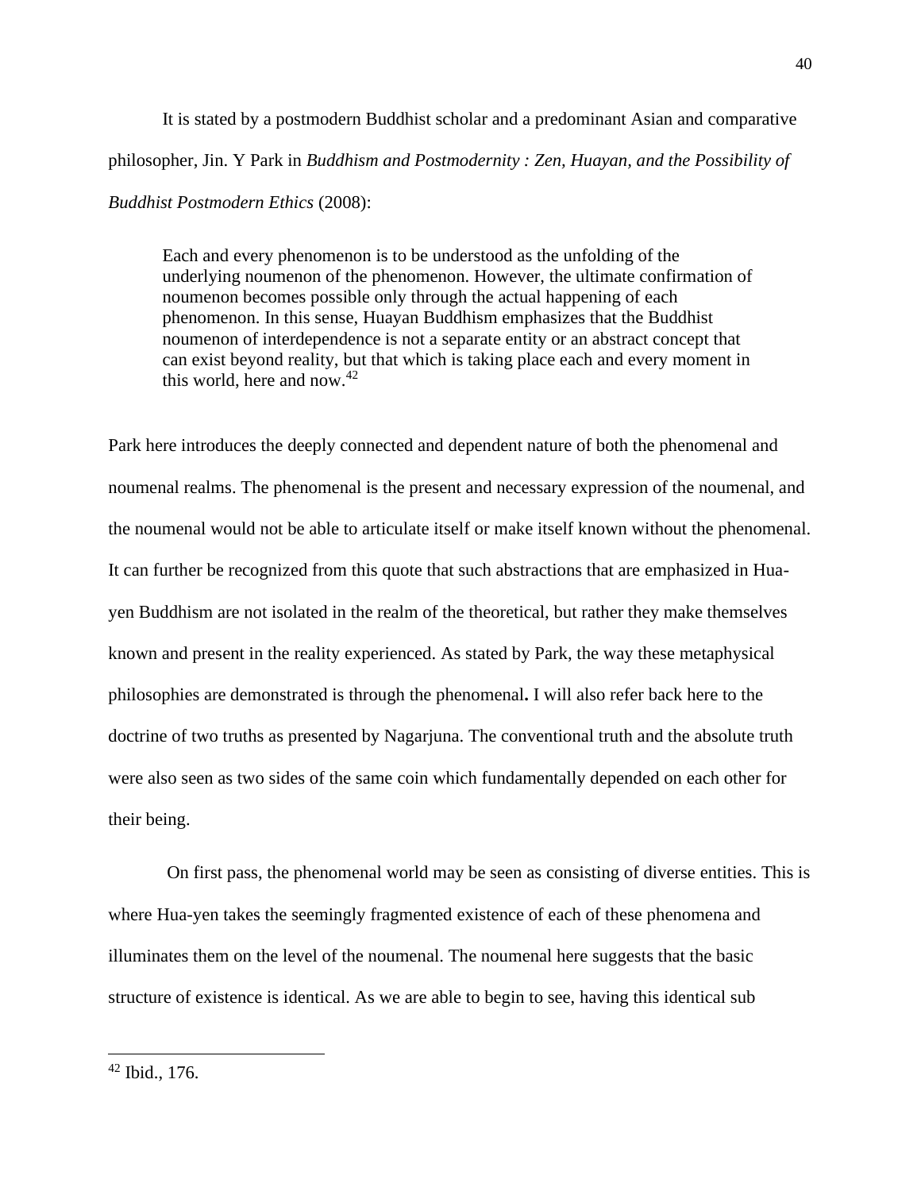It is stated by a postmodern Buddhist scholar and a predominant Asian and comparative philosopher, Jin. Y Park in *Buddhism and Postmodernity : Zen, Huayan, and the Possibility of Buddhist Postmodern Ethics* (2008):

> Each and every phenomenon is to be understood as the unfolding of the underlying noumenon of the phenomenon. However, the ultimate confirmation of noumenon becomes possible only through the actual happening of each phenomenon. In this sense, Huayan Buddhism emphasizes that the Buddhist noumenon of interdependence is not a separate entity or an abstract concept that can exist beyond reality, but that which is taking place each and every moment in this world, here and now.[42]

Park here introduces the deeply connected and dependent nature of both the phenomenal and noumenal realms. The phenomenal is the present and necessary expression of the noumenal, and the noumenal would not be able to articulate itself or make itself known without the phenomenal. It can further be recognized from this quote that such abstractions that are emphasized in Hua-yen Buddhism are not isolated in the realm of the theoretical, but rather they make themselves known and present in the reality experienced. As stated by Park, the way these metaphysical philosophies are demonstrated is through the phenomenal**.** I will also refer back here to the doctrine of two truths as presented by Nagarjuna. The conventional truth and the absolute truth were also seen as two sides of the same coin which fundamentally depended on each other for their being.

On first pass, the phenomenal world may be seen as consisting of diverse entities. This is where Hua-yen takes the seemingly fragmented existence of each of these phenomena and illuminates them on the level of the noumenal. The noumenal here suggests that the basic structure of existence is identical. As we are able to begin to see, having this identical sub

---

[42] Ibid., 176.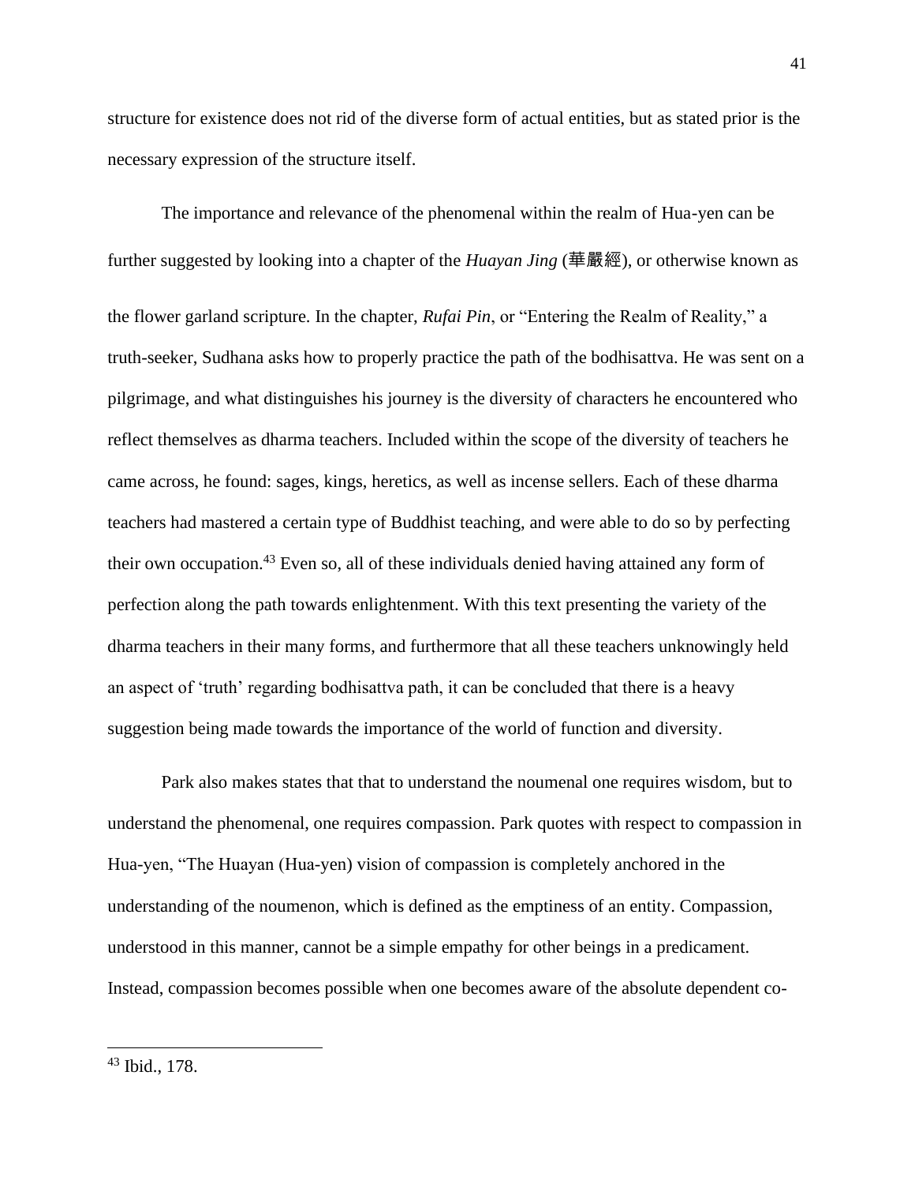structure for existence does not rid of the diverse form of actual entities, but as stated prior is the necessary expression of the structure itself.

The importance and relevance of the phenomenal within the realm of Hua-yen can be further suggested by looking into a chapter of the *Huayan Jing* (華嚴經), or otherwise known as the flower garland scripture. In the chapter, *Rufai Pin*, or "Entering the Realm of Reality," a truth-seeker, Sudhana asks how to properly practice the path of the bodhisattva. He was sent on a pilgrimage, and what distinguishes his journey is the diversity of characters he encountered who reflect themselves as dharma teachers. Included within the scope of the diversity of teachers he came across, he found: sages, kings, heretics, as well as incense sellers. Each of these dharma teachers had mastered a certain type of Buddhist teaching, and were able to do so by perfecting their own occupation.[43] Even so, all of these individuals denied having attained any form of perfection along the path towards enlightenment. With this text presenting the variety of the dharma teachers in their many forms, and furthermore that all these teachers unknowingly held an aspect of 'truth' regarding bodhisattva path, it can be concluded that there is a heavy suggestion being made towards the importance of the world of function and diversity.

Park also makes states that that to understand the noumenal one requires wisdom, but to understand the phenomenal, one requires compassion. Park quotes with respect to compassion in Hua-yen, "The Huayan (Hua-yen) vision of compassion is completely anchored in the understanding of the noumenon, which is defined as the emptiness of an entity. Compassion, understood in this manner, cannot be a simple empathy for other beings in a predicament. Instead, compassion becomes possible when one becomes aware of the absolute dependent co-

[43] Ibid., 178.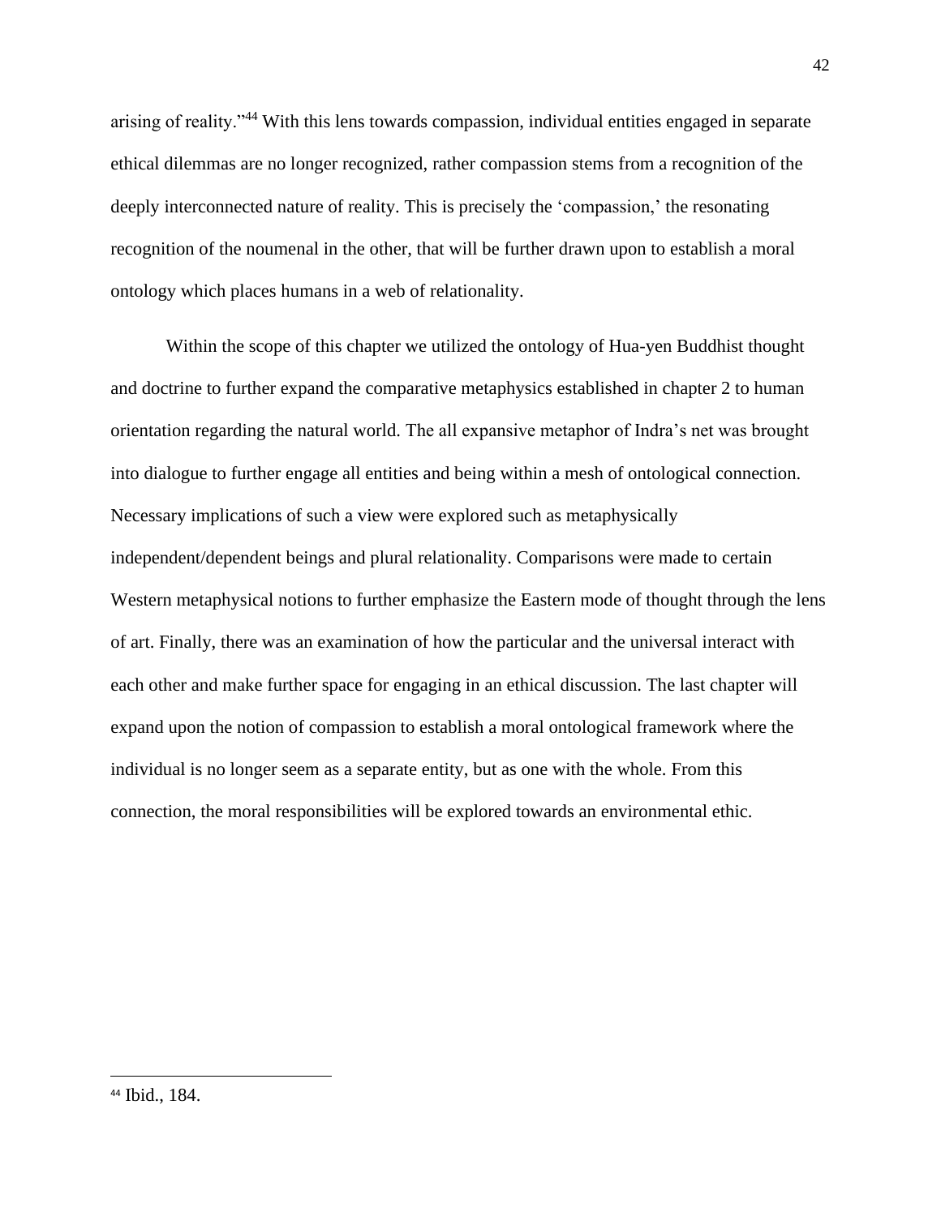arising of reality."[44] With this lens towards compassion, individual entities engaged in separate ethical dilemmas are no longer recognized, rather compassion stems from a recognition of the deeply interconnected nature of reality. This is precisely the 'compassion,' the resonating recognition of the noumenal in the other, that will be further drawn upon to establish a moral ontology which places humans in a web of relationality.

Within the scope of this chapter we utilized the ontology of Hua-yen Buddhist thought and doctrine to further expand the comparative metaphysics established in chapter 2 to human orientation regarding the natural world. The all expansive metaphor of Indra's net was brought into dialogue to further engage all entities and being within a mesh of ontological connection. Necessary implications of such a view were explored such as metaphysically independent/dependent beings and plural relationality. Comparisons were made to certain Western metaphysical notions to further emphasize the Eastern mode of thought through the lens of art. Finally, there was an examination of how the particular and the universal interact with each other and make further space for engaging in an ethical discussion. The last chapter will expand upon the notion of compassion to establish a moral ontological framework where the individual is no longer seem as a separate entity, but as one with the whole. From this connection, the moral responsibilities will be explored towards an environmental ethic.

---

[44] Ibid., 184.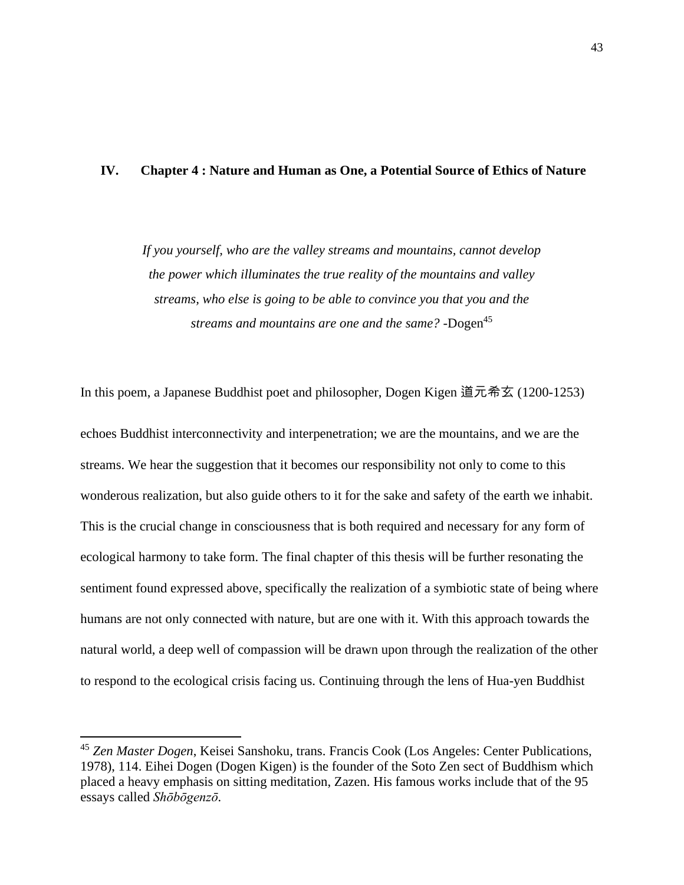## IV. Chapter 4 : Nature and Human as One, a Potential Source of Ethics of Nature

*If you yourself, who are the valley streams and mountains, cannot develop the power which illuminates the true reality of the mountains and valley streams, who else is going to be able to convince you that you and the streams and mountains are one and the same?* -Dogen[45]

In this poem, a Japanese Buddhist poet and philosopher, Dogen Kigen 道元希玄 (1200-1253) echoes Buddhist interconnectivity and interpenetration; we are the mountains, and we are the streams. We hear the suggestion that it becomes our responsibility not only to come to this wonderous realization, but also guide others to it for the sake and safety of the earth we inhabit. This is the crucial change in consciousness that is both required and necessary for any form of ecological harmony to take form. The final chapter of this thesis will be further resonating the sentiment found expressed above, specifically the realization of a symbiotic state of being where humans are not only connected with nature, but are one with it. With this approach towards the natural world, a deep well of compassion will be drawn upon through the realization of the other to respond to the ecological crisis facing us. Continuing through the lens of Hua-yen Buddhist

---

[45] *Zen Master Dogen*, Keisei Sanshoku, trans. Francis Cook (Los Angeles: Center Publications, 1978), 114. Eihei Dogen (Dogen Kigen) is the founder of the Soto Zen sect of Buddhism which placed a heavy emphasis on sitting meditation, Zazen. His famous works include that of the 95 essays called *Shōbōgenzō*.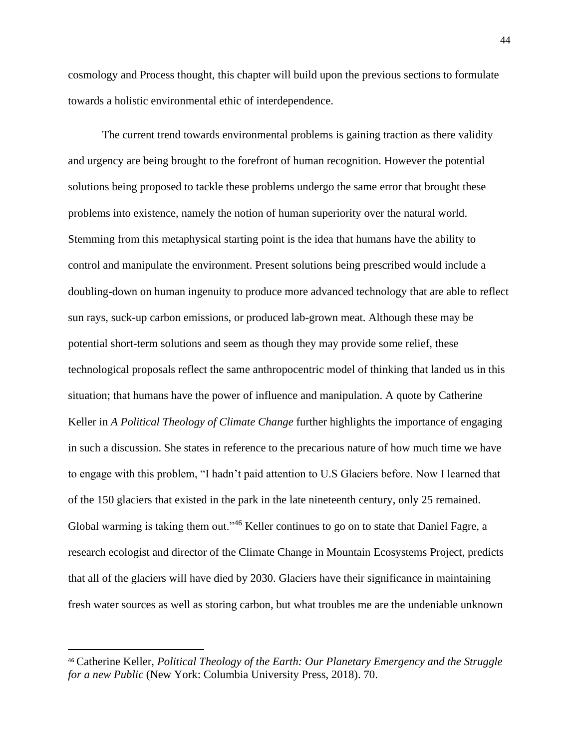cosmology and Process thought, this chapter will build upon the previous sections to formulate towards a holistic environmental ethic of interdependence.

The current trend towards environmental problems is gaining traction as there validity and urgency are being brought to the forefront of human recognition. However the potential solutions being proposed to tackle these problems undergo the same error that brought these problems into existence, namely the notion of human superiority over the natural world. Stemming from this metaphysical starting point is the idea that humans have the ability to control and manipulate the environment. Present solutions being prescribed would include a doubling-down on human ingenuity to produce more advanced technology that are able to reflect sun rays, suck-up carbon emissions, or produced lab-grown meat. Although these may be potential short-term solutions and seem as though they may provide some relief, these technological proposals reflect the same anthropocentric model of thinking that landed us in this situation; that humans have the power of influence and manipulation. A quote by Catherine Keller in *A Political Theology of Climate Change* further highlights the importance of engaging in such a discussion. She states in reference to the precarious nature of how much time we have to engage with this problem, "I hadn't paid attention to U.S Glaciers before. Now I learned that of the 150 glaciers that existed in the park in the late nineteenth century, only 25 remained. Global warming is taking them out."[46] Keller continues to go on to state that Daniel Fagre, a research ecologist and director of the Climate Change in Mountain Ecosystems Project, predicts that all of the glaciers will have died by 2030. Glaciers have their significance in maintaining fresh water sources as well as storing carbon, but what troubles me are the undeniable unknown

---

[46] Catherine Keller, *Political Theology of the Earth: Our Planetary Emergency and the Struggle for a new Public* (New York: Columbia University Press, 2018). 70.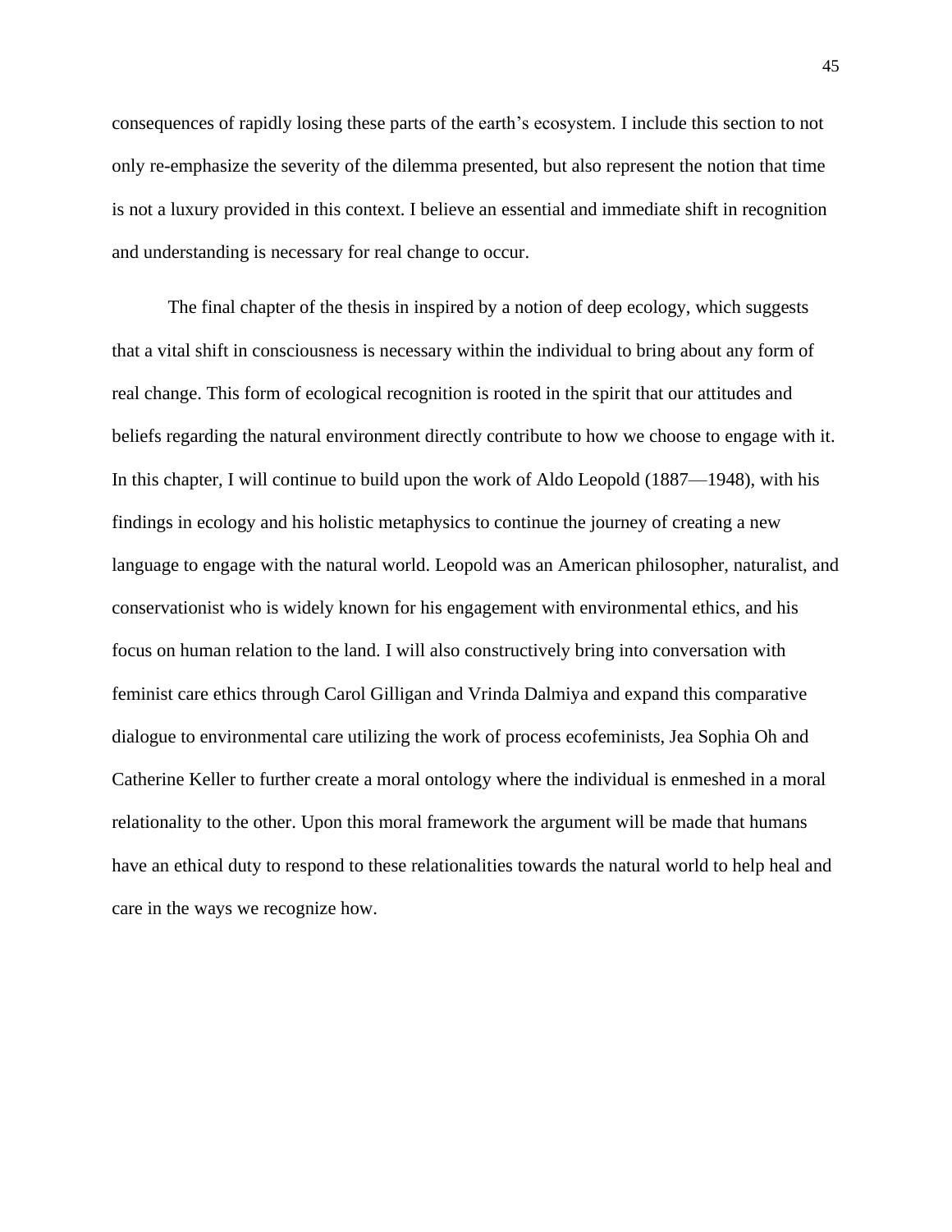consequences of rapidly losing these parts of the earth's ecosystem. I include this section to not only re-emphasize the severity of the dilemma presented, but also represent the notion that time is not a luxury provided in this context. I believe an essential and immediate shift in recognition and understanding is necessary for real change to occur.

The final chapter of the thesis in inspired by a notion of deep ecology, which suggests that a vital shift in consciousness is necessary within the individual to bring about any form of real change. This form of ecological recognition is rooted in the spirit that our attitudes and beliefs regarding the natural environment directly contribute to how we choose to engage with it. In this chapter, I will continue to build upon the work of Aldo Leopold (1887—1948), with his findings in ecology and his holistic metaphysics to continue the journey of creating a new language to engage with the natural world. Leopold was an American philosopher, naturalist, and conservationist who is widely known for his engagement with environmental ethics, and his focus on human relation to the land. I will also constructively bring into conversation with feminist care ethics through Carol Gilligan and Vrinda Dalmiya and expand this comparative dialogue to environmental care utilizing the work of process ecofeminists, Jea Sophia Oh and Catherine Keller to further create a moral ontology where the individual is enmeshed in a moral relationality to the other. Upon this moral framework the argument will be made that humans have an ethical duty to respond to these relationalities towards the natural world to help heal and care in the ways we recognize how.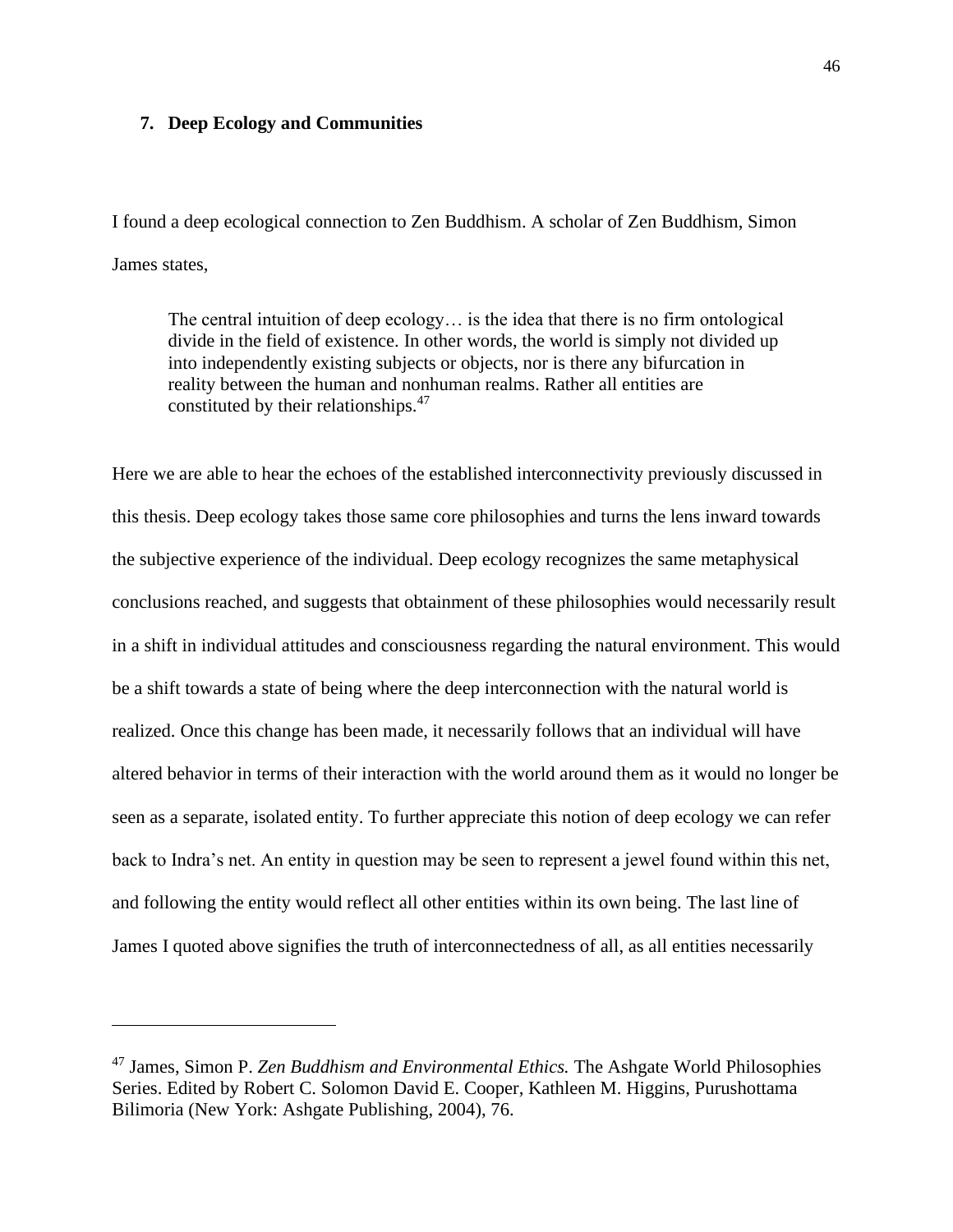## 7. Deep Ecology and Communities

I found a deep ecological connection to Zen Buddhism. A scholar of Zen Buddhism, Simon James states,

> The central intuition of deep ecology… is the idea that there is no firm ontological divide in the field of existence. In other words, the world is simply not divided up into independently existing subjects or objects, nor is there any bifurcation in reality between the human and nonhuman realms. Rather all entities are constituted by their relationships.[47]

Here we are able to hear the echoes of the established interconnectivity previously discussed in this thesis. Deep ecology takes those same core philosophies and turns the lens inward towards the subjective experience of the individual. Deep ecology recognizes the same metaphysical conclusions reached, and suggests that obtainment of these philosophies would necessarily result in a shift in individual attitudes and consciousness regarding the natural environment. This would be a shift towards a state of being where the deep interconnection with the natural world is realized. Once this change has been made, it necessarily follows that an individual will have altered behavior in terms of their interaction with the world around them as it would no longer be seen as a separate, isolated entity. To further appreciate this notion of deep ecology we can refer back to Indra's net. An entity in question may be seen to represent a jewel found within this net, and following the entity would reflect all other entities within its own being. The last line of James I quoted above signifies the truth of interconnectedness of all, as all entities necessarily

---

[47] James, Simon P. *Zen Buddhism and Environmental Ethics.* The Ashgate World Philosophies Series. Edited by Robert C. Solomon David E. Cooper, Kathleen M. Higgins, Purushottama Bilimoria (New York: Ashgate Publishing, 2004), 76.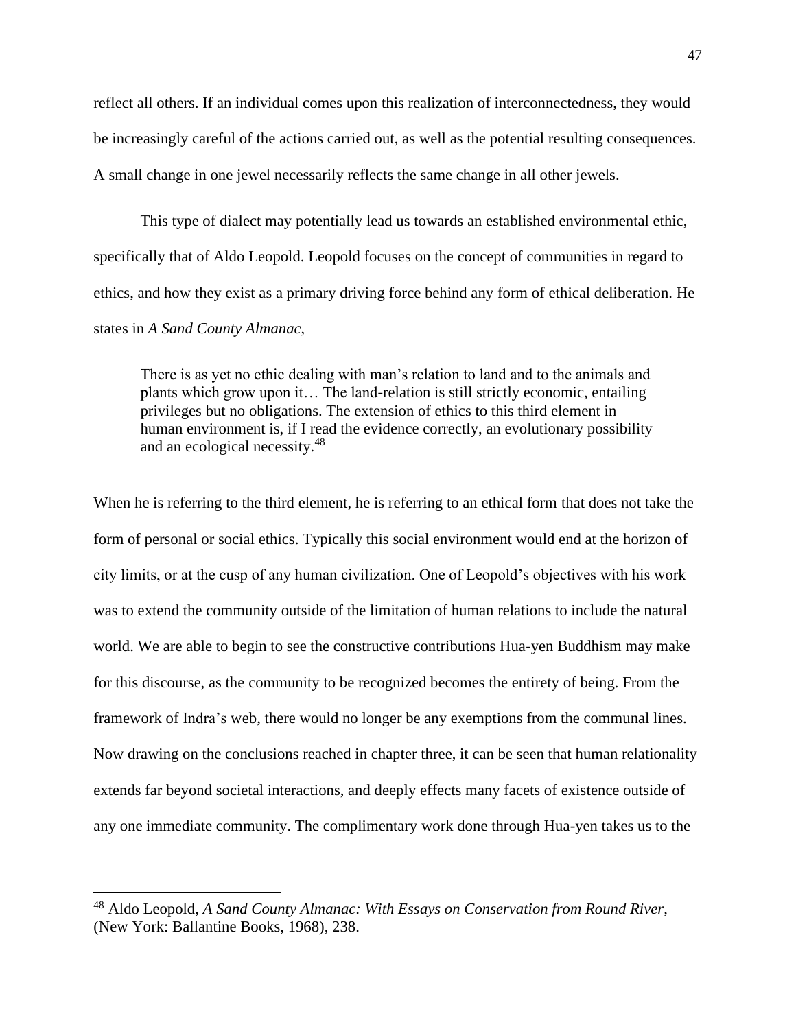reflect all others. If an individual comes upon this realization of interconnectedness, they would be increasingly careful of the actions carried out, as well as the potential resulting consequences. A small change in one jewel necessarily reflects the same change in all other jewels.

This type of dialect may potentially lead us towards an established environmental ethic, specifically that of Aldo Leopold. Leopold focuses on the concept of communities in regard to ethics, and how they exist as a primary driving force behind any form of ethical deliberation. He states in *A Sand County Almanac*,

> There is as yet no ethic dealing with man's relation to land and to the animals and plants which grow upon it… The land-relation is still strictly economic, entailing privileges but no obligations. The extension of ethics to this third element in human environment is, if I read the evidence correctly, an evolutionary possibility and an ecological necessity.[48]

When he is referring to the third element, he is referring to an ethical form that does not take the form of personal or social ethics. Typically this social environment would end at the horizon of city limits, or at the cusp of any human civilization. One of Leopold's objectives with his work was to extend the community outside of the limitation of human relations to include the natural world. We are able to begin to see the constructive contributions Hua-yen Buddhism may make for this discourse, as the community to be recognized becomes the entirety of being. From the framework of Indra's web, there would no longer be any exemptions from the communal lines. Now drawing on the conclusions reached in chapter three, it can be seen that human relationality extends far beyond societal interactions, and deeply effects many facets of existence outside of any one immediate community. The complimentary work done through Hua-yen takes us to the

---

[48] Aldo Leopold, *A Sand County Almanac: With Essays on Conservation from Round River*, (New York: Ballantine Books, 1968), 238.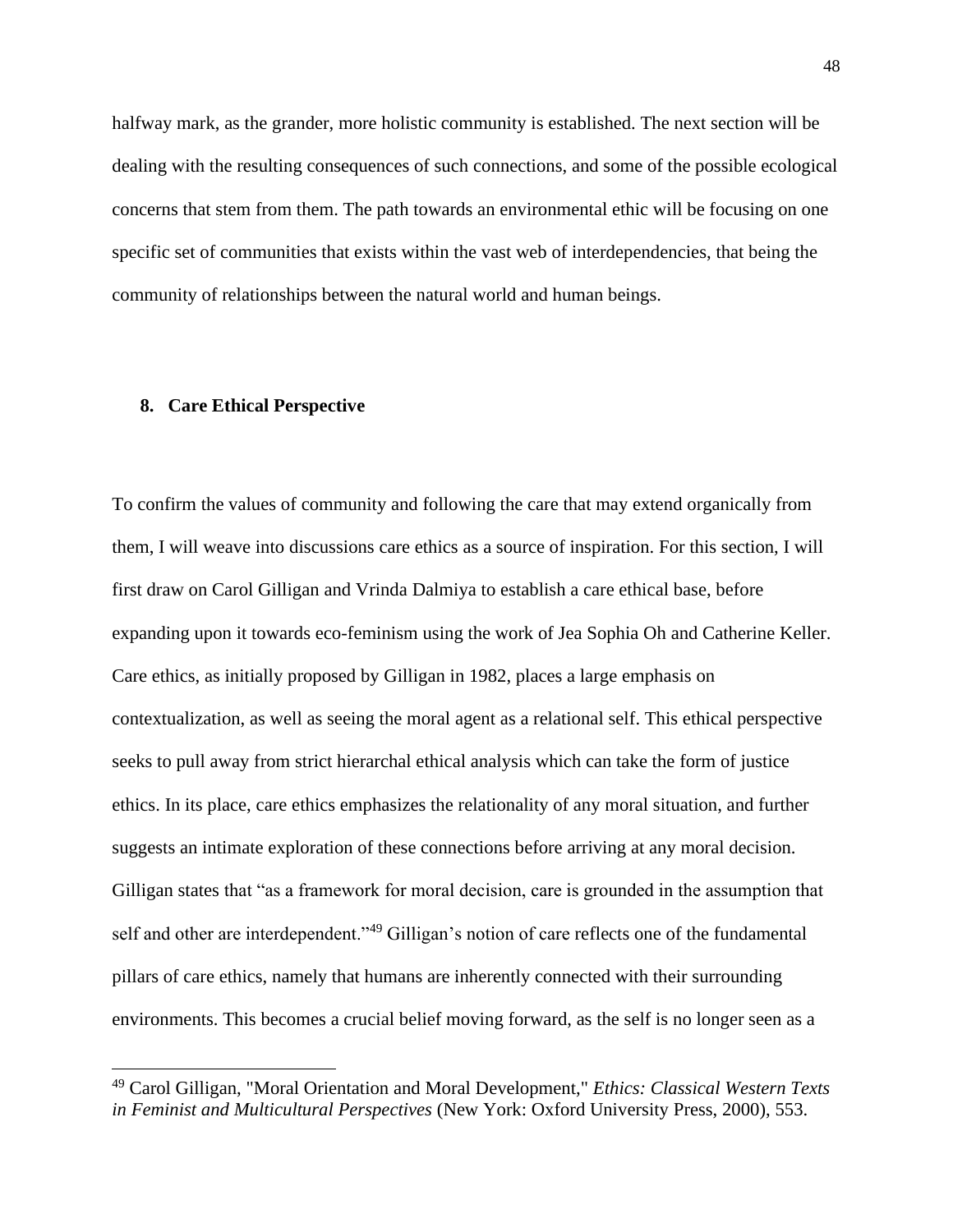halfway mark, as the grander, more holistic community is established. The next section will be dealing with the resulting consequences of such connections, and some of the possible ecological concerns that stem from them. The path towards an environmental ethic will be focusing on one specific set of communities that exists within the vast web of interdependencies, that being the community of relationships between the natural world and human beings.

## 8. Care Ethical Perspective

To confirm the values of community and following the care that may extend organically from them, I will weave into discussions care ethics as a source of inspiration. For this section, I will first draw on Carol Gilligan and Vrinda Dalmiya to establish a care ethical base, before expanding upon it towards eco-feminism using the work of Jea Sophia Oh and Catherine Keller. Care ethics, as initially proposed by Gilligan in 1982, places a large emphasis on contextualization, as well as seeing the moral agent as a relational self. This ethical perspective seeks to pull away from strict hierarchal ethical analysis which can take the form of justice ethics. In its place, care ethics emphasizes the relationality of any moral situation, and further suggests an intimate exploration of these connections before arriving at any moral decision. Gilligan states that "as a framework for moral decision, care is grounded in the assumption that self and other are interdependent."[49] Gilligan's notion of care reflects one of the fundamental pillars of care ethics, namely that humans are inherently connected with their surrounding environments. This becomes a crucial belief moving forward, as the self is no longer seen as a

[49] Carol Gilligan, "Moral Orientation and Moral Development," *Ethics: Classical Western Texts in Feminist and Multicultural Perspectives* (New York: Oxford University Press, 2000), 553.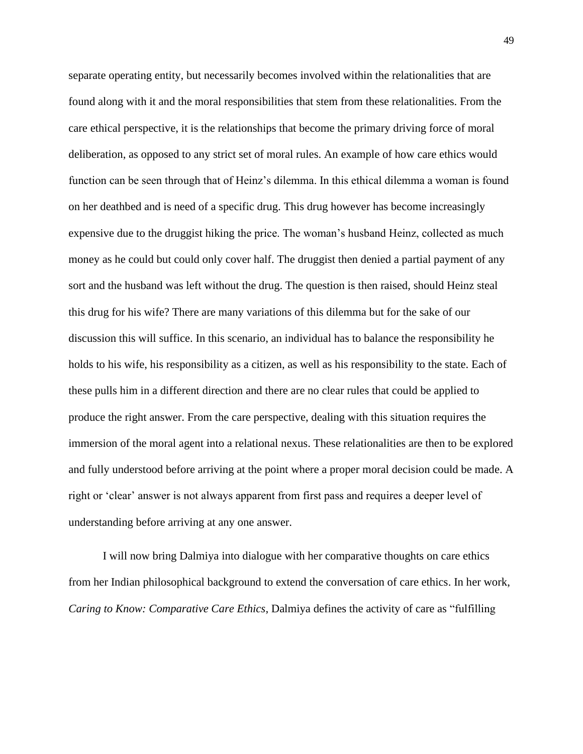separate operating entity, but necessarily becomes involved within the relationalities that are found along with it and the moral responsibilities that stem from these relationalities. From the care ethical perspective, it is the relationships that become the primary driving force of moral deliberation, as opposed to any strict set of moral rules. An example of how care ethics would function can be seen through that of Heinz's dilemma. In this ethical dilemma a woman is found on her deathbed and is need of a specific drug. This drug however has become increasingly expensive due to the druggist hiking the price. The woman's husband Heinz, collected as much money as he could but could only cover half. The druggist then denied a partial payment of any sort and the husband was left without the drug. The question is then raised, should Heinz steal this drug for his wife? There are many variations of this dilemma but for the sake of our discussion this will suffice. In this scenario, an individual has to balance the responsibility he holds to his wife, his responsibility as a citizen, as well as his responsibility to the state. Each of these pulls him in a different direction and there are no clear rules that could be applied to produce the right answer. From the care perspective, dealing with this situation requires the immersion of the moral agent into a relational nexus. These relationalities are then to be explored and fully understood before arriving at the point where a proper moral decision could be made. A right or 'clear' answer is not always apparent from first pass and requires a deeper level of understanding before arriving at any one answer.

I will now bring Dalmiya into dialogue with her comparative thoughts on care ethics from her Indian philosophical background to extend the conversation of care ethics. In her work, *Caring to Know: Comparative Care Ethics*, Dalmiya defines the activity of care as "fulfilling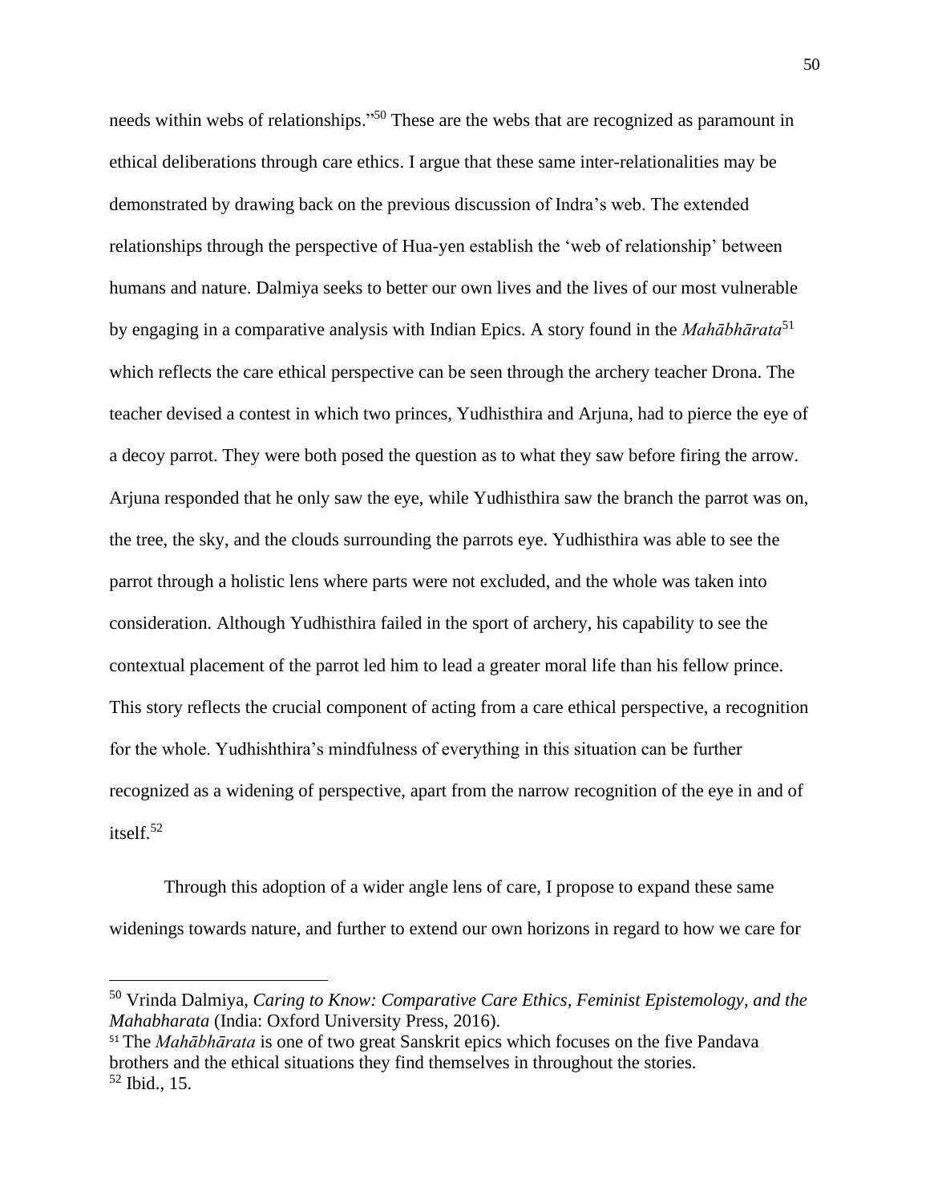needs within webs of relationships."[50] These are the webs that are recognized as paramount in ethical deliberations through care ethics. I argue that these same inter-relationalities may be demonstrated by drawing back on the previous discussion of Indra's web. The extended relationships through the perspective of Hua-yen establish the 'web of relationship' between humans and nature. Dalmiya seeks to better our own lives and the lives of our most vulnerable by engaging in a comparative analysis with Indian Epics. A story found in the *Mahābhārata*[51] which reflects the care ethical perspective can be seen through the archery teacher Drona. The teacher devised a contest in which two princes, Yudhisthira and Arjuna, had to pierce the eye of a decoy parrot. They were both posed the question as to what they saw before firing the arrow. Arjuna responded that he only saw the eye, while Yudhisthira saw the branch the parrot was on, the tree, the sky, and the clouds surrounding the parrots eye. Yudhisthira was able to see the parrot through a holistic lens where parts were not excluded, and the whole was taken into consideration. Although Yudhisthira failed in the sport of archery, his capability to see the contextual placement of the parrot led him to lead a greater moral life than his fellow prince. This story reflects the crucial component of acting from a care ethical perspective, a recognition for the whole. Yudhishthira's mindfulness of everything in this situation can be further recognized as a widening of perspective, apart from the narrow recognition of the eye in and of itself.[52]

Through this adoption of a wider angle lens of care, I propose to expand these same widenings towards nature, and further to extend our own horizons in regard to how we care for

---

[50] Vrinda Dalmiya, *Caring to Know: Comparative Care Ethics, Feminist Epistemology, and the Mahabharata* (India: Oxford University Press, 2016).

[51] The *Mahābhārata* is one of two great Sanskrit epics which focuses on the five Pandava brothers and the ethical situations they find themselves in throughout the stories.

[52] Ibid., 15.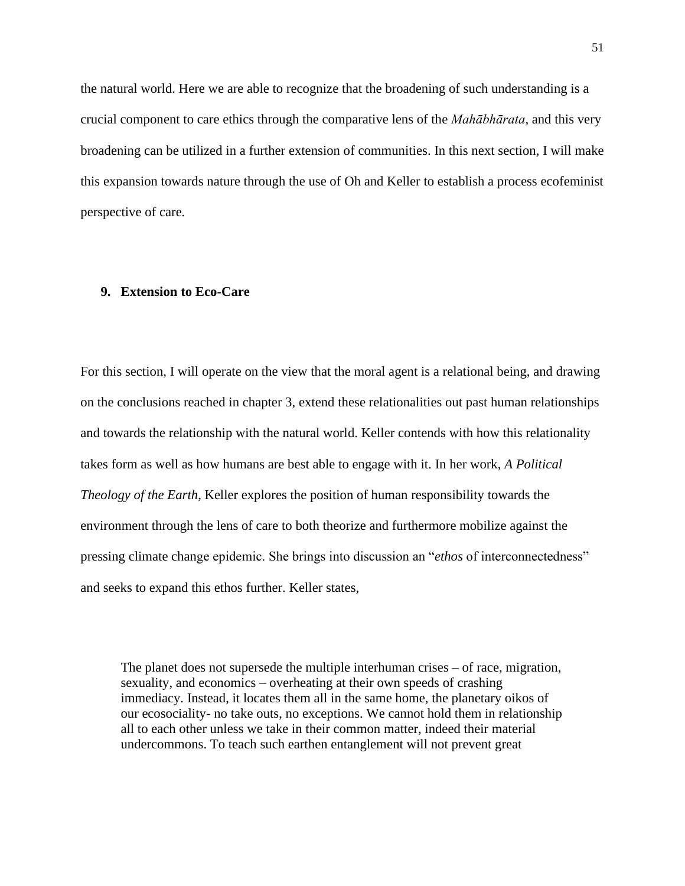the natural world. Here we are able to recognize that the broadening of such understanding is a crucial component to care ethics through the comparative lens of the *Mahābhārata*, and this very broadening can be utilized in a further extension of communities. In this next section, I will make this expansion towards nature through the use of Oh and Keller to establish a process ecofeminist perspective of care.

## 9. Extension to Eco-Care

For this section, I will operate on the view that the moral agent is a relational being, and drawing on the conclusions reached in chapter 3, extend these relationalities out past human relationships and towards the relationship with the natural world. Keller contends with how this relationality takes form as well as how humans are best able to engage with it. In her work, *A Political Theology of the Earth*, Keller explores the position of human responsibility towards the environment through the lens of care to both theorize and furthermore mobilize against the pressing climate change epidemic. She brings into discussion an "*ethos* of interconnectedness" and seeks to expand this ethos further. Keller states,

> The planet does not supersede the multiple interhuman crises – of race, migration, sexuality, and economics – overheating at their own speeds of crashing immediacy. Instead, it locates them all in the same home, the planetary oikos of our ecosociality- no take outs, no exceptions. We cannot hold them in relationship all to each other unless we take in their common matter, indeed their material undercommons. To teach such earthen entanglement will not prevent great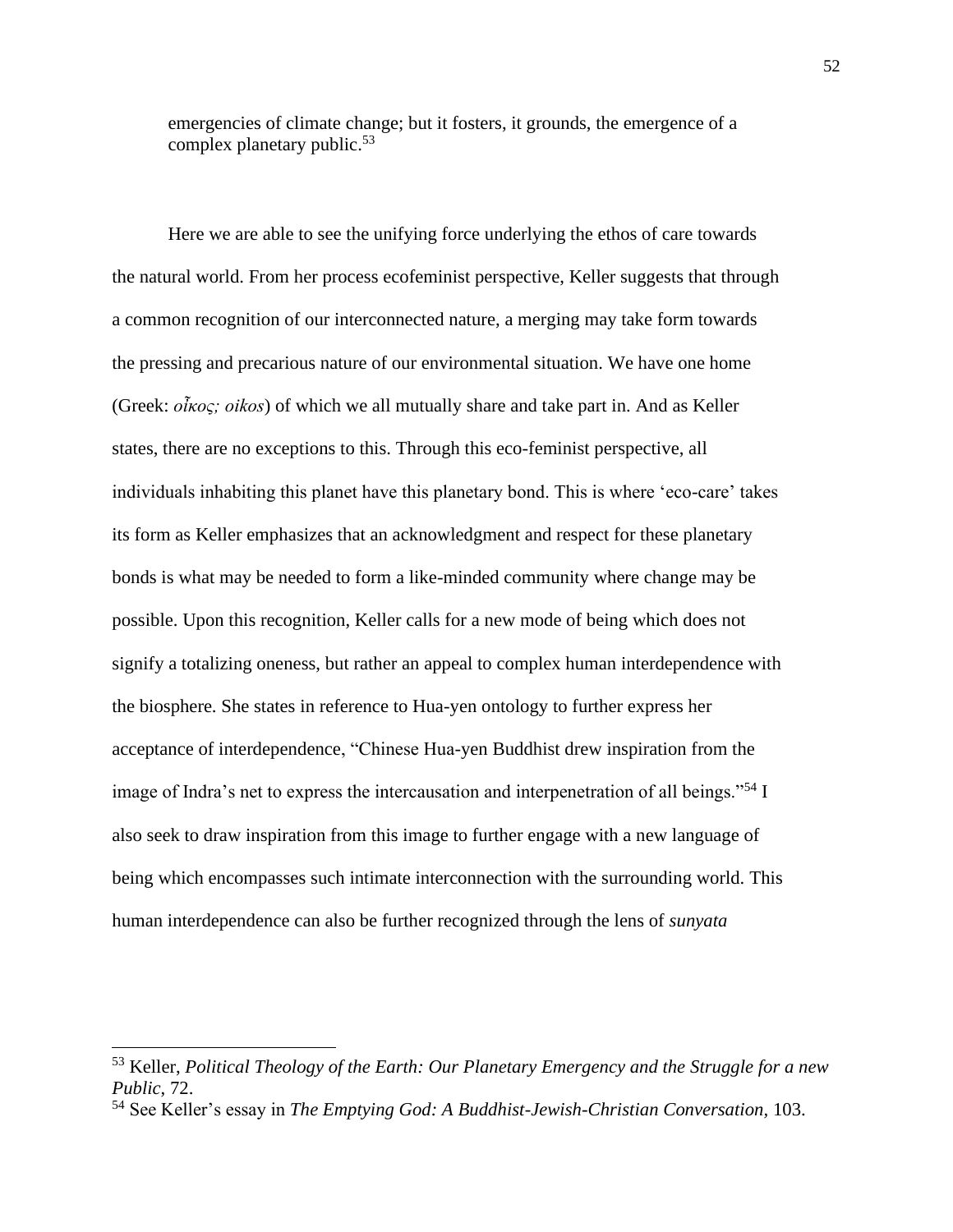emergencies of climate change; but it fosters, it grounds, the emergence of a complex planetary public.[53]

Here we are able to see the unifying force underlying the ethos of care towards the natural world. From her process ecofeminist perspective, Keller suggests that through a common recognition of our interconnected nature, a merging may take form towards the pressing and precarious nature of our environmental situation. We have one home (Greek: *οἶκος; oikos*) of which we all mutually share and take part in. And as Keller states, there are no exceptions to this. Through this eco-feminist perspective, all individuals inhabiting this planet have this planetary bond. This is where 'eco-care' takes its form as Keller emphasizes that an acknowledgment and respect for these planetary bonds is what may be needed to form a like-minded community where change may be possible. Upon this recognition, Keller calls for a new mode of being which does not signify a totalizing oneness, but rather an appeal to complex human interdependence with the biosphere. She states in reference to Hua-yen ontology to further express her acceptance of interdependence, "Chinese Hua-yen Buddhist drew inspiration from the image of Indra's net to express the intercausation and interpenetration of all beings."[54] I also seek to draw inspiration from this image to further engage with a new language of being which encompasses such intimate interconnection with the surrounding world. This human interdependence can also be further recognized through the lens of *sunyata*

---

[53] Keller, *Political Theology of the Earth: Our Planetary Emergency and the Struggle for a new Public*, 72.

[54] See Keller's essay in *The Emptying God: A Buddhist-Jewish-Christian Conversation,* 103.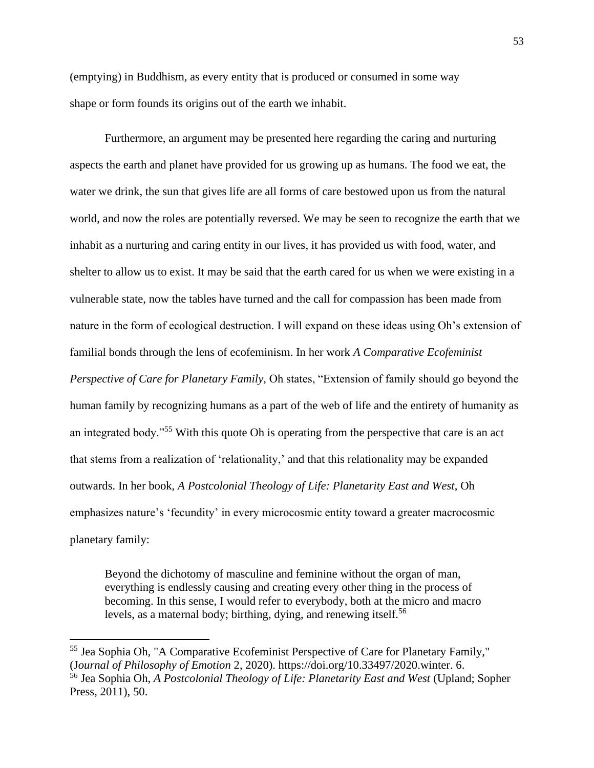(emptying) in Buddhism, as every entity that is produced or consumed in some way shape or form founds its origins out of the earth we inhabit.

Furthermore, an argument may be presented here regarding the caring and nurturing aspects the earth and planet have provided for us growing up as humans. The food we eat, the water we drink, the sun that gives life are all forms of care bestowed upon us from the natural world, and now the roles are potentially reversed. We may be seen to recognize the earth that we inhabit as a nurturing and caring entity in our lives, it has provided us with food, water, and shelter to allow us to exist. It may be said that the earth cared for us when we were existing in a vulnerable state, now the tables have turned and the call for compassion has been made from nature in the form of ecological destruction. I will expand on these ideas using Oh's extension of familial bonds through the lens of ecofeminism. In her work *A Comparative Ecofeminist Perspective of Care for Planetary Family*, Oh states, "Extension of family should go beyond the human family by recognizing humans as a part of the web of life and the entirety of humanity as an integrated body."[55] With this quote Oh is operating from the perspective that care is an act that stems from a realization of 'relationality,' and that this relationality may be expanded outwards. In her book, *A Postcolonial Theology of Life: Planetarity East and West*, Oh emphasizes nature's 'fecundity' in every microcosmic entity toward a greater macrocosmic planetary family:

> Beyond the dichotomy of masculine and feminine without the organ of man, everything is endlessly causing and creating every other thing in the process of becoming. In this sense, I would refer to everybody, both at the micro and macro levels, as a maternal body; birthing, dying, and renewing itself.[56]

---

[55] Jea Sophia Oh, "A Comparative Ecofeminist Perspective of Care for Planetary Family," (J*ournal of Philosophy of Emotion* 2, 2020). https://doi.org/10.33497/2020.winter. 6.
[56] Jea Sophia Oh, *A Postcolonial Theology of Life: Planetarity East and West* (Upland; Sopher Press, 2011), 50.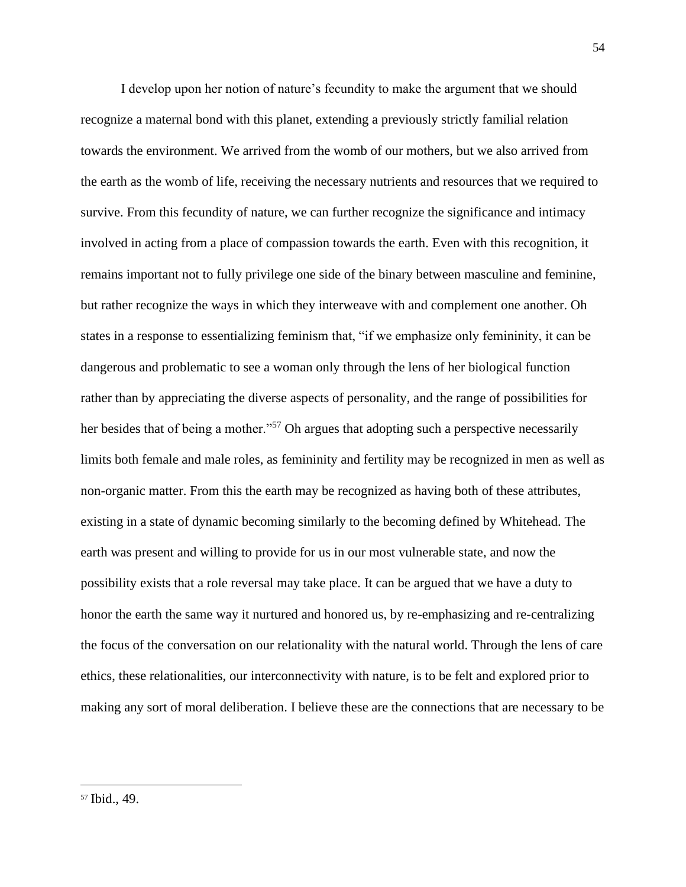I develop upon her notion of nature's fecundity to make the argument that we should recognize a maternal bond with this planet, extending a previously strictly familial relation towards the environment. We arrived from the womb of our mothers, but we also arrived from the earth as the womb of life, receiving the necessary nutrients and resources that we required to survive. From this fecundity of nature, we can further recognize the significance and intimacy involved in acting from a place of compassion towards the earth. Even with this recognition, it remains important not to fully privilege one side of the binary between masculine and feminine, but rather recognize the ways in which they interweave with and complement one another. Oh states in a response to essentializing feminism that, "if we emphasize only femininity, it can be dangerous and problematic to see a woman only through the lens of her biological function rather than by appreciating the diverse aspects of personality, and the range of possibilities for her besides that of being a mother."[57] Oh argues that adopting such a perspective necessarily limits both female and male roles, as femininity and fertility may be recognized in men as well as non-organic matter. From this the earth may be recognized as having both of these attributes, existing in a state of dynamic becoming similarly to the becoming defined by Whitehead. The earth was present and willing to provide for us in our most vulnerable state, and now the possibility exists that a role reversal may take place. It can be argued that we have a duty to honor the earth the same way it nurtured and honored us, by re-emphasizing and re-centralizing the focus of the conversation on our relationality with the natural world. Through the lens of care ethics, these relationalities, our interconnectivity with nature, is to be felt and explored prior to making any sort of moral deliberation. I believe these are the connections that are necessary to be

---

[57] Ibid., 49.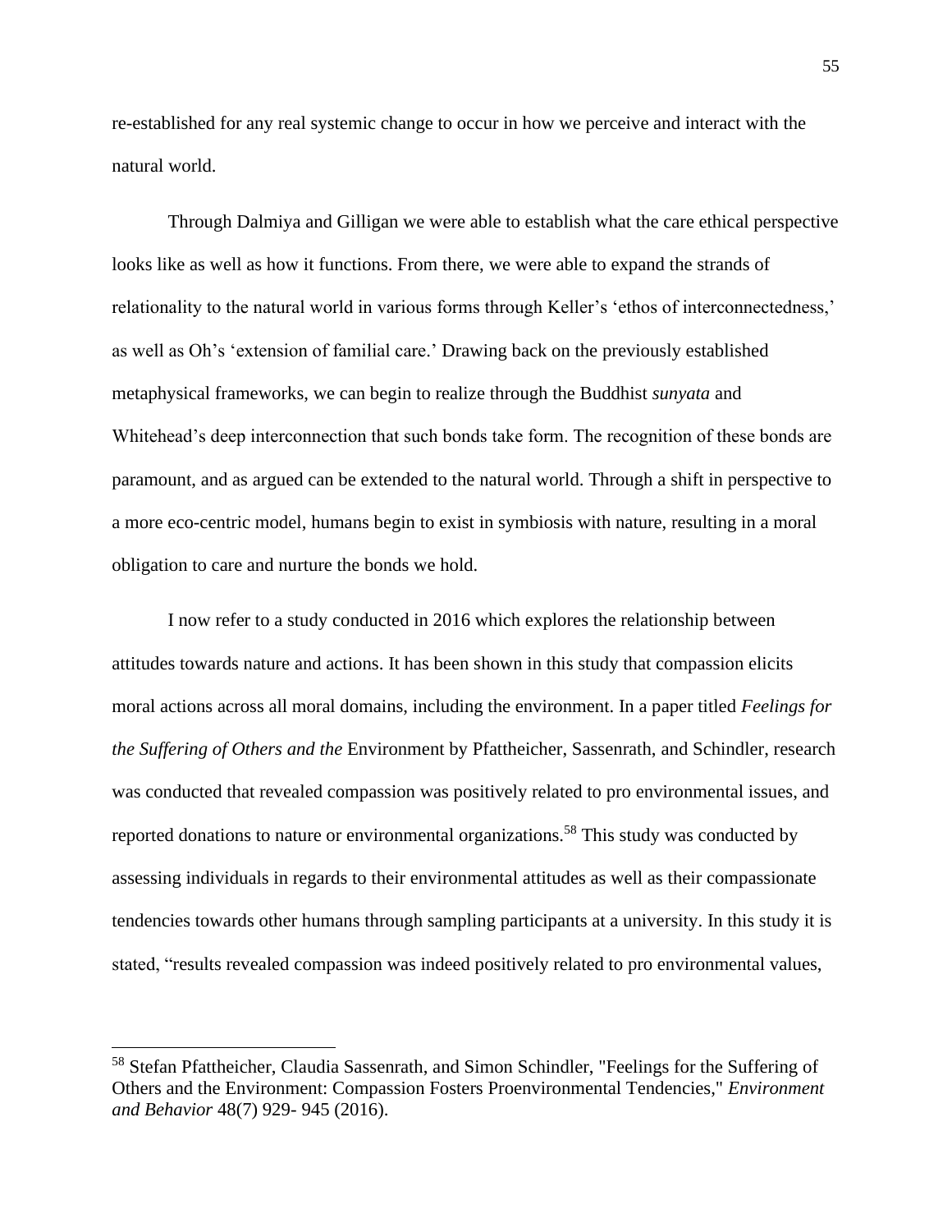re-established for any real systemic change to occur in how we perceive and interact with the natural world.

Through Dalmiya and Gilligan we were able to establish what the care ethical perspective looks like as well as how it functions. From there, we were able to expand the strands of relationality to the natural world in various forms through Keller's 'ethos of interconnectedness,' as well as Oh's 'extension of familial care.' Drawing back on the previously established metaphysical frameworks, we can begin to realize through the Buddhist *sunyata* and Whitehead's deep interconnection that such bonds take form. The recognition of these bonds are paramount, and as argued can be extended to the natural world. Through a shift in perspective to a more eco-centric model, humans begin to exist in symbiosis with nature, resulting in a moral obligation to care and nurture the bonds we hold.

I now refer to a study conducted in 2016 which explores the relationship between attitudes towards nature and actions. It has been shown in this study that compassion elicits moral actions across all moral domains, including the environment. In a paper titled *Feelings for the Suffering of Others and the* Environment by Pfattheicher, Sassenrath, and Schindler, research was conducted that revealed compassion was positively related to pro environmental issues, and reported donations to nature or environmental organizations.[58] This study was conducted by assessing individuals in regards to their environmental attitudes as well as their compassionate tendencies towards other humans through sampling participants at a university. In this study it is stated, "results revealed compassion was indeed positively related to pro environmental values,

---

[58] Stefan Pfattheicher, Claudia Sassenrath, and Simon Schindler, "Feelings for the Suffering of Others and the Environment: Compassion Fosters Proenvironmental Tendencies," *Environment and Behavior* 48(7) 929- 945 (2016).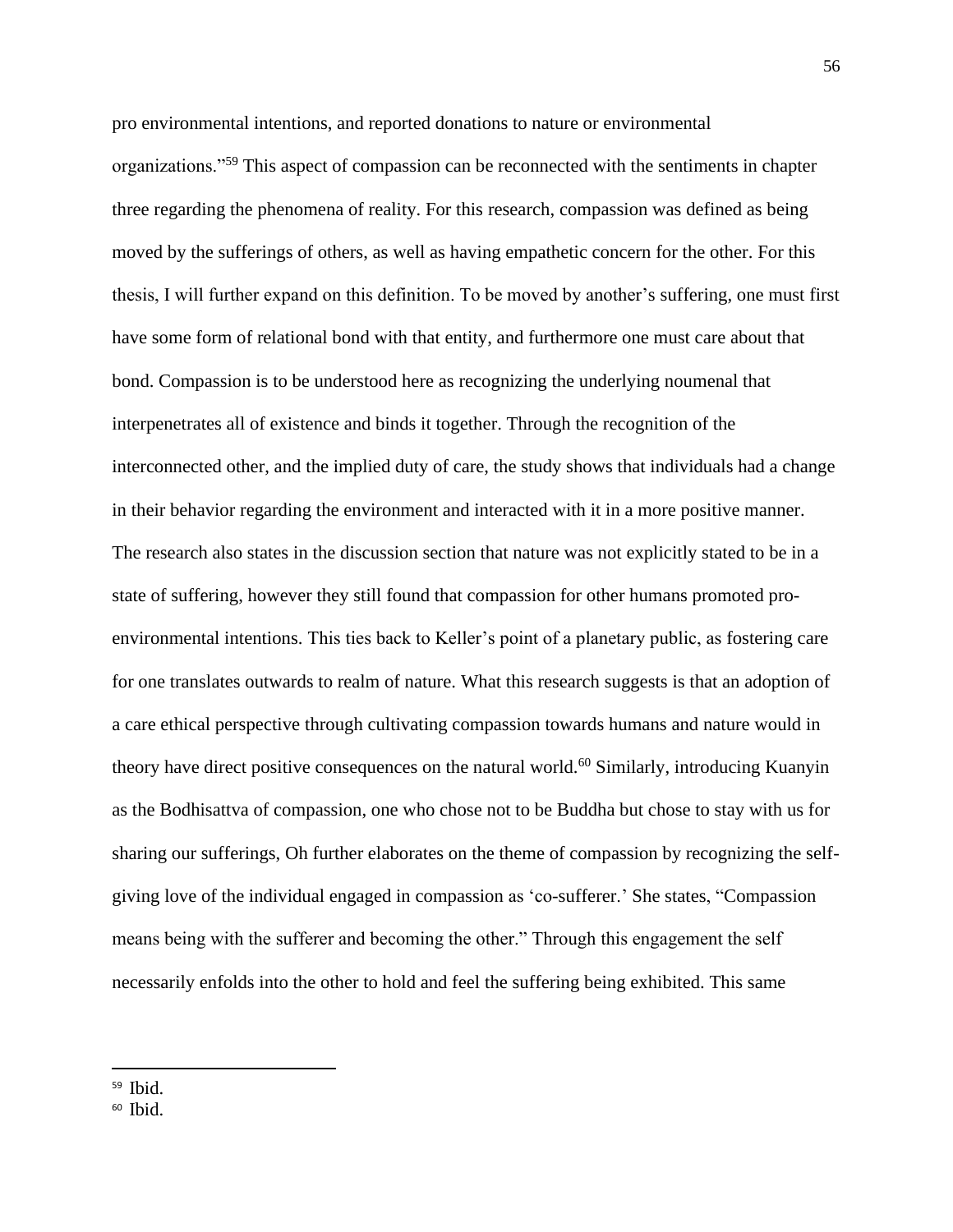pro environmental intentions, and reported donations to nature or environmental organizations."[59] This aspect of compassion can be reconnected with the sentiments in chapter three regarding the phenomena of reality. For this research, compassion was defined as being moved by the sufferings of others, as well as having empathetic concern for the other. For this thesis, I will further expand on this definition. To be moved by another's suffering, one must first have some form of relational bond with that entity, and furthermore one must care about that bond. Compassion is to be understood here as recognizing the underlying noumenal that interpenetrates all of existence and binds it together. Through the recognition of the interconnected other, and the implied duty of care, the study shows that individuals had a change in their behavior regarding the environment and interacted with it in a more positive manner. The research also states in the discussion section that nature was not explicitly stated to be in a state of suffering, however they still found that compassion for other humans promoted pro-environmental intentions. This ties back to Keller's point of a planetary public, as fostering care for one translates outwards to realm of nature. What this research suggests is that an adoption of a care ethical perspective through cultivating compassion towards humans and nature would in theory have direct positive consequences on the natural world.[60] Similarly, introducing Kuanyin as the Bodhisattva of compassion, one who chose not to be Buddha but chose to stay with us for sharing our sufferings, Oh further elaborates on the theme of compassion by recognizing the self-giving love of the individual engaged in compassion as 'co-sufferer.' She states, "Compassion means being with the sufferer and becoming the other." Through this engagement the self necessarily enfolds into the other to hold and feel the suffering being exhibited. This same

---

[59] Ibid.

[60] Ibid.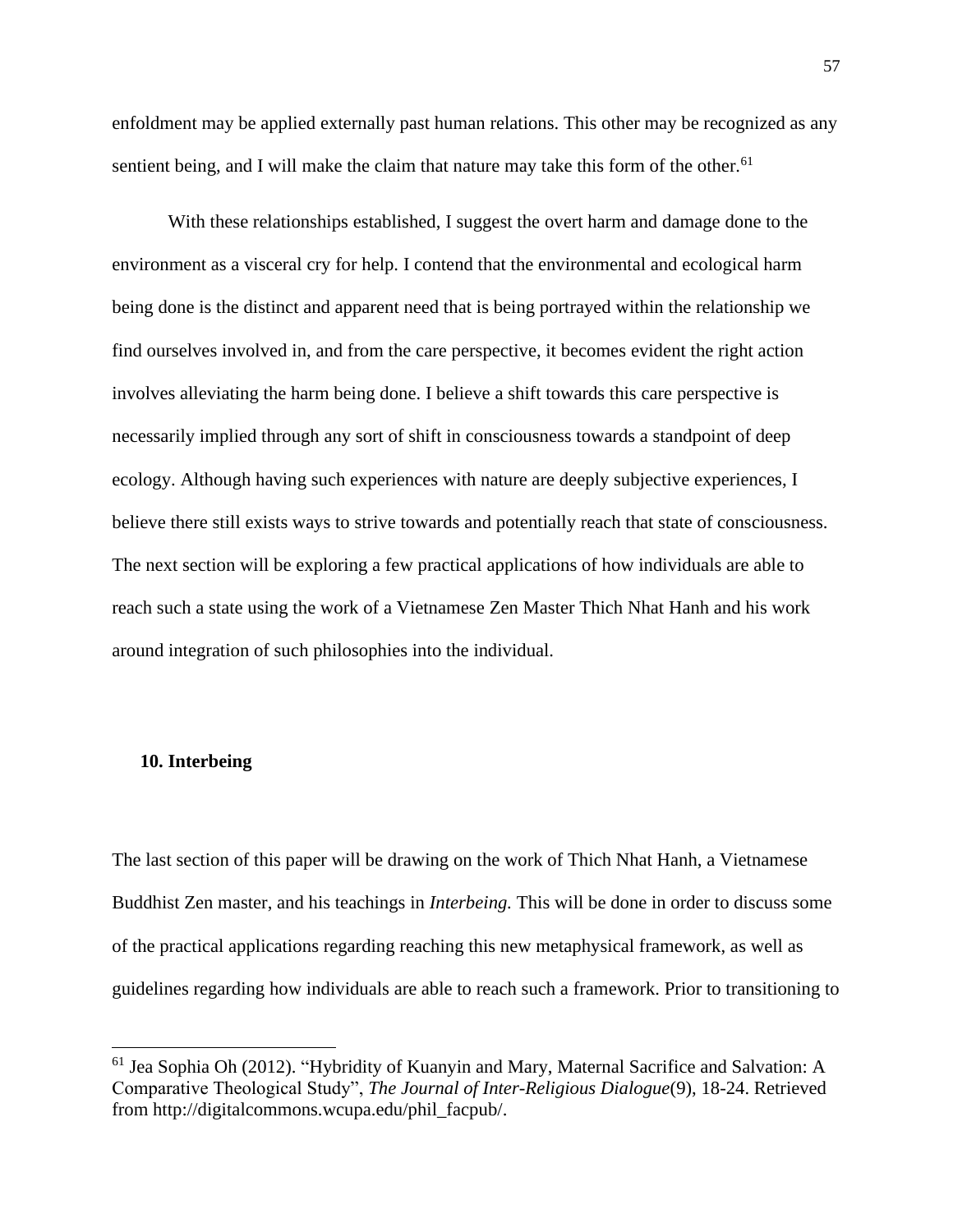enfoldment may be applied externally past human relations. This other may be recognized as any sentient being, and I will make the claim that nature may take this form of the other.[61]

With these relationships established, I suggest the overt harm and damage done to the environment as a visceral cry for help. I contend that the environmental and ecological harm being done is the distinct and apparent need that is being portrayed within the relationship we find ourselves involved in, and from the care perspective, it becomes evident the right action involves alleviating the harm being done. I believe a shift towards this care perspective is necessarily implied through any sort of shift in consciousness towards a standpoint of deep ecology. Although having such experiences with nature are deeply subjective experiences, I believe there still exists ways to strive towards and potentially reach that state of consciousness. The next section will be exploring a few practical applications of how individuals are able to reach such a state using the work of a Vietnamese Zen Master Thich Nhat Hanh and his work around integration of such philosophies into the individual.

## 10. Interbeing

The last section of this paper will be drawing on the work of Thich Nhat Hanh, a Vietnamese Buddhist Zen master, and his teachings in *Interbeing.* This will be done in order to discuss some of the practical applications regarding reaching this new metaphysical framework, as well as guidelines regarding how individuals are able to reach such a framework. Prior to transitioning to

---

[61] Jea Sophia Oh (2012). "Hybridity of Kuanyin and Mary, Maternal Sacrifice and Salvation: A Comparative Theological Study", *The Journal of Inter-Religious Dialogue*(9), 18-24. Retrieved from http://digitalcommons.wcupa.edu/phil_facpub/.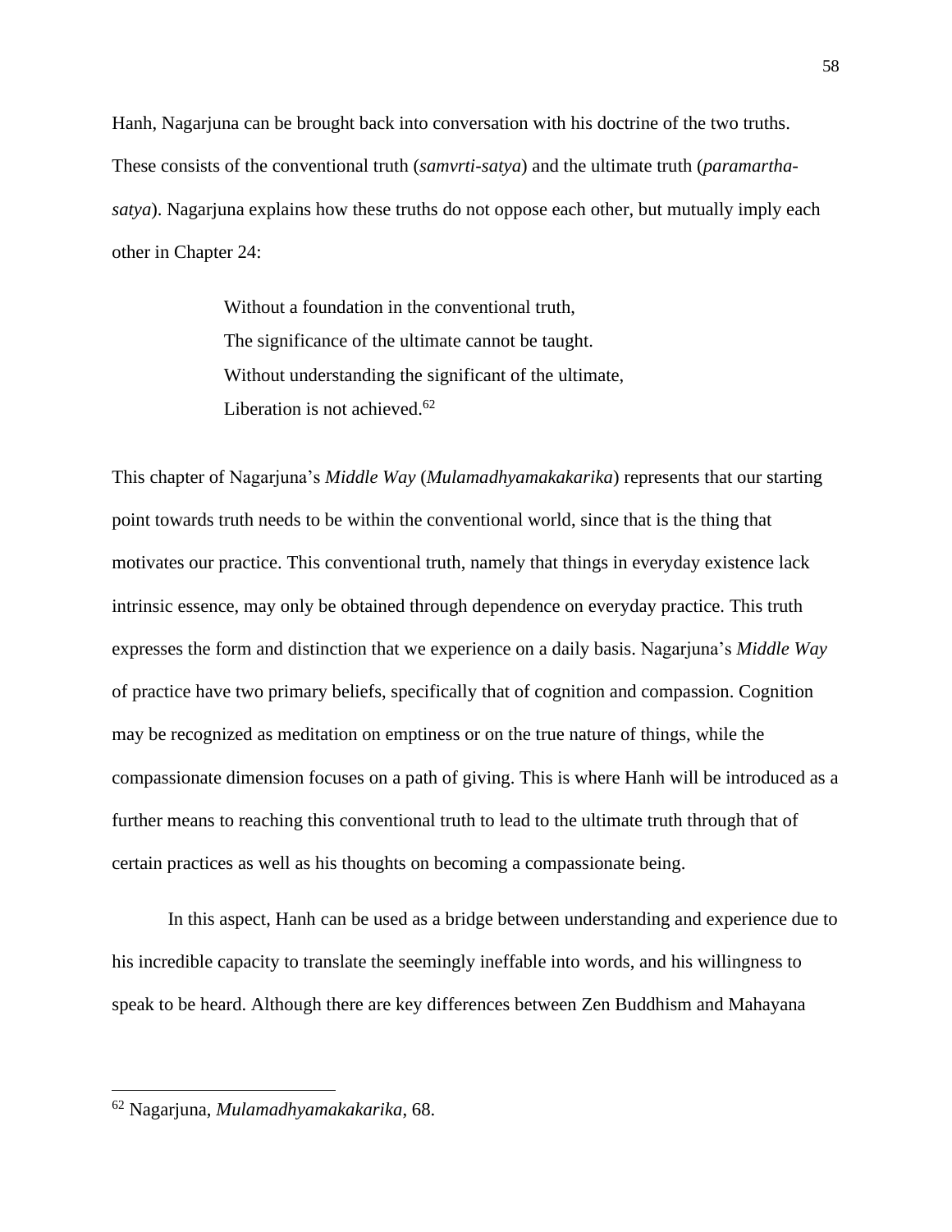Hanh, Nagarjuna can be brought back into conversation with his doctrine of the two truths. These consists of the conventional truth (*samvrti-satya*) and the ultimate truth (*paramartha-satya*). Nagarjuna explains how these truths do not oppose each other, but mutually imply each other in Chapter 24:

> Without a foundation in the conventional truth,
> The significance of the ultimate cannot be taught.
> Without understanding the significant of the ultimate,
> Liberation is not achieved.[62]

This chapter of Nagarjuna's *Middle Way* (*Mulamadhyamakakarika*) represents that our starting point towards truth needs to be within the conventional world, since that is the thing that motivates our practice. This conventional truth, namely that things in everyday existence lack intrinsic essence, may only be obtained through dependence on everyday practice. This truth expresses the form and distinction that we experience on a daily basis. Nagarjuna's *Middle Way* of practice have two primary beliefs, specifically that of cognition and compassion. Cognition may be recognized as meditation on emptiness or on the true nature of things, while the compassionate dimension focuses on a path of giving. This is where Hanh will be introduced as a further means to reaching this conventional truth to lead to the ultimate truth through that of certain practices as well as his thoughts on becoming a compassionate being.

In this aspect, Hanh can be used as a bridge between understanding and experience due to his incredible capacity to translate the seemingly ineffable into words, and his willingness to speak to be heard. Although there are key differences between Zen Buddhism and Mahayana

---

[62] Nagarjuna, *Mulamadhyamakakarika*, 68.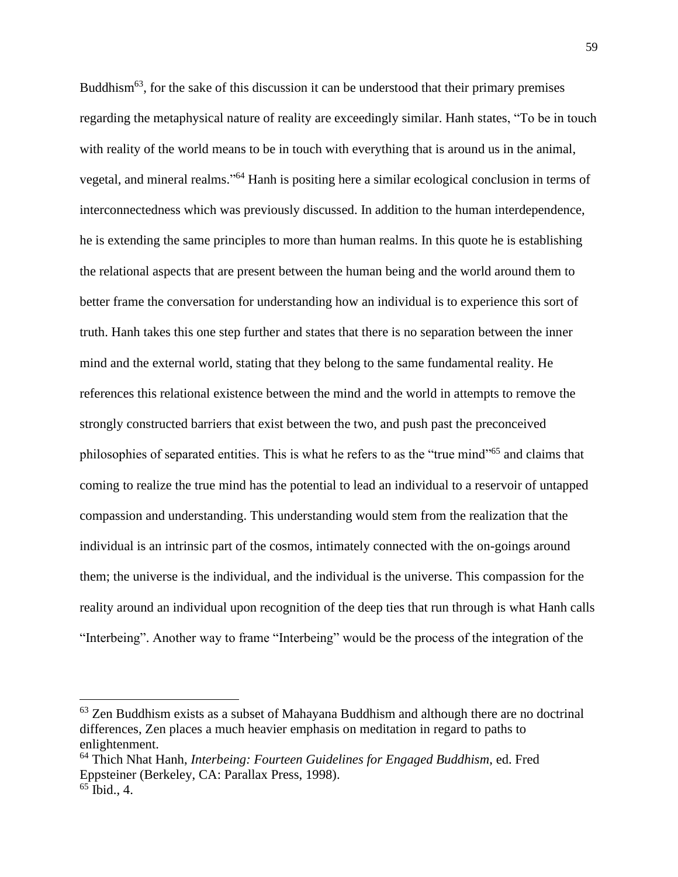Buddhism[63], for the sake of this discussion it can be understood that their primary premises regarding the metaphysical nature of reality are exceedingly similar. Hanh states, "To be in touch with reality of the world means to be in touch with everything that is around us in the animal, vegetal, and mineral realms."[64] Hanh is positing here a similar ecological conclusion in terms of interconnectedness which was previously discussed. In addition to the human interdependence, he is extending the same principles to more than human realms. In this quote he is establishing the relational aspects that are present between the human being and the world around them to better frame the conversation for understanding how an individual is to experience this sort of truth. Hanh takes this one step further and states that there is no separation between the inner mind and the external world, stating that they belong to the same fundamental reality. He references this relational existence between the mind and the world in attempts to remove the strongly constructed barriers that exist between the two, and push past the preconceived philosophies of separated entities. This is what he refers to as the "true mind"[65] and claims that coming to realize the true mind has the potential to lead an individual to a reservoir of untapped compassion and understanding. This understanding would stem from the realization that the individual is an intrinsic part of the cosmos, intimately connected with the on-goings around them; the universe is the individual, and the individual is the universe. This compassion for the reality around an individual upon recognition of the deep ties that run through is what Hanh calls "Interbeing". Another way to frame "Interbeing" would be the process of the integration of the

---

[63] Zen Buddhism exists as a subset of Mahayana Buddhism and although there are no doctrinal differences, Zen places a much heavier emphasis on meditation in regard to paths to enlightenment.

[64] Thich Nhat Hanh, *Interbeing: Fourteen Guidelines for Engaged Buddhism*, ed. Fred Eppsteiner (Berkeley, CA: Parallax Press, 1998).

[65] Ibid., 4.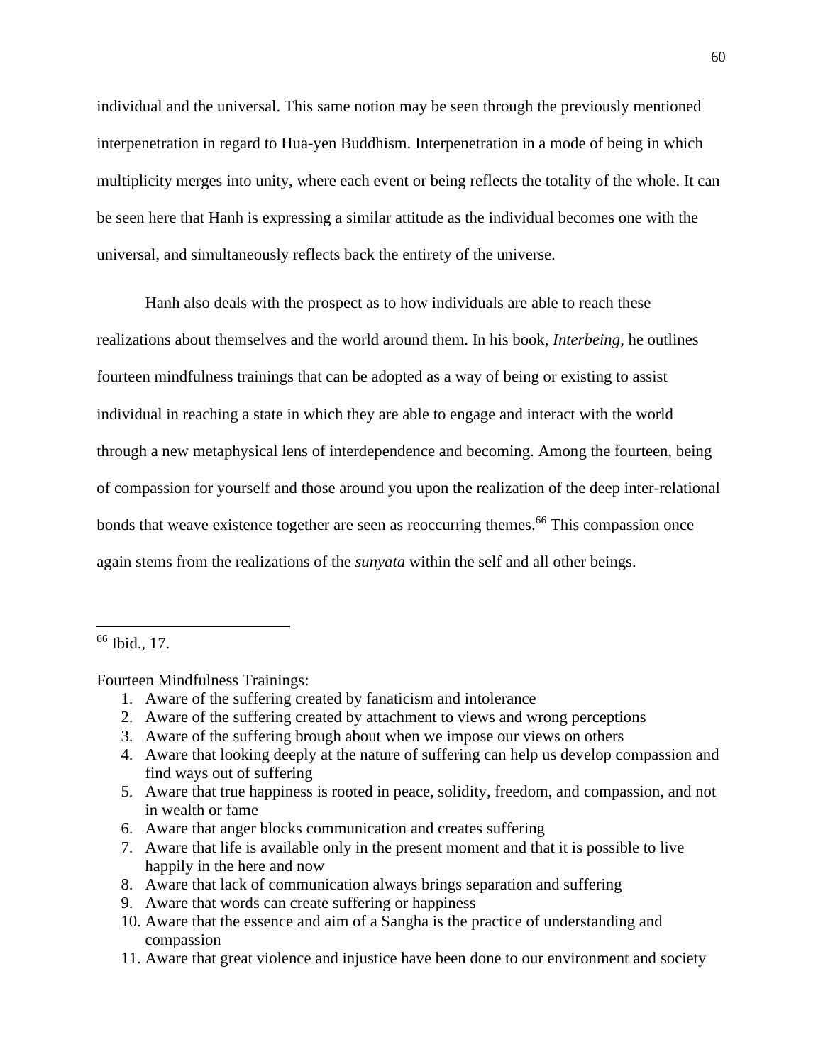individual and the universal. This same notion may be seen through the previously mentioned interpenetration in regard to Hua-yen Buddhism. Interpenetration in a mode of being in which multiplicity merges into unity, where each event or being reflects the totality of the whole. It can be seen here that Hanh is expressing a similar attitude as the individual becomes one with the universal, and simultaneously reflects back the entirety of the universe.

Hanh also deals with the prospect as to how individuals are able to reach these realizations about themselves and the world around them. In his book, *Interbeing*, he outlines fourteen mindfulness trainings that can be adopted as a way of being or existing to assist individual in reaching a state in which they are able to engage and interact with the world through a new metaphysical lens of interdependence and becoming. Among the fourteen, being of compassion for yourself and those around you upon the realization of the deep inter-relational bonds that weave existence together are seen as reoccurring themes.[66] This compassion once again stems from the realizations of the *sunyata* within the self and all other beings.

---

[66] Ibid., 17.

Fourteen Mindfulness Trainings:

1. Aware of the suffering created by fanaticism and intolerance
2. Aware of the suffering created by attachment to views and wrong perceptions
3. Aware of the suffering brough about when we impose our views on others
4. Aware that looking deeply at the nature of suffering can help us develop compassion and find ways out of suffering
5. Aware that true happiness is rooted in peace, solidity, freedom, and compassion, and not in wealth or fame
6. Aware that anger blocks communication and creates suffering
7. Aware that life is available only in the present moment and that it is possible to live happily in the here and now
8. Aware that lack of communication always brings separation and suffering
9. Aware that words can create suffering or happiness
10. Aware that the essence and aim of a Sangha is the practice of understanding and compassion
11. Aware that great violence and injustice have been done to our environment and society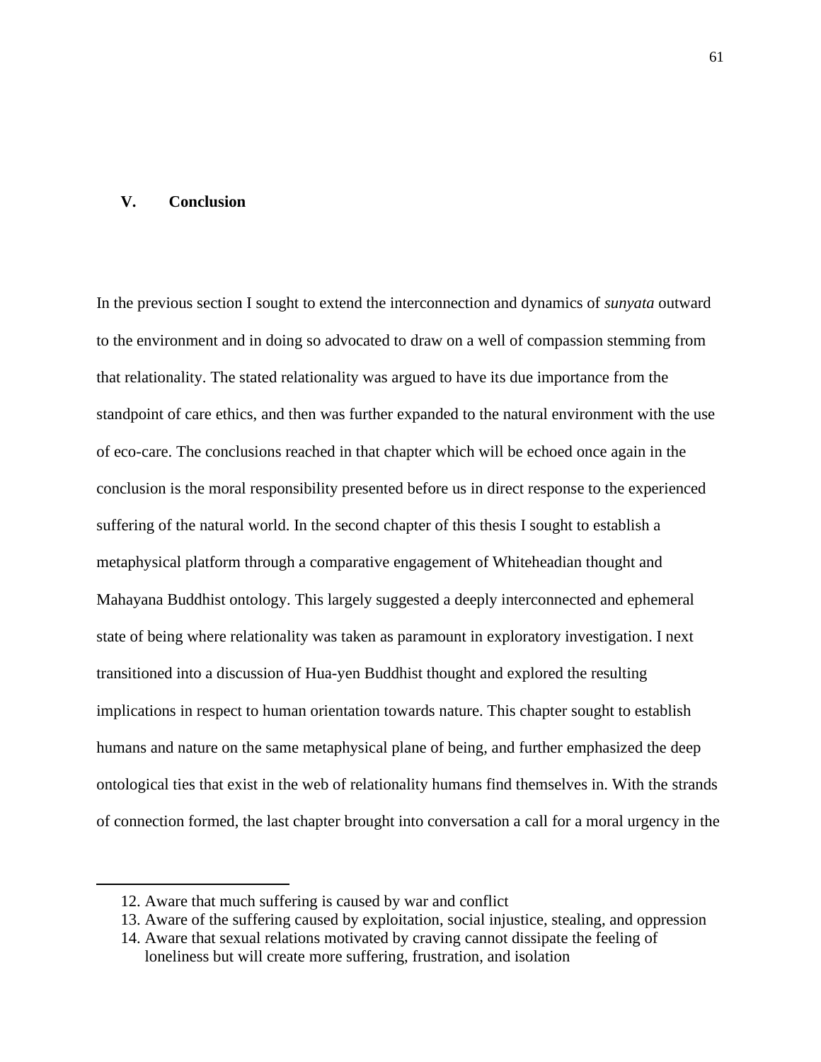# V. Conclusion

In the previous section I sought to extend the interconnection and dynamics of *sunyata* outward to the environment and in doing so advocated to draw on a well of compassion stemming from that relationality. The stated relationality was argued to have its due importance from the standpoint of care ethics, and then was further expanded to the natural environment with the use of eco-care. The conclusions reached in that chapter which will be echoed once again in the conclusion is the moral responsibility presented before us in direct response to the experienced suffering of the natural world. In the second chapter of this thesis I sought to establish a metaphysical platform through a comparative engagement of Whiteheadian thought and Mahayana Buddhist ontology. This largely suggested a deeply interconnected and ephemeral state of being where relationality was taken as paramount in exploratory investigation. I next transitioned into a discussion of Hua-yen Buddhist thought and explored the resulting implications in respect to human orientation towards nature. This chapter sought to establish humans and nature on the same metaphysical plane of being, and further emphasized the deep ontological ties that exist in the web of relationality humans find themselves in. With the strands of connection formed, the last chapter brought into conversation a call for a moral urgency in the

---

12. Aware that much suffering is caused by war and conflict
13. Aware of the suffering caused by exploitation, social injustice, stealing, and oppression
14. Aware that sexual relations motivated by craving cannot dissipate the feeling of loneliness but will create more suffering, frustration, and isolation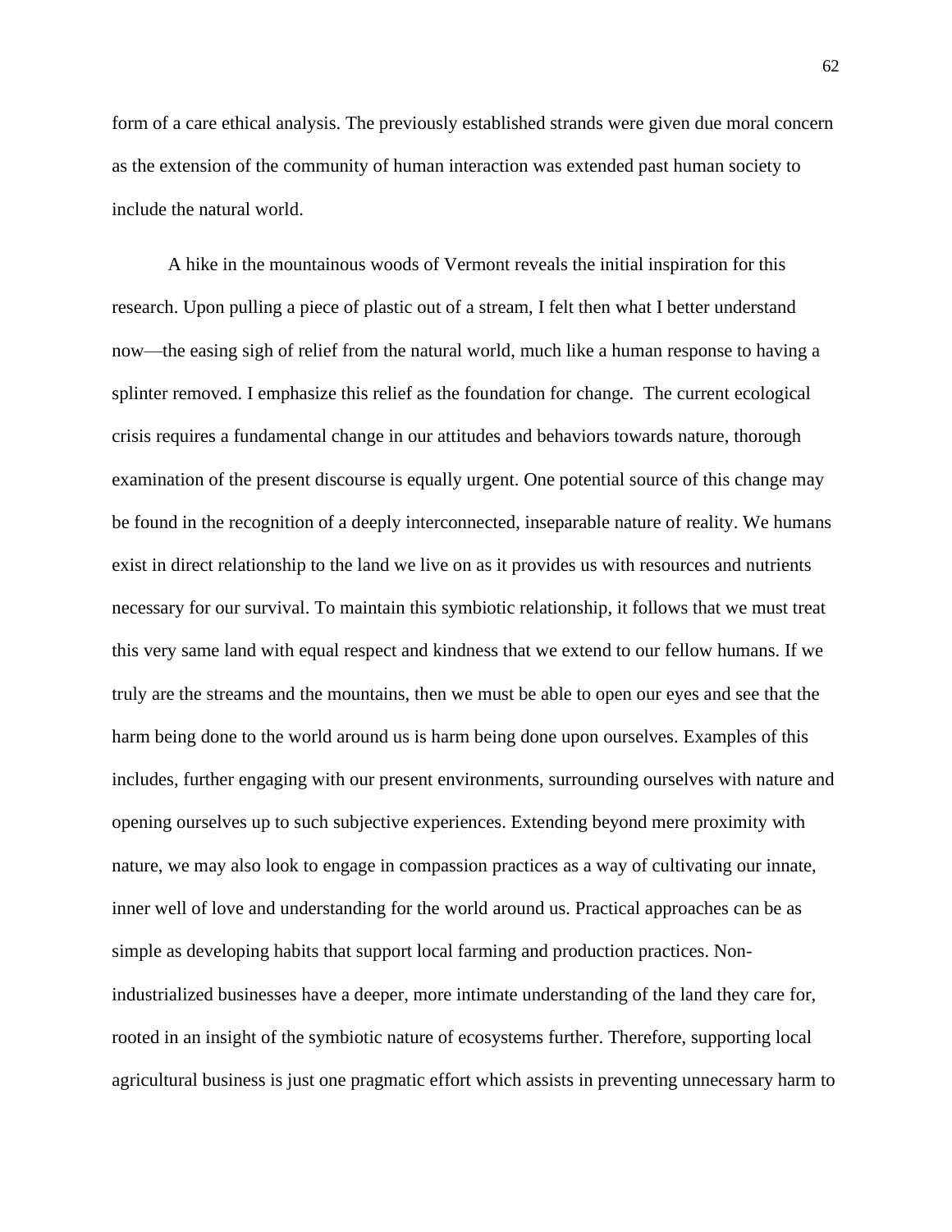form of a care ethical analysis. The previously established strands were given due moral concern as the extension of the community of human interaction was extended past human society to include the natural world.

A hike in the mountainous woods of Vermont reveals the initial inspiration for this research. Upon pulling a piece of plastic out of a stream, I felt then what I better understand now—the easing sigh of relief from the natural world, much like a human response to having a splinter removed. I emphasize this relief as the foundation for change. The current ecological crisis requires a fundamental change in our attitudes and behaviors towards nature, thorough examination of the present discourse is equally urgent. One potential source of this change may be found in the recognition of a deeply interconnected, inseparable nature of reality. We humans exist in direct relationship to the land we live on as it provides us with resources and nutrients necessary for our survival. To maintain this symbiotic relationship, it follows that we must treat this very same land with equal respect and kindness that we extend to our fellow humans. If we truly are the streams and the mountains, then we must be able to open our eyes and see that the harm being done to the world around us is harm being done upon ourselves. Examples of this includes, further engaging with our present environments, surrounding ourselves with nature and opening ourselves up to such subjective experiences. Extending beyond mere proximity with nature, we may also look to engage in compassion practices as a way of cultivating our innate, inner well of love and understanding for the world around us. Practical approaches can be as simple as developing habits that support local farming and production practices. Non-industrialized businesses have a deeper, more intimate understanding of the land they care for, rooted in an insight of the symbiotic nature of ecosystems further. Therefore, supporting local agricultural business is just one pragmatic effort which assists in preventing unnecessary harm to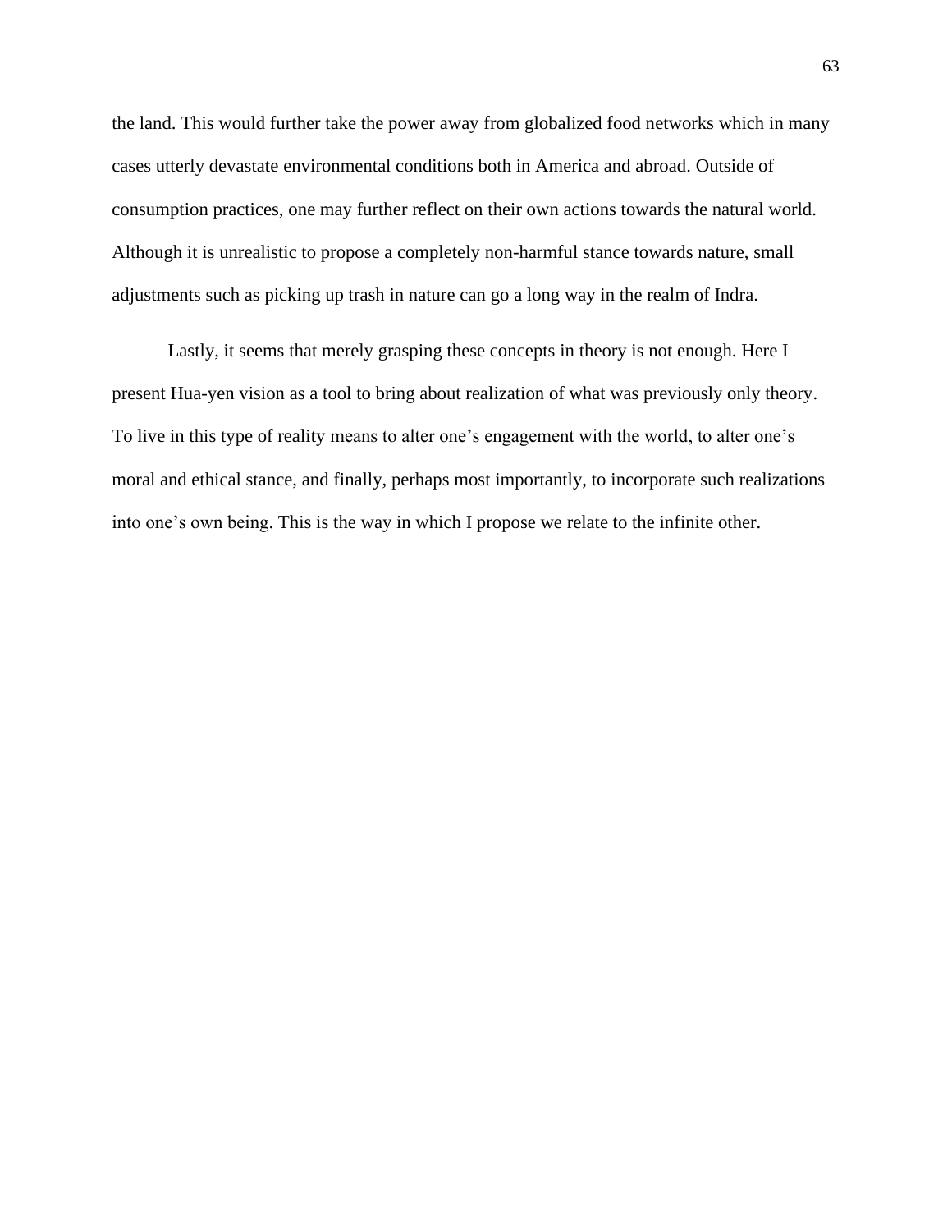the land. This would further take the power away from globalized food networks which in many cases utterly devastate environmental conditions both in America and abroad. Outside of consumption practices, one may further reflect on their own actions towards the natural world. Although it is unrealistic to propose a completely non-harmful stance towards nature, small adjustments such as picking up trash in nature can go a long way in the realm of Indra.

Lastly, it seems that merely grasping these concepts in theory is not enough. Here I present Hua-yen vision as a tool to bring about realization of what was previously only theory. To live in this type of reality means to alter one's engagement with the world, to alter one's moral and ethical stance, and finally, perhaps most importantly, to incorporate such realizations into one's own being. This is the way in which I propose we relate to the infinite other.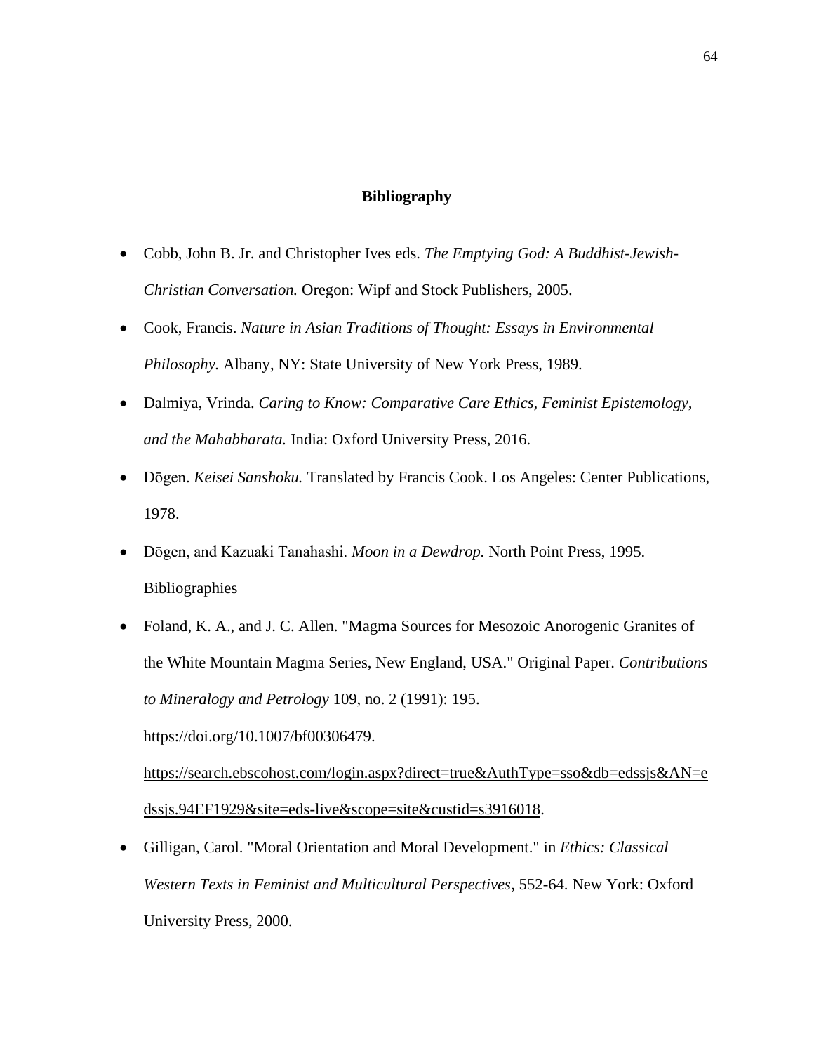## Bibliography

- Cobb, John B. Jr. and Christopher Ives eds. *The Emptying God: A Buddhist-Jewish-Christian Conversation.* Oregon: Wipf and Stock Publishers, 2005.
- Cook, Francis. *Nature in Asian Traditions of Thought: Essays in Environmental Philosophy.* Albany, NY: State University of New York Press, 1989.
- Dalmiya, Vrinda. *Caring to Know: Comparative Care Ethics, Feminist Epistemology, and the Mahabharata.* India: Oxford University Press, 2016.
- Dōgen. *Keisei Sanshoku.* Translated by Francis Cook. Los Angeles: Center Publications, 1978.
- Dōgen, and Kazuaki Tanahashi. *Moon in a Dewdrop.* North Point Press, 1995. Bibliographies
- Foland, K. A., and J. C. Allen. "Magma Sources for Mesozoic Anorogenic Granites of the White Mountain Magma Series, New England, USA." Original Paper. *Contributions to Mineralogy and Petrology* 109, no. 2 (1991): 195. https://doi.org/10.1007/bf00306479. https://search.ebscohost.com/login.aspx?direct=true&AuthType=sso&db=edssjs&AN=edssjs.94EF1929&site=eds-live&scope=site&custid=s3916018.
- Gilligan, Carol. "Moral Orientation and Moral Development." in *Ethics: Classical Western Texts in Feminist and Multicultural Perspectives*, 552-64. New York: Oxford University Press, 2000.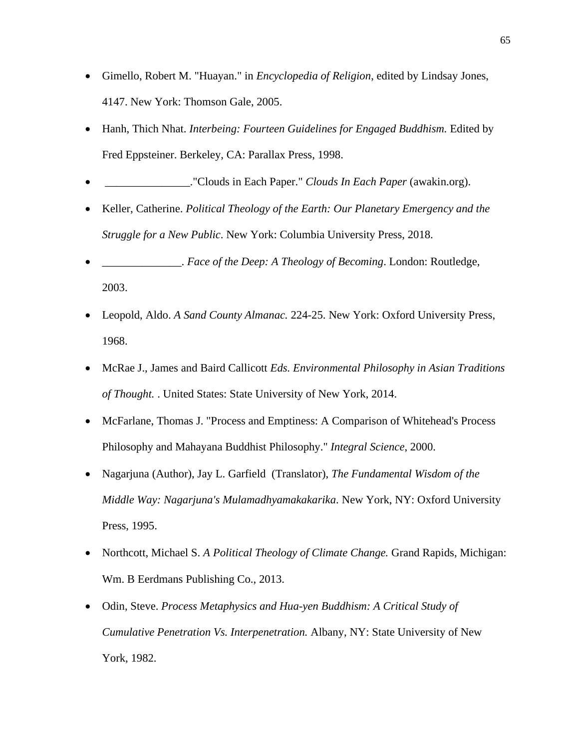- Gimello, Robert M. "Huayan." in *Encyclopedia of Religion*, edited by Lindsay Jones, 4147. New York: Thomson Gale, 2005.
- Hanh, Thich Nhat. *Interbeing: Fourteen Guidelines for Engaged Buddhism.* Edited by Fred Eppsteiner. Berkeley, CA: Parallax Press, 1998.
- _______________."Clouds in Each Paper." *Clouds In Each Paper* (awakin.org).
- Keller, Catherine. *Political Theology of the Earth: Our Planetary Emergency and the Struggle for a New Public*. New York: Columbia University Press, 2018.
- ______________. *Face of the Deep: A Theology of Becoming*. London: Routledge, 2003.
- Leopold, Aldo. *A Sand County Almanac.* 224-25. New York: Oxford University Press, 1968.
- McRae J., James and Baird Callicott *Eds. Environmental Philosophy in Asian Traditions of Thought.* . United States: State University of New York, 2014.
- McFarlane, Thomas J. "Process and Emptiness: A Comparison of Whitehead's Process Philosophy and Mahayana Buddhist Philosophy." *Integral Science*, 2000.
- Nagarjuna (Author), Jay L. Garfield (Translator), *The Fundamental Wisdom of the Middle Way: Nagarjuna's Mulamadhyamakakarika.* New York, NY: Oxford University Press, 1995.
- Northcott, Michael S. *A Political Theology of Climate Change.* Grand Rapids, Michigan: Wm. B Eerdmans Publishing Co., 2013.
- Odin, Steve. *Process Metaphysics and Hua-yen Buddhism: A Critical Study of Cumulative Penetration Vs. Interpenetration.* Albany, NY: State University of New York, 1982.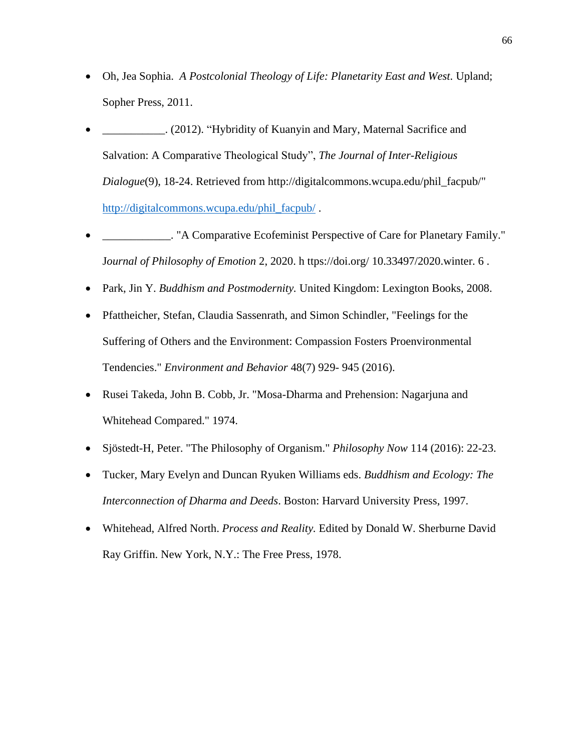- Oh, Jea Sophia. *A Postcolonial Theology of Life: Planetarity East and West*. Upland; Sopher Press, 2011.
- ___________. (2012). "Hybridity of Kuanyin and Mary, Maternal Sacrifice and Salvation: A Comparative Theological Study", *The Journal of Inter-Religious Dialogue*(9), 18-24. Retrieved from http://digitalcommons.wcupa.edu/phil_facpub/" http://digitalcommons.wcupa.edu/phil_facpub/ .
- ____________. "A Comparative Ecofeminist Perspective of Care for Planetary Family." *Journal of Philosophy of Emotion* 2, 2020. h ttps://doi.org/ 10.33497/2020.winter. 6 .
- Park, Jin Y. *Buddhism and Postmodernity.* United Kingdom: Lexington Books, 2008.
- Pfattheicher, Stefan, Claudia Sassenrath, and Simon Schindler, "Feelings for the Suffering of Others and the Environment: Compassion Fosters Proenvironmental Tendencies." *Environment and Behavior* 48(7) 929- 945 (2016).
- Rusei Takeda, John B. Cobb, Jr. "Mosa-Dharma and Prehension: Nagarjuna and Whitehead Compared." 1974.
- Sjöstedt-H, Peter. "The Philosophy of Organism." *Philosophy Now* 114 (2016): 22-23.
- Tucker, Mary Evelyn and Duncan Ryuken Williams eds. *Buddhism and Ecology: The Interconnection of Dharma and Deeds*. Boston: Harvard University Press, 1997.
- Whitehead, Alfred North. *Process and Reality.* Edited by Donald W. Sherburne David Ray Griffin. New York, N.Y.: The Free Press, 1978.